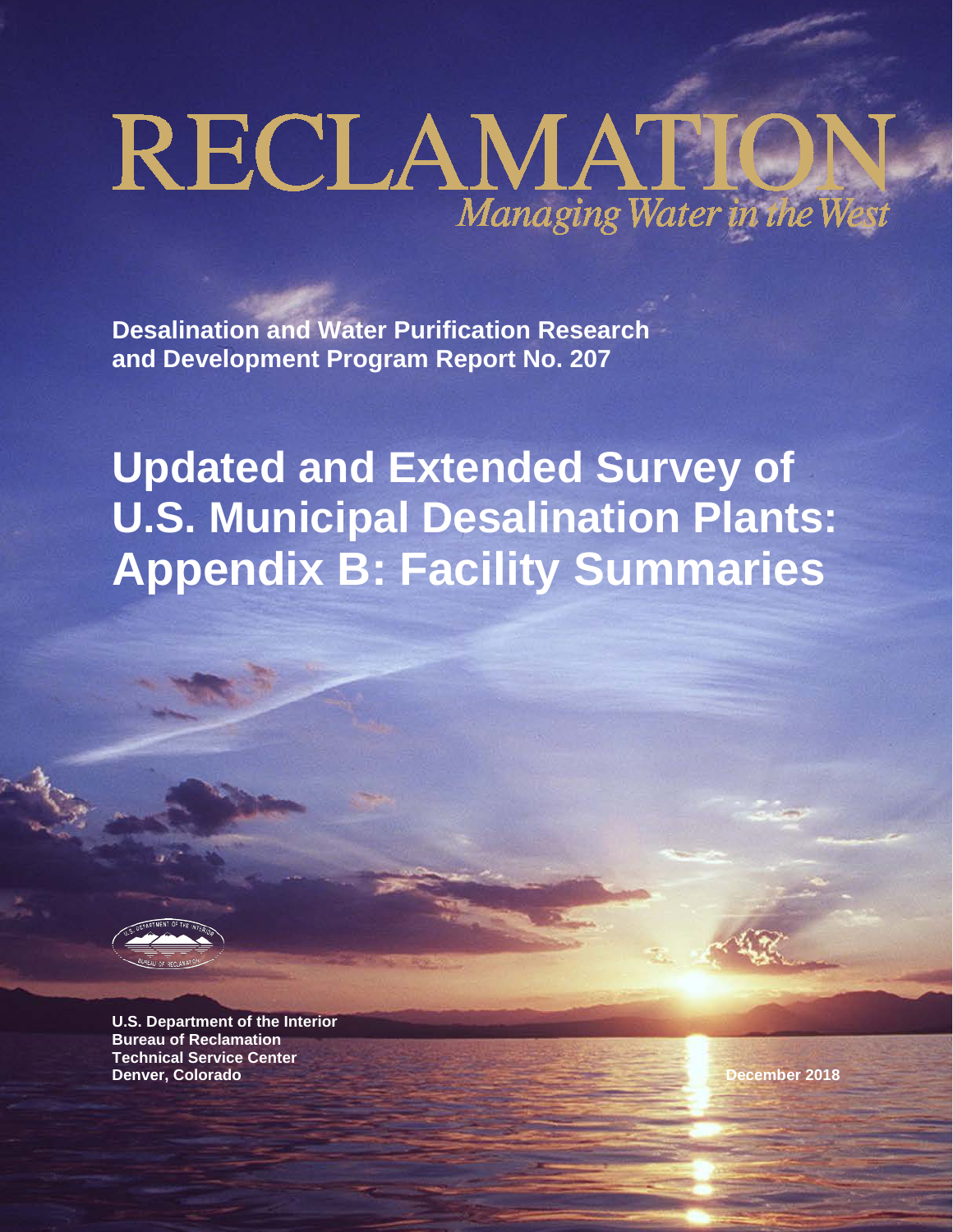# RECLAMATION

*Managing Water in the West*

**Desalination and Water Purification Research and Development Program Report No. 207**

# Updated and Extended Survey of U.S. Municipal Desalination Plants: Appendix B: Facility Summaries

**U.S. Department of the Interior**
**Bureau of Reclamation**
**Technical Service Center**
**Denver, Colorado**

**December 2018**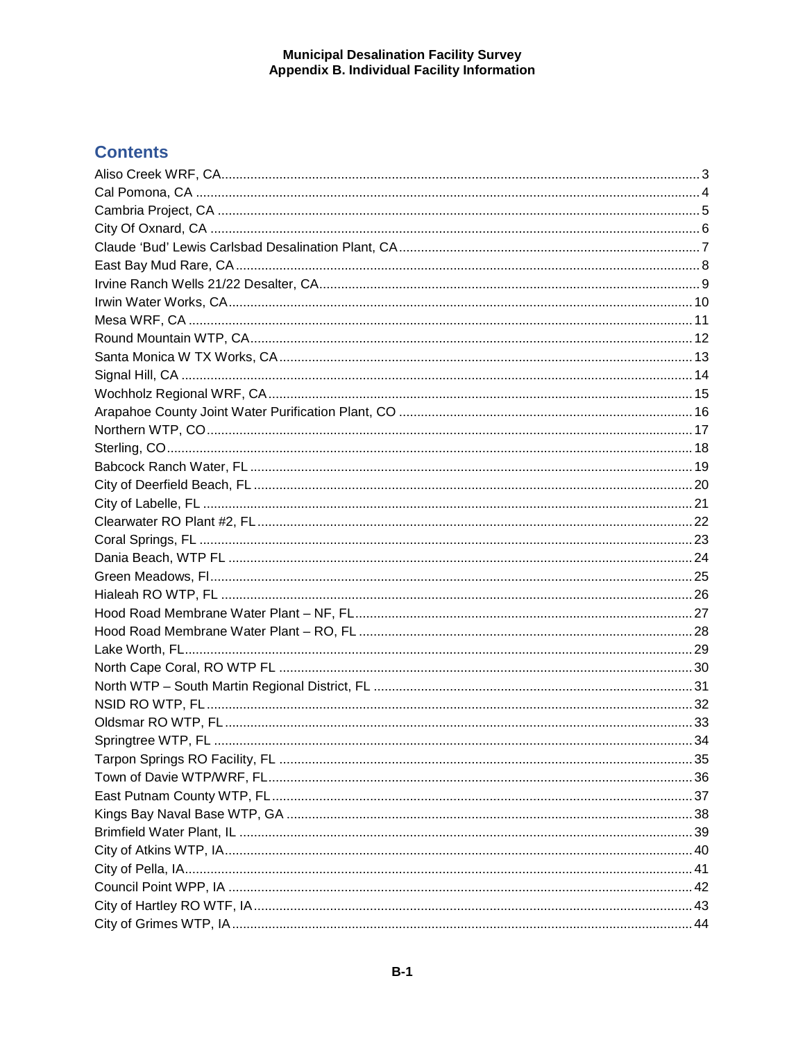## Contents

Aliso Creek WRF, CA....................................................................................................................3
Cal Pomona, CA .........................................................................................................................4
Cambria Project, CA ...................................................................................................................5
City Of Oxnard, CA .....................................................................................................................6
Claude 'Bud' Lewis Carlsbad Desalination Plant, CA..................................................................7
East Bay Mud Rare, CA..............................................................................................................8
Irvine Ranch Wells 21/22 Desalter, CA.......................................................................................9
Irwin Water Works, CA..............................................................................................................10
Mesa WRF, CA .........................................................................................................................11
Round Mountain WTP, CA.........................................................................................................12
Santa Monica W TX Works, CA.................................................................................................13
Signal Hill, CA ............................................................................................................................14
Wochholz Regional WRF, CA....................................................................................................15
Arapahoe County Joint Water Purification Plant, CO ................................................................16
Northern WTP, CO....................................................................................................................17
Sterling, CO...............................................................................................................................18
Babcock Ranch Water, FL .........................................................................................................19
City of Deerfield Beach, FL .......................................................................................................20
City of Labelle, FL .....................................................................................................................21
Clearwater RO Plant #2, FL.......................................................................................................22
Coral Springs, FL .......................................................................................................................23
Dania Beach, WTP FL ...............................................................................................................24
Green Meadows, Fl....................................................................................................................25
Hialeah RO WTP, FL .................................................................................................................26
Hood Road Membrane Water Plant – NF, FL.............................................................................27
Hood Road Membrane Water Plant – RO, FL ...........................................................................28
Lake Worth, FL...........................................................................................................................29
North Cape Coral, RO WTP FL .................................................................................................30
North WTP – South Martin Regional District, FL .......................................................................31
NSID RO WTP, FL.....................................................................................................................32
Oldsmar RO WTP, FL................................................................................................................33
Springtree WTP, FL ...................................................................................................................34
Tarpon Springs RO Facility, FL .................................................................................................35
Town of Davie WTP/WRF, FL....................................................................................................36
East Putnam County WTP, FL...................................................................................................37
Kings Bay Naval Base WTP, GA ...............................................................................................38
Brimfield Water Plant, IL ............................................................................................................39
City of Atkins WTP, IA................................................................................................................40
City of Pella, IA...........................................................................................................................41
Council Point WPP, IA ...............................................................................................................42
City of Hartley RO WTF, IA........................................................................................................43
City of Grimes WTP, IA.............................................................................................................44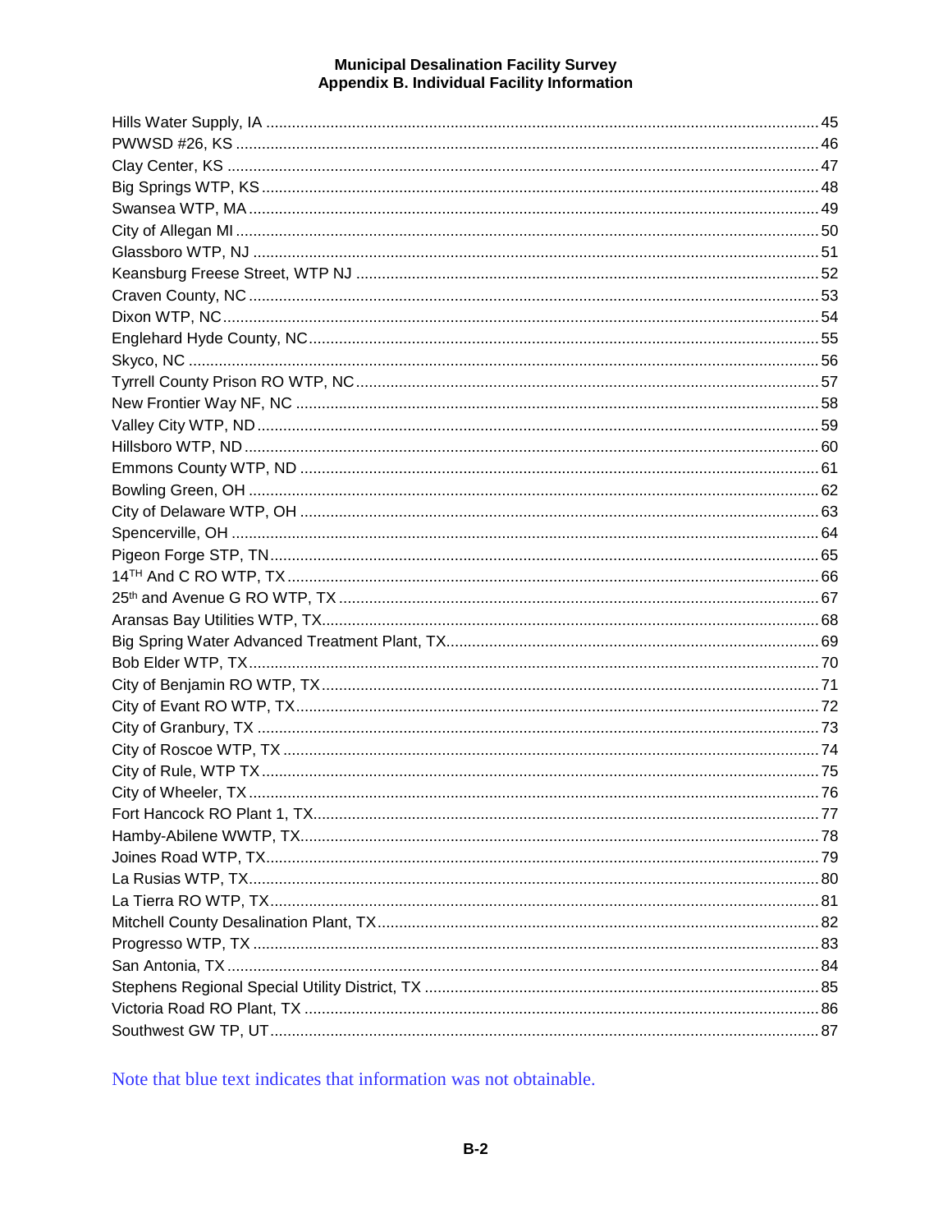Hills Water Supply, IA ........................................................................................................................ 45
PWWSD #26, KS ..................................................................................................................................... 46
Clay Center, KS ........................................................................................................................................ 47
Big Springs WTP, KS ............................................................................................................................... 48
Swansea WTP, MA ................................................................................................................................... 49
City of Allegan MI .................................................................................................................................... 50
Glassboro WTP, NJ .................................................................................................................................. 51
Keansburg Freese Street, WTP NJ ........................................................................................................... 52
Craven County, NC ................................................................................................................................... 53
Dixon WTP, NC......................................................................................................................................... 54
Englehard Hyde County, NC..................................................................................................................... 55
Skyco, NC ................................................................................................................................................ 56
Tyrrell County Prison RO WTP, NC .......................................................................................................... 57
New Frontier Way NF, NC ....................................................................................................................... 58
Valley City WTP, ND ................................................................................................................................ 59
Hillsboro WTP, ND ................................................................................................................................... 60
Emmons County WTP, ND ....................................................................................................................... 61
Bowling Green, OH ................................................................................................................................... 62
City of Delaware WTP, OH ....................................................................................................................... 63
Spencerville, OH ....................................................................................................................................... 64
Pigeon Forge STP, TN .............................................................................................................................. 65
14TH And C RO WTP, TX .......................................................................................................................... 66
25th and Avenue G RO WTP, TX .............................................................................................................. 67
Aransas Bay Utilities WTP, TX.................................................................................................................. 68
Big Spring Water Advanced Treatment Plant, TX...................................................................................... 69
Bob Elder WTP, TX................................................................................................................................... 70
City of Benjamin RO WTP, TX.................................................................................................................. 71
City of Evant RO WTP, TX........................................................................................................................ 72
City of Granbury, TX ................................................................................................................................. 73
City of Roscoe WTP, TX ........................................................................................................................... 74
City of Rule, WTP TX ............................................................................................................................... 75
City of Wheeler, TX .................................................................................................................................. 76
Fort Hancock RO Plant 1, TX.................................................................................................................... 77
Hamby-Abilene WWTP, TX....................................................................................................................... 78
Joines Road WTP, TX............................................................................................................................... 79
La Rusias WTP, TX................................................................................................................................... 80
La Tierra RO WTP, TX.............................................................................................................................. 81
Mitchell County Desalination Plant, TX..................................................................................................... 82
Progresso WTP, TX ................................................................................................................................. 83
San Antonia, TX ....................................................................................................................................... 84
Stephens Regional Special Utility District, TX .......................................................................................... 85
Victoria Road RO Plant, TX ...................................................................................................................... 86
Southwest GW TP, UT.............................................................................................................................. 87

Note that blue text indicates that information was not obtainable.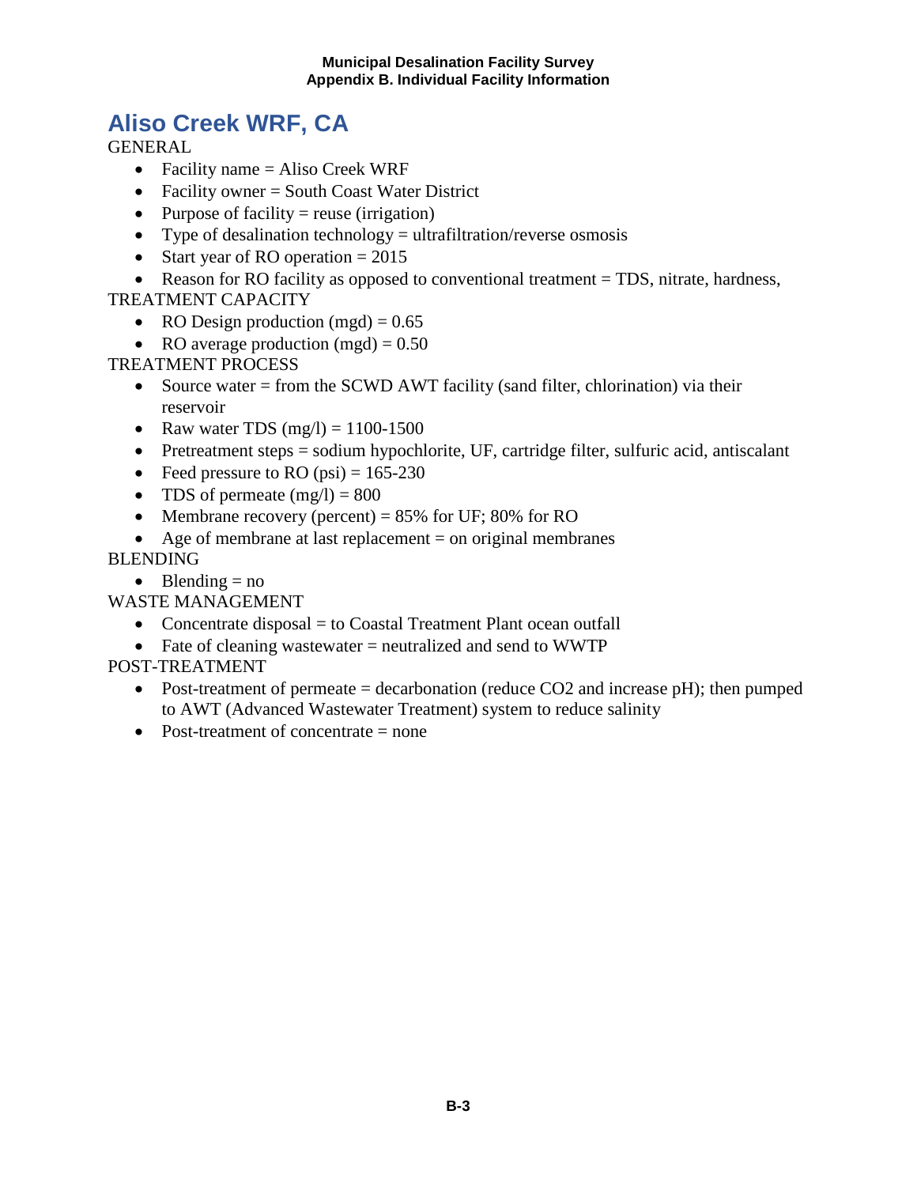# Aliso Creek WRF, CA

GENERAL

- Facility name = Aliso Creek WRF
- Facility owner = South Coast Water District
- Purpose of facility = reuse (irrigation)
- Type of desalination technology = ultrafiltration/reverse osmosis
- Start year of RO operation = 2015
- Reason for RO facility as opposed to conventional treatment = TDS, nitrate, hardness,

TREATMENT CAPACITY

- RO Design production (mgd) = 0.65
- RO average production (mgd) = 0.50

TREATMENT PROCESS

- Source water = from the SCWD AWT facility (sand filter, chlorination) via their reservoir
- Raw water TDS (mg/l) = 1100-1500
- Pretreatment steps = sodium hypochlorite, UF, cartridge filter, sulfuric acid, antiscalant
- Feed pressure to RO (psi) = 165-230
- TDS of permeate (mg/l) = 800
- Membrane recovery (percent) = 85% for UF; 80% for RO
- Age of membrane at last replacement = on original membranes

BLENDING

- Blending = no

WASTE MANAGEMENT

- Concentrate disposal = to Coastal Treatment Plant ocean outfall
- Fate of cleaning wastewater = neutralized and send to WWTP

POST-TREATMENT

- Post-treatment of permeate = decarbonation (reduce $CO_2$ and increase pH); then pumped to AWT (Advanced Wastewater Treatment) system to reduce salinity
- Post-treatment of concentrate = none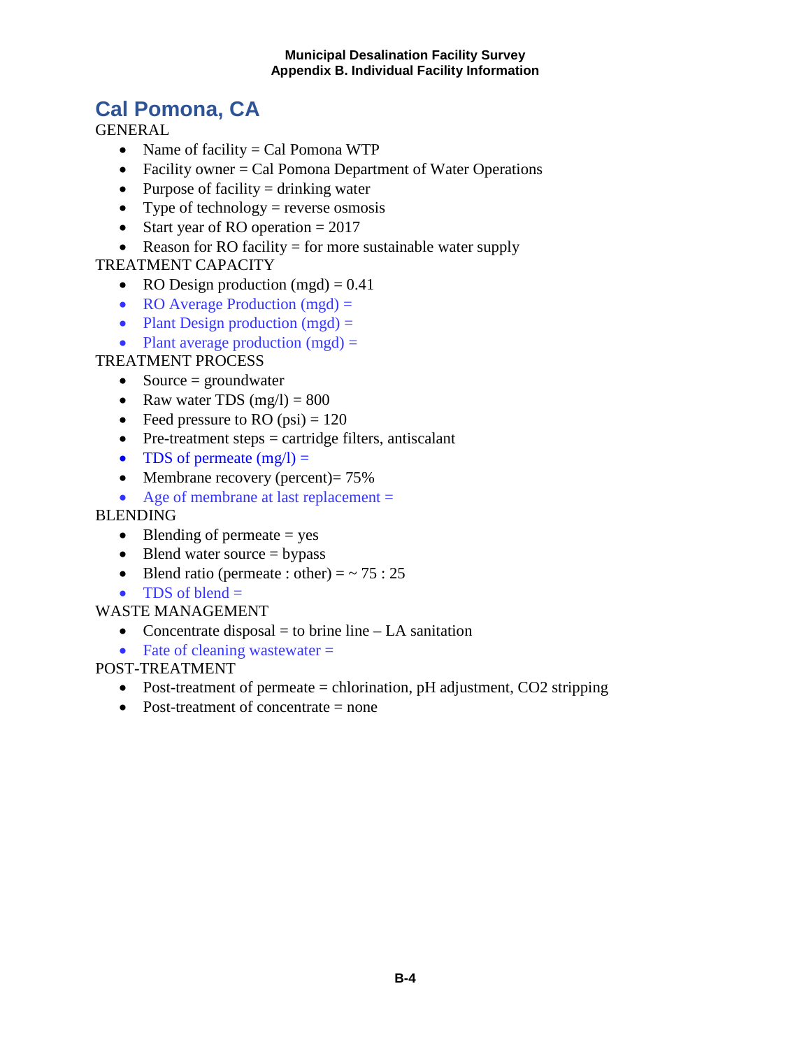# Cal Pomona, CA

GENERAL

- Name of facility = Cal Pomona WTP
- Facility owner = Cal Pomona Department of Water Operations
- Purpose of facility = drinking water
- Type of technology = reverse osmosis
- Start year of RO operation = 2017
- Reason for RO facility = for more sustainable water supply

TREATMENT CAPACITY

- RO Design production (mgd) = 0.41
- RO Average Production (mgd) =
- Plant Design production (mgd) =
- Plant average production (mgd) =

TREATMENT PROCESS

- Source = groundwater
- Raw water TDS (mg/l) = 800
- Feed pressure to RO (psi) = 120
- Pre-treatment steps = cartridge filters, antiscalant
- TDS of permeate (mg/l) =
- Membrane recovery (percent)= 75%
- Age of membrane at last replacement =

BLENDING

- Blending of permeate = yes
- Blend water source = bypass
- Blend ratio (permeate : other) = ~ 75 : 25
- TDS of blend =

WASTE MANAGEMENT

- Concentrate disposal = to brine line – LA sanitation
- Fate of cleaning wastewater =

POST-TREATMENT

- Post-treatment of permeate = chlorination, pH adjustment, $CO_2$ stripping
- Post-treatment of concentrate = none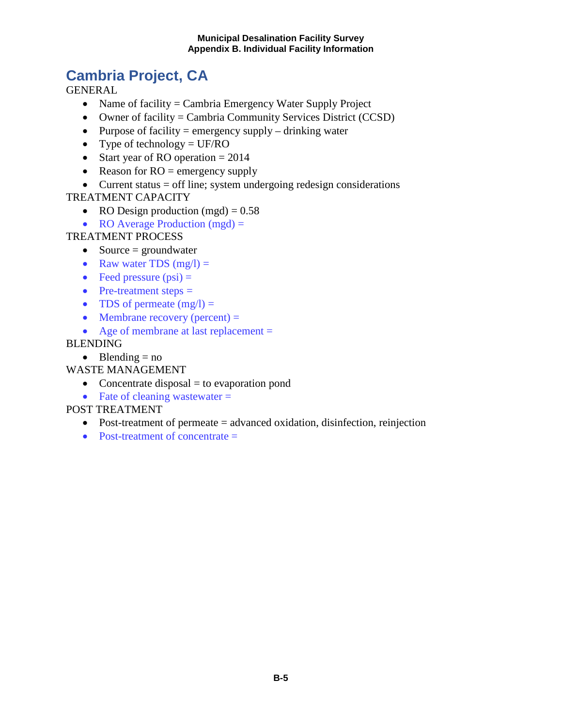# Cambria Project, CA

GENERAL

- Name of facility = Cambria Emergency Water Supply Project
- Owner of facility = Cambria Community Services District (CCSD)
- Purpose of facility = emergency supply – drinking water
- Type of technology = UF/RO
- Start year of RO operation = 2014
- Reason for RO = emergency supply
- Current status = off line; system undergoing redesign considerations

TREATMENT CAPACITY

- RO Design production (mgd) = 0.58
- RO Average Production (mgd) =

TREATMENT PROCESS

- Source = groundwater
- Raw water TDS (mg/l) =
- Feed pressure (psi) =
- Pre-treatment steps =
- TDS of permeate (mg/l) =
- Membrane recovery (percent) =
- Age of membrane at last replacement =

BLENDING

- Blending = no

WASTE MANAGEMENT

- Concentrate disposal = to evaporation pond
- Fate of cleaning wastewater =

POST TREATMENT

- Post-treatment of permeate = advanced oxidation, disinfection, reinjection
- Post-treatment of concentrate =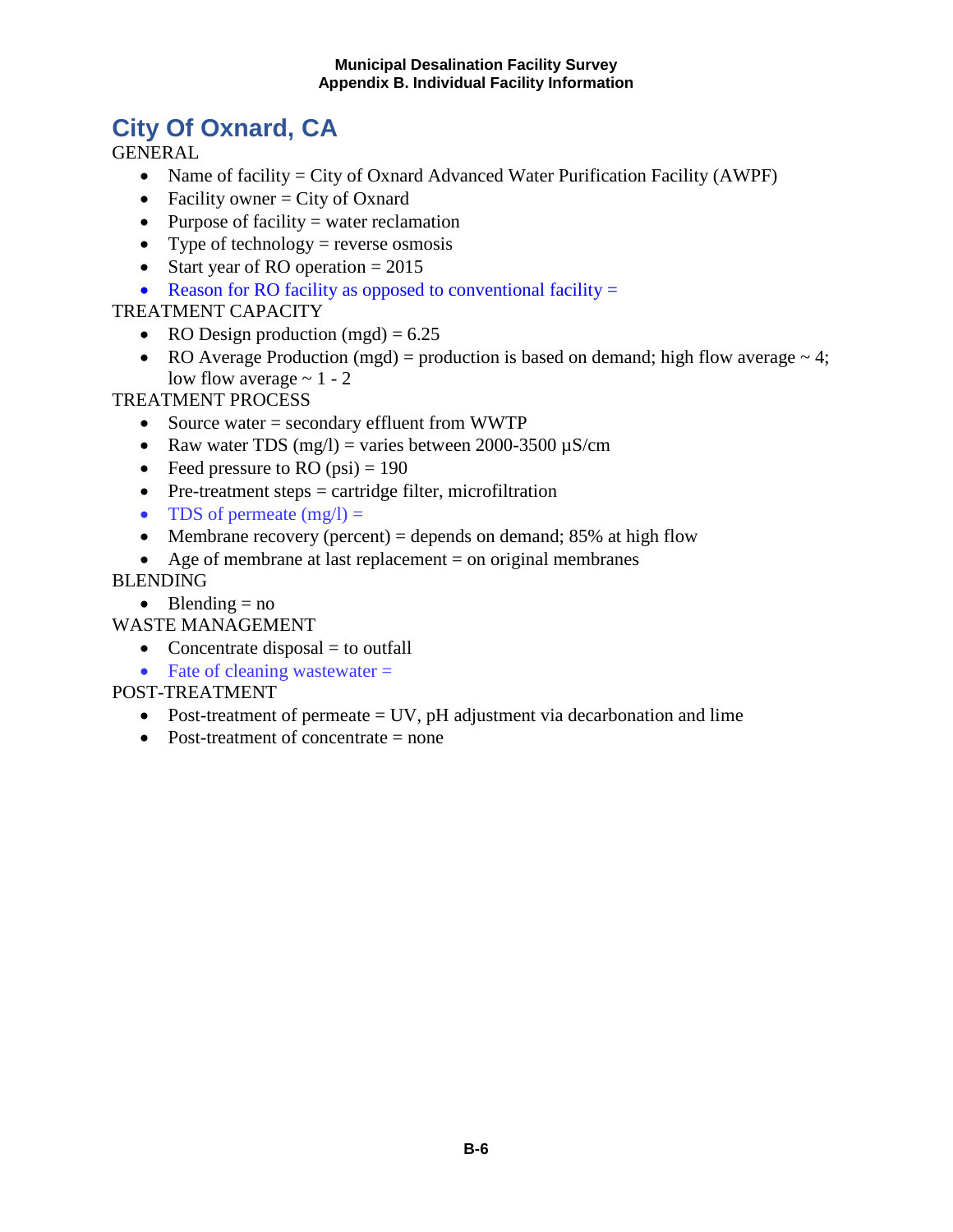# City Of Oxnard, CA

GENERAL

- Name of facility = City of Oxnard Advanced Water Purification Facility (AWPF)
- Facility owner = City of Oxnard
- Purpose of facility = water reclamation
- Type of technology = reverse osmosis
- Start year of RO operation = 2015
- Reason for RO facility as opposed to conventional facility =

TREATMENT CAPACITY

- RO Design production (mgd) = 6.25
- RO Average Production (mgd) = production is based on demand; high flow average ~ 4; low flow average ~ 1 - 2

TREATMENT PROCESS

- Source water = secondary effluent from WWTP
- Raw water TDS (mg/l) = varies between 2000-3500 µS/cm
- Feed pressure to RO (psi) = 190
- Pre-treatment steps = cartridge filter, microfiltration
- TDS of permeate (mg/l) =
- Membrane recovery (percent) = depends on demand; 85% at high flow
- Age of membrane at last replacement = on original membranes

BLENDING

- Blending = no

WASTE MANAGEMENT

- Concentrate disposal = to outfall
- Fate of cleaning wastewater =

POST-TREATMENT

- Post-treatment of permeate = UV, pH adjustment via decarbonation and lime
- Post-treatment of concentrate = none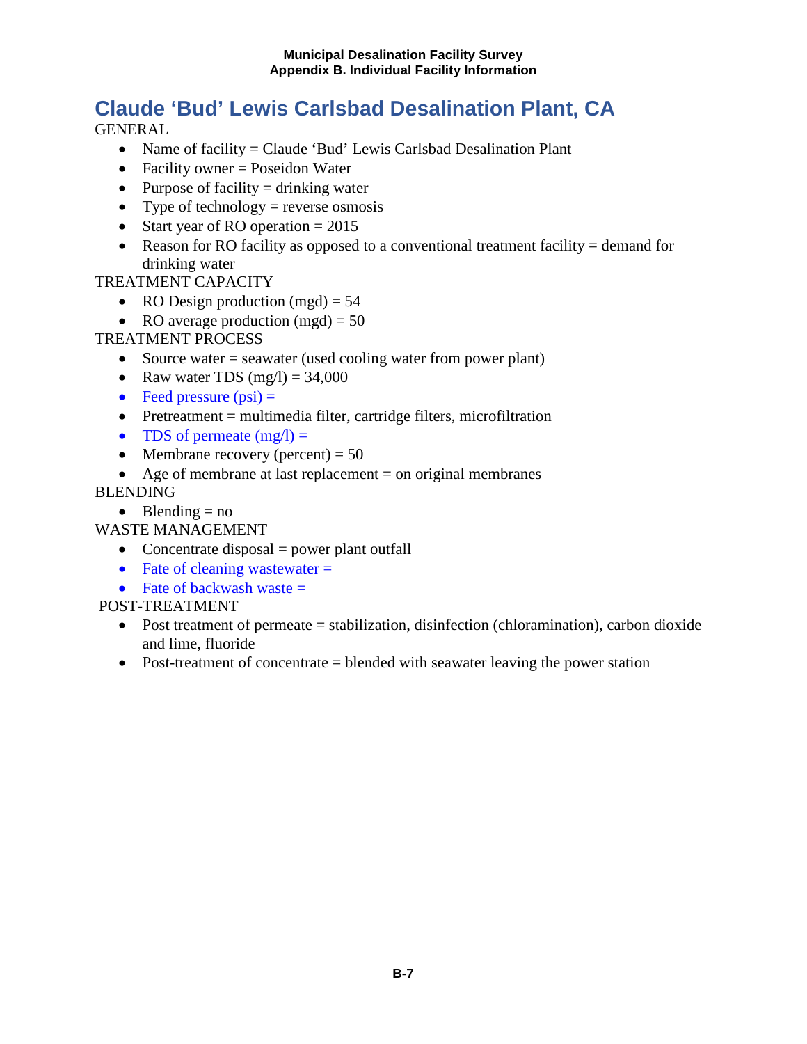# Claude 'Bud' Lewis Carlsbad Desalination Plant, CA

GENERAL

- Name of facility = Claude 'Bud' Lewis Carlsbad Desalination Plant
- Facility owner = Poseidon Water
- Purpose of facility = drinking water
- Type of technology = reverse osmosis
- Start year of RO operation = 2015
- Reason for RO facility as opposed to a conventional treatment facility = demand for drinking water

TREATMENT CAPACITY

- RO Design production (mgd) = 54
- RO average production (mgd) = 50

TREATMENT PROCESS

- Source water = seawater (used cooling water from power plant)
- Raw water TDS (mg/l) = 34,000
- Feed pressure (psi) =
- Pretreatment = multimedia filter, cartridge filters, microfiltration
- TDS of permeate (mg/l) =
- Membrane recovery (percent) = 50
- Age of membrane at last replacement = on original membranes

BLENDING

- Blending = no

WASTE MANAGEMENT

- Concentrate disposal = power plant outfall
- Fate of cleaning wastewater =
- Fate of backwash waste =

POST-TREATMENT

- Post treatment of permeate = stabilization, disinfection (chloramination), carbon dioxide and lime, fluoride
- Post-treatment of concentrate = blended with seawater leaving the power station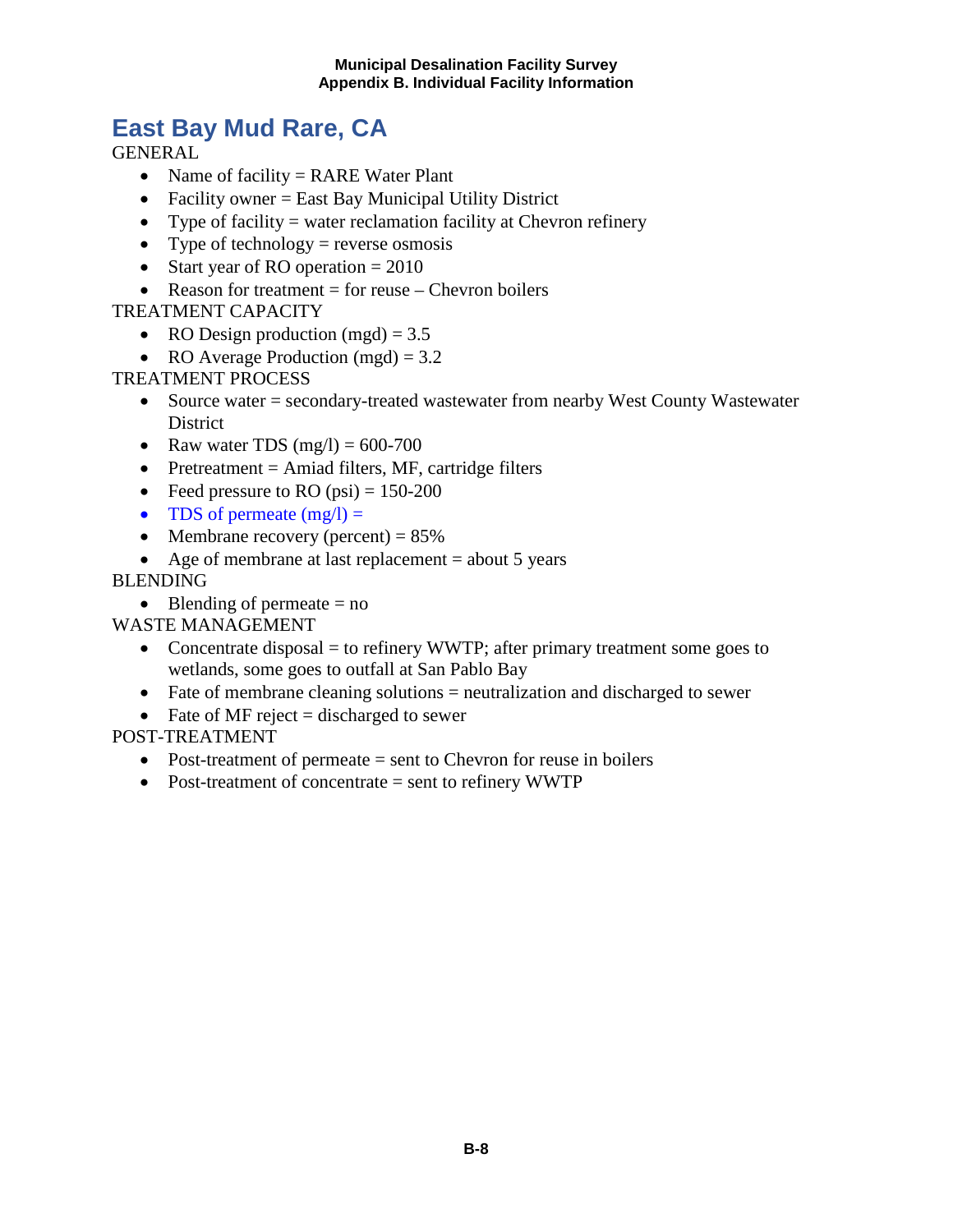## East Bay Mud Rare, CA

GENERAL

- Name of facility = RARE Water Plant
- Facility owner = East Bay Municipal Utility District
- Type of facility = water reclamation facility at Chevron refinery
- Type of technology = reverse osmosis
- Start year of RO operation = 2010
- Reason for treatment = for reuse – Chevron boilers

TREATMENT CAPACITY

- RO Design production (mgd) = 3.5
- RO Average Production (mgd) = 3.2

TREATMENT PROCESS

- Source water = secondary-treated wastewater from nearby West County Wastewater District
- Raw water TDS (mg/l) = 600-700
- Pretreatment = Amiad filters, MF, cartridge filters
- Feed pressure to RO (psi) = 150-200
- TDS of permeate (mg/l) =
- Membrane recovery (percent) = 85%
- Age of membrane at last replacement = about 5 years

BLENDING

- Blending of permeate = no

WASTE MANAGEMENT

- Concentrate disposal = to refinery WWTP; after primary treatment some goes to wetlands, some goes to outfall at San Pablo Bay
- Fate of membrane cleaning solutions = neutralization and discharged to sewer
- Fate of MF reject = discharged to sewer

POST-TREATMENT

- Post-treatment of permeate = sent to Chevron for reuse in boilers
- Post-treatment of concentrate = sent to refinery WWTP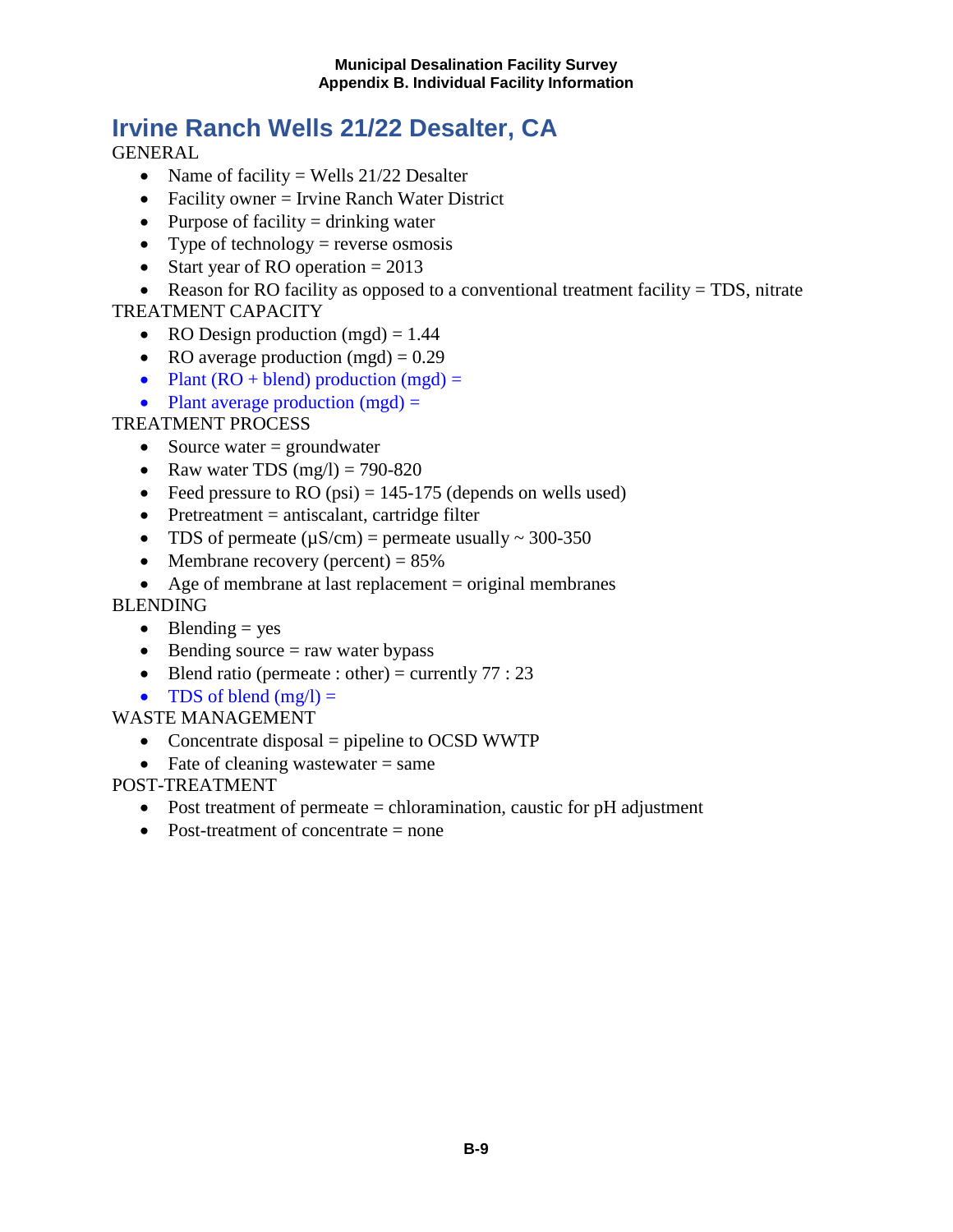# Irvine Ranch Wells 21/22 Desalter, CA

GENERAL

- Name of facility = Wells 21/22 Desalter
- Facility owner = Irvine Ranch Water District
- Purpose of facility = drinking water
- Type of technology = reverse osmosis
- Start year of RO operation = 2013
- Reason for RO facility as opposed to a conventional treatment facility = TDS, nitrate

TREATMENT CAPACITY

- RO Design production (mgd) = 1.44
- RO average production (mgd) = 0.29
- Plant (RO + blend) production (mgd) =
- Plant average production (mgd) =

TREATMENT PROCESS

- Source water = groundwater
- Raw water TDS (mg/l) = 790-820
- Feed pressure to RO (psi) = 145-175 (depends on wells used)
- Pretreatment = antiscalant, cartridge filter
- TDS of permeate (µS/cm) = permeate usually ~ 300-350
- Membrane recovery (percent) = 85%
- Age of membrane at last replacement = original membranes

BLENDING

- Blending = yes
- Bending source = raw water bypass
- Blend ratio (permeate : other) = currently 77 : 23
- TDS of blend (mg/l) =

WASTE MANAGEMENT

- Concentrate disposal = pipeline to OCSD WWTP
- Fate of cleaning wastewater = same

POST-TREATMENT

- Post treatment of permeate = chloramination, caustic for pH adjustment
- Post-treatment of concentrate = none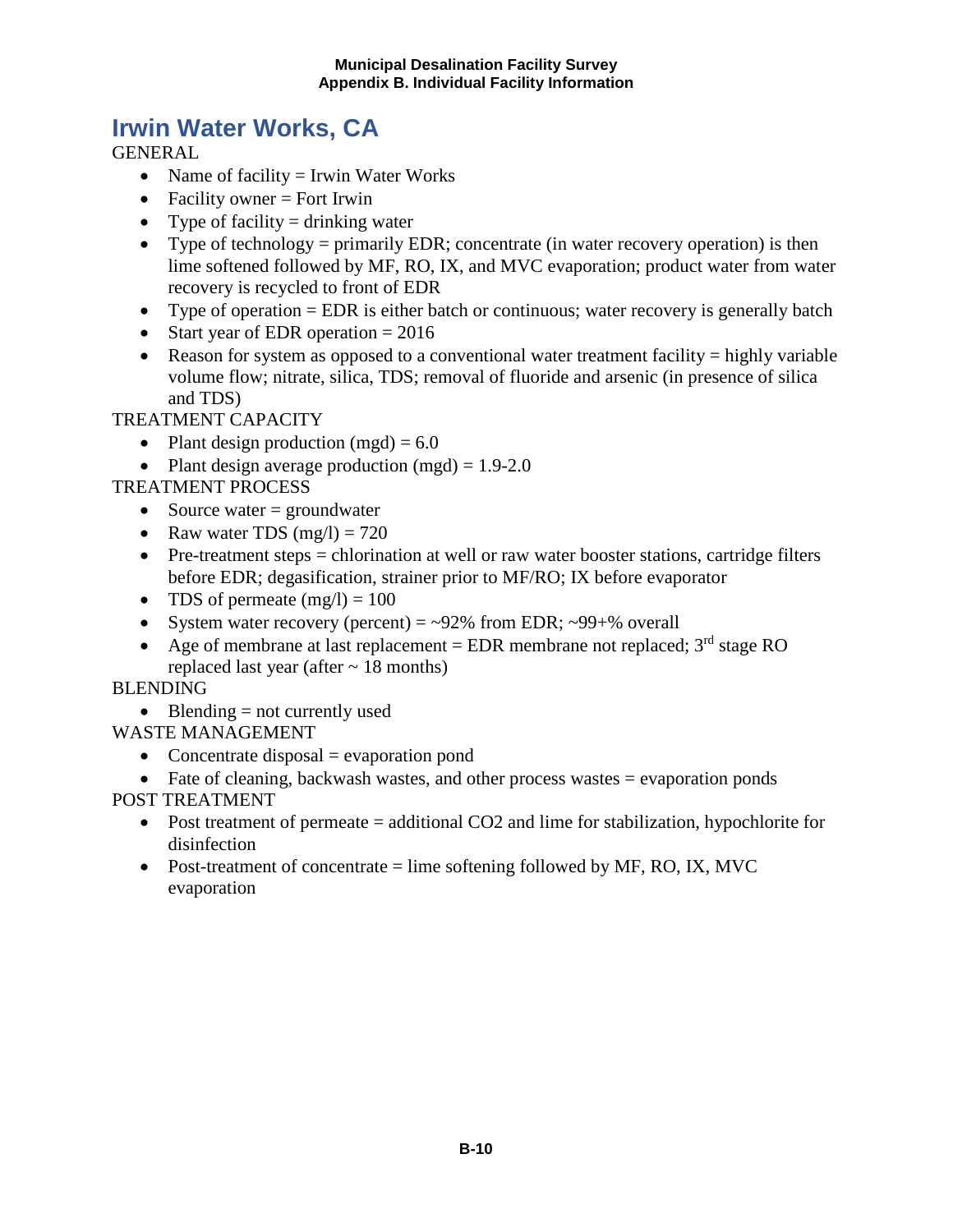# Irwin Water Works, CA

GENERAL

- Name of facility = Irwin Water Works
- Facility owner = Fort Irwin
- Type of facility = drinking water
- Type of technology = primarily EDR; concentrate (in water recovery operation) is then lime softened followed by MF, RO, IX, and MVC evaporation; product water from water recovery is recycled to front of EDR
- Type of operation = EDR is either batch or continuous; water recovery is generally batch
- Start year of EDR operation = 2016
- Reason for system as opposed to a conventional water treatment facility = highly variable volume flow; nitrate, silica, TDS; removal of fluoride and arsenic (in presence of silica and TDS)

TREATMENT CAPACITY

- Plant design production (mgd) = 6.0
- Plant design average production (mgd) = 1.9-2.0

TREATMENT PROCESS

- Source water = groundwater
- Raw water TDS (mg/l) = 720
- Pre-treatment steps = chlorination at well or raw water booster stations, cartridge filters before EDR; degasification, strainer prior to MF/RO; IX before evaporator
- TDS of permeate (mg/l) = 100
- System water recovery (percent) = ~92% from EDR; ~99+% overall
- Age of membrane at last replacement = EDR membrane not replaced; 3rd stage RO replaced last year (after ~ 18 months)

BLENDING

- Blending = not currently used

WASTE MANAGEMENT

- Concentrate disposal = evaporation pond
- Fate of cleaning, backwash wastes, and other process wastes = evaporation ponds

POST TREATMENT

- Post treatment of permeate = additional CO2 and lime for stabilization, hypochlorite for disinfection
- Post-treatment of concentrate = lime softening followed by MF, RO, IX, MVC evaporation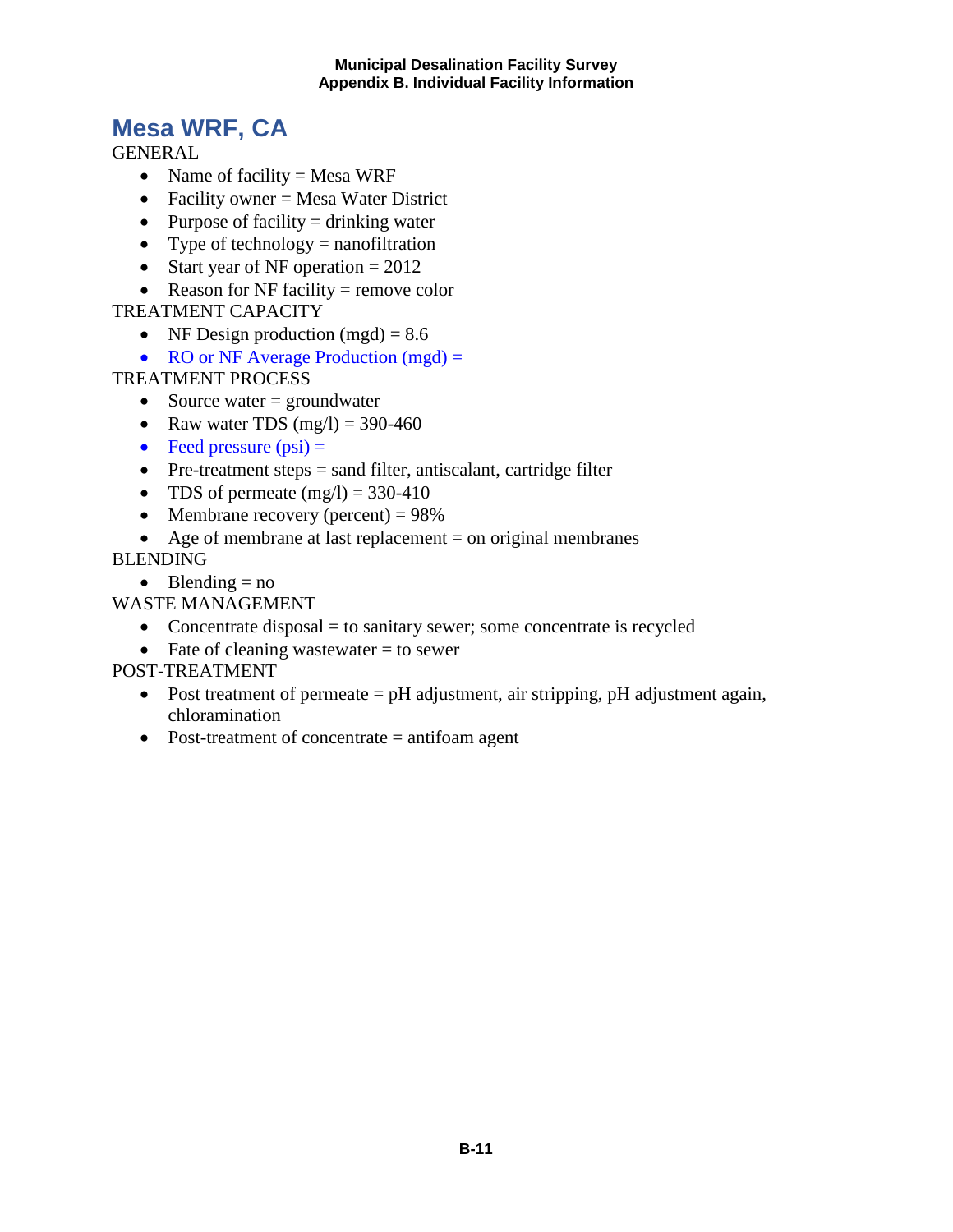# Mesa WRF, CA

GENERAL

- Name of facility = Mesa WRF
- Facility owner = Mesa Water District
- Purpose of facility = drinking water
- Type of technology = nanofiltration
- Start year of NF operation = 2012
- Reason for NF facility = remove color

TREATMENT CAPACITY

- NF Design production (mgd) = 8.6
- RO or NF Average Production (mgd) =

TREATMENT PROCESS

- Source water = groundwater
- Raw water TDS (mg/l) = 390-460
- Feed pressure (psi) =
- Pre-treatment steps = sand filter, antiscalant, cartridge filter
- TDS of permeate (mg/l) = 330-410
- Membrane recovery (percent) = 98%
- Age of membrane at last replacement = on original membranes

BLENDING

- Blending = no

WASTE MANAGEMENT

- Concentrate disposal = to sanitary sewer; some concentrate is recycled
- Fate of cleaning wastewater = to sewer

POST-TREATMENT

- Post treatment of permeate = pH adjustment, air stripping, pH adjustment again, chloramination
- Post-treatment of concentrate = antifoam agent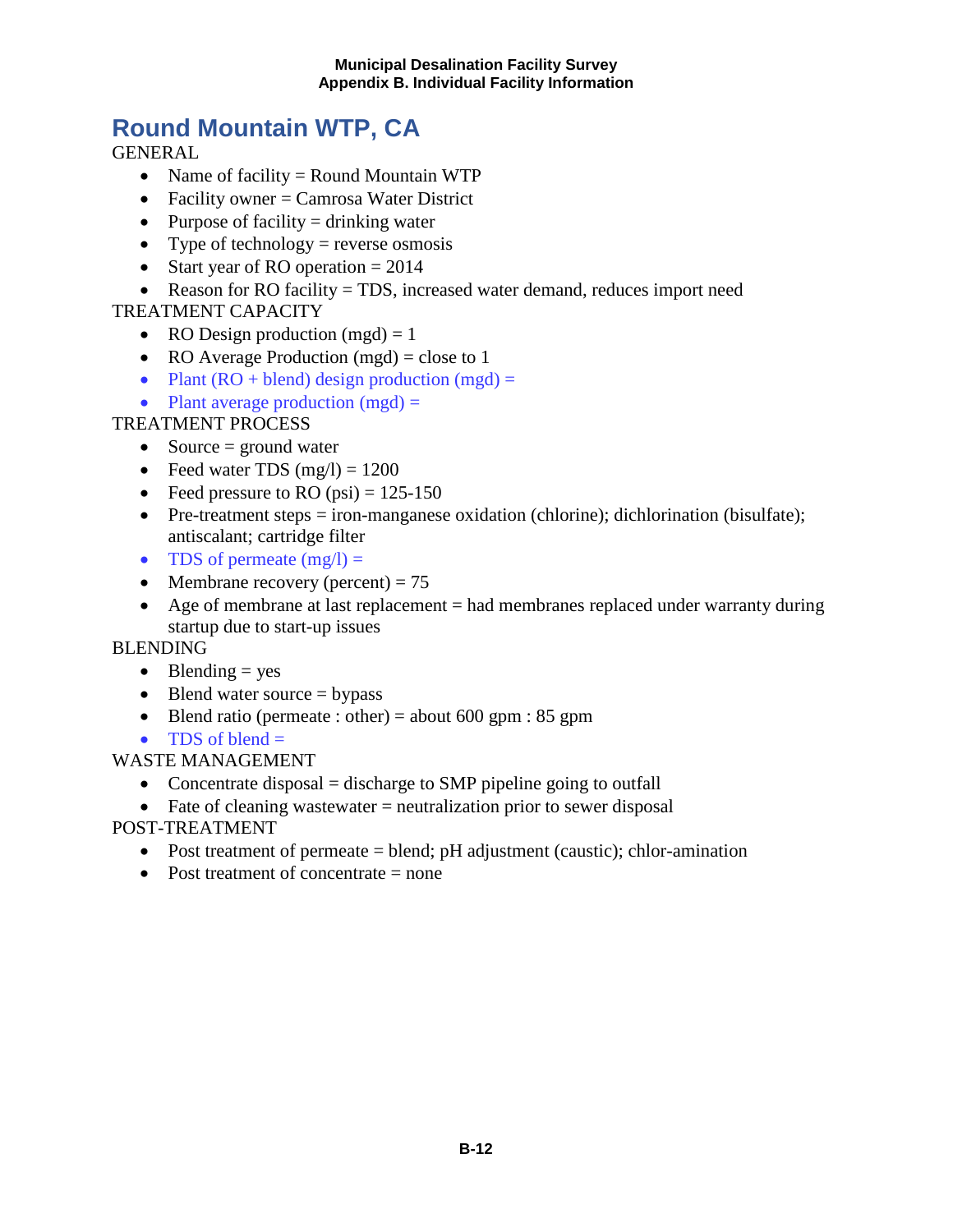# Round Mountain WTP, CA

GENERAL

- Name of facility = Round Mountain WTP
- Facility owner = Camrosa Water District
- Purpose of facility = drinking water
- Type of technology = reverse osmosis
- Start year of RO operation = 2014
- Reason for RO facility = TDS, increased water demand, reduces import need

TREATMENT CAPACITY

- RO Design production (mgd) = 1
- RO Average Production (mgd) = close to 1
- Plant (RO + blend) design production (mgd) =
- Plant average production (mgd) =

TREATMENT PROCESS

- Source = ground water
- Feed water TDS (mg/l) = 1200
- Feed pressure to RO (psi) = 125-150
- Pre-treatment steps = iron-manganese oxidation (chlorine); dichlorination (bisulfate); antiscalant; cartridge filter
- TDS of permeate (mg/l) =
- Membrane recovery (percent) = 75
- Age of membrane at last replacement = had membranes replaced under warranty during startup due to start-up issues

BLENDING

- Blending = yes
- Blend water source = bypass
- Blend ratio (permeate : other) = about 600 gpm : 85 gpm
- TDS of blend =

WASTE MANAGEMENT

- Concentrate disposal = discharge to SMP pipeline going to outfall
- Fate of cleaning wastewater = neutralization prior to sewer disposal

POST-TREATMENT

- Post treatment of permeate = blend; pH adjustment (caustic); chlor-amination
- Post treatment of concentrate = none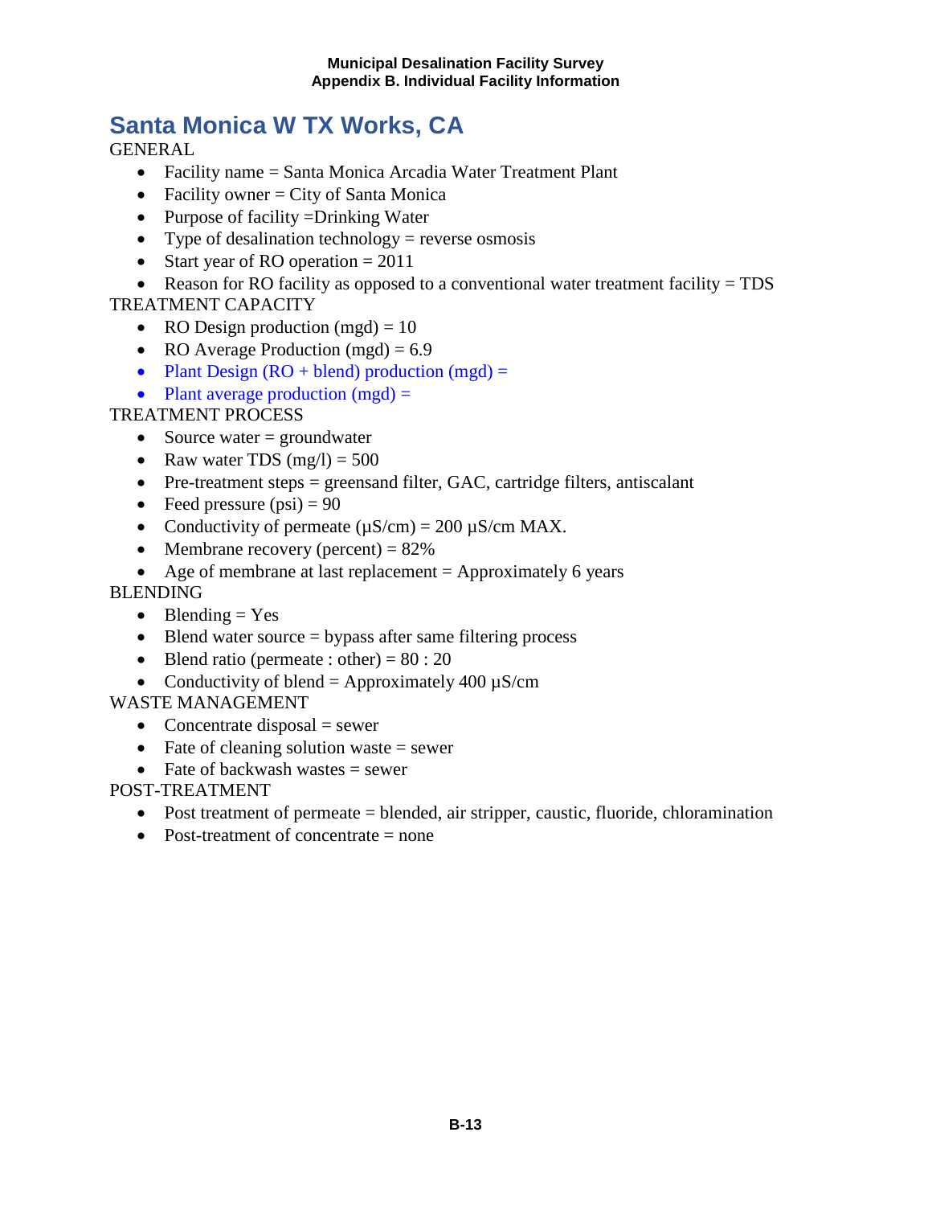# Santa Monica W TX Works, CA

GENERAL

- Facility name = Santa Monica Arcadia Water Treatment Plant
- Facility owner = City of Santa Monica
- Purpose of facility =Drinking Water
- Type of desalination technology = reverse osmosis
- Start year of RO operation = 2011
- Reason for RO facility as opposed to a conventional water treatment facility = TDS

TREATMENT CAPACITY

- RO Design production (mgd) = 10
- RO Average Production (mgd) = 6.9
- Plant Design (RO + blend) production (mgd) =
- Plant average production (mgd) =

TREATMENT PROCESS

- Source water = groundwater
- Raw water TDS (mg/l) = 500
- Pre-treatment steps = greensand filter, GAC, cartridge filters, antiscalant
- Feed pressure (psi) = 90
- Conductivity of permeate (µS/cm) = 200 µS/cm MAX.
- Membrane recovery (percent) = 82%
- Age of membrane at last replacement = Approximately 6 years

BLENDING

- Blending = Yes
- Blend water source = bypass after same filtering process
- Blend ratio (permeate : other) = 80 : 20
- Conductivity of blend = Approximately 400 µS/cm

WASTE MANAGEMENT

- Concentrate disposal = sewer
- Fate of cleaning solution waste = sewer
- Fate of backwash wastes = sewer

POST-TREATMENT

- Post treatment of permeate = blended, air stripper, caustic, fluoride, chloramination
- Post-treatment of concentrate = none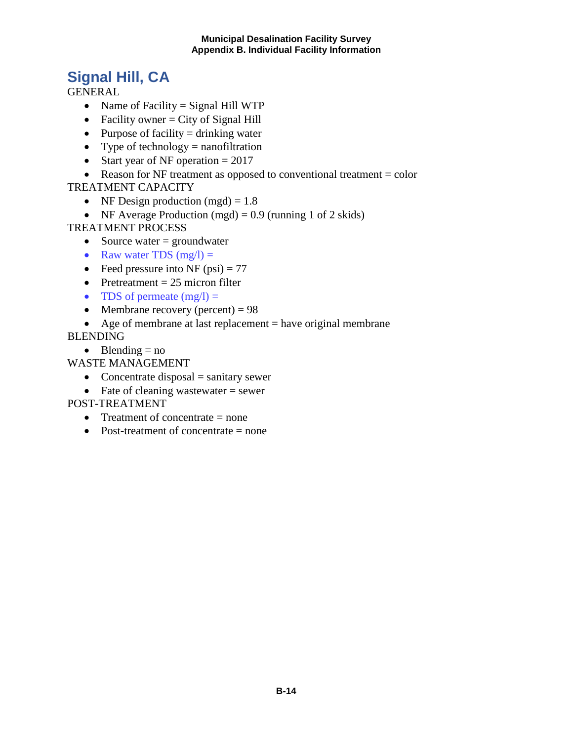# Signal Hill, CA

GENERAL

- Name of Facility = Signal Hill WTP
- Facility owner = City of Signal Hill
- Purpose of facility = drinking water
- Type of technology = nanofiltration
- Start year of NF operation = 2017
- Reason for NF treatment as opposed to conventional treatment = color

TREATMENT CAPACITY

- NF Design production (mgd) = 1.8
- NF Average Production (mgd) = 0.9 (running 1 of 2 skids)

TREATMENT PROCESS

- Source water = groundwater
- Raw water TDS (mg/l) =
- Feed pressure into NF (psi) = 77
- Pretreatment = 25 micron filter
- TDS of permeate (mg/l) =
- Membrane recovery (percent) = 98
- Age of membrane at last replacement = have original membrane

BLENDING

- Blending = no

WASTE MANAGEMENT

- Concentrate disposal = sanitary sewer
- Fate of cleaning wastewater = sewer

POST-TREATMENT

- Treatment of concentrate = none
- Post-treatment of concentrate = none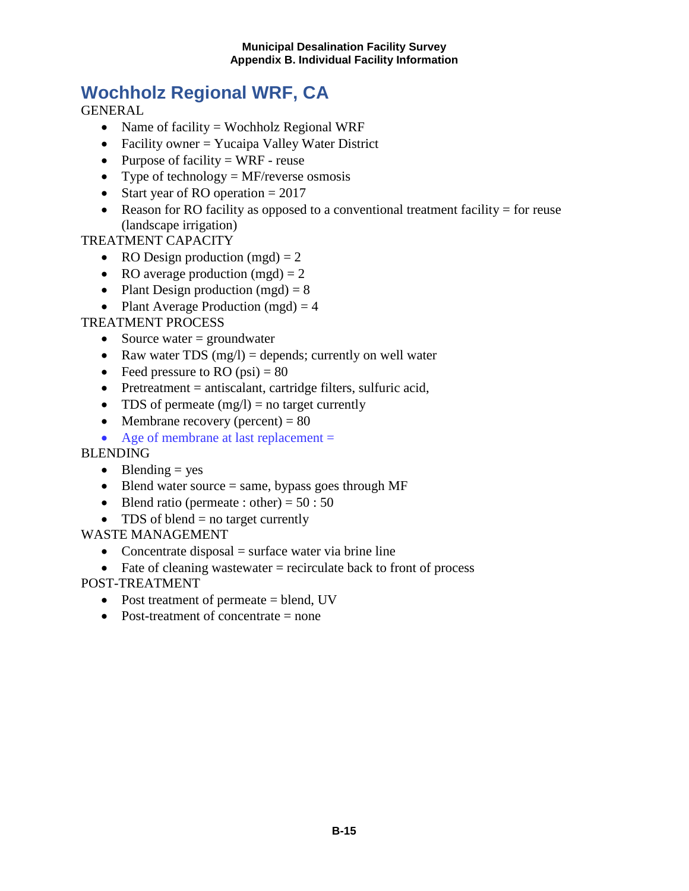# Wochholz Regional WRF, CA

GENERAL

- Name of facility = Wochholz Regional WRF
- Facility owner = Yucaipa Valley Water District
- Purpose of facility = WRF - reuse
- Type of technology = MF/reverse osmosis
- Start year of RO operation = 2017
- Reason for RO facility as opposed to a conventional treatment facility = for reuse (landscape irrigation)

TREATMENT CAPACITY

- RO Design production (mgd) = 2
- RO average production (mgd) = 2
- Plant Design production (mgd) = 8
- Plant Average Production (mgd) = 4

TREATMENT PROCESS

- Source water = groundwater
- Raw water TDS (mg/l) = depends; currently on well water
- Feed pressure to RO (psi) = 80
- Pretreatment = antiscalant, cartridge filters, sulfuric acid,
- TDS of permeate (mg/l) = no target currently
- Membrane recovery (percent) = 80
- Age of membrane at last replacement =

BLENDING

- Blending = yes
- Blend water source = same, bypass goes through MF
- Blend ratio (permeate : other) = 50 : 50
- TDS of blend = no target currently

WASTE MANAGEMENT

- Concentrate disposal = surface water via brine line
- Fate of cleaning wastewater = recirculate back to front of process

POST-TREATMENT

- Post treatment of permeate = blend, UV
- Post-treatment of concentrate = none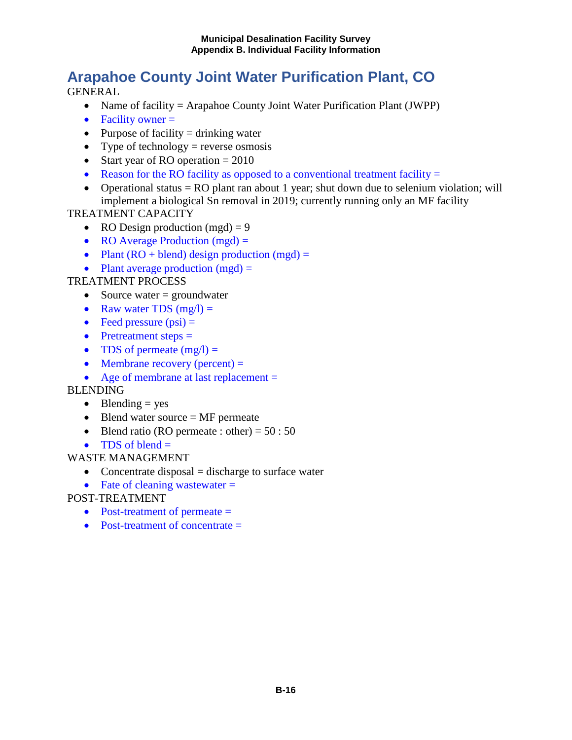# Arapahoe County Joint Water Purification Plant, CO

GENERAL

- Name of facility = Arapahoe County Joint Water Purification Plant (JWPP)
- Facility owner =
- Purpose of facility = drinking water
- Type of technology = reverse osmosis
- Start year of RO operation = 2010
- Reason for the RO facility as opposed to a conventional treatment facility =
- Operational status = RO plant ran about 1 year; shut down due to selenium violation; will implement a biological Sn removal in 2019; currently running only an MF facility

TREATMENT CAPACITY

- RO Design production (mgd) = 9
- RO Average Production (mgd) =
- Plant (RO + blend) design production (mgd) =
- Plant average production (mgd) =

TREATMENT PROCESS

- Source water = groundwater
- Raw water TDS (mg/l) =
- Feed pressure (psi) =
- Pretreatment steps =
- TDS of permeate (mg/l) =
- Membrane recovery (percent) =
- Age of membrane at last replacement =

BLENDING

- Blending = yes
- Blend water source = MF permeate
- Blend ratio (RO permeate : other) = 50 : 50
- TDS of blend =

WASTE MANAGEMENT

- Concentrate disposal = discharge to surface water
- Fate of cleaning wastewater =

POST-TREATMENT

- Post-treatment of permeate =
- Post-treatment of concentrate =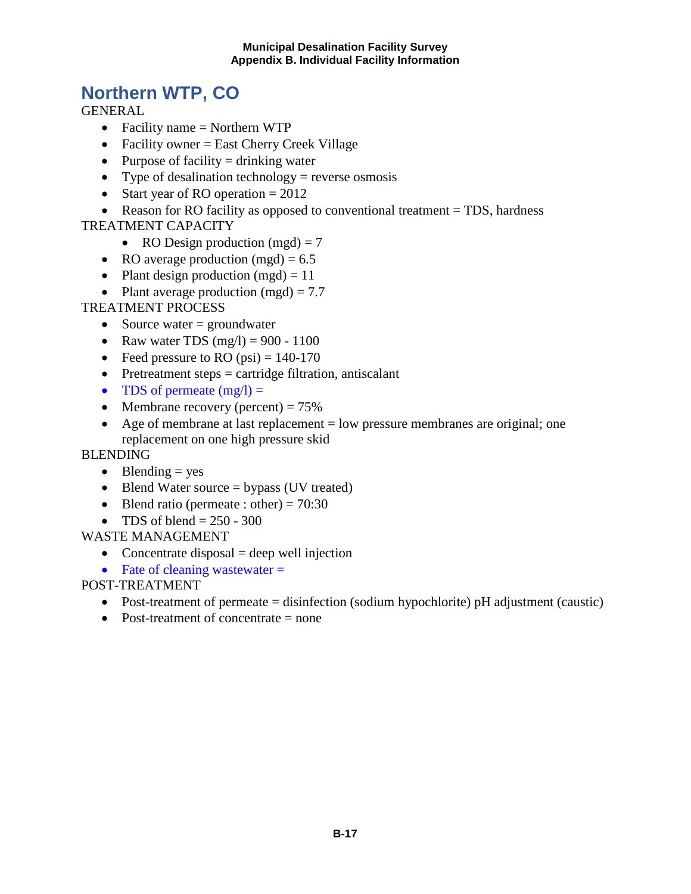# Northern WTP, CO

GENERAL

- Facility name = Northern WTP
- Facility owner = East Cherry Creek Village
- Purpose of facility = drinking water
- Type of desalination technology = reverse osmosis
- Start year of RO operation = 2012
- Reason for RO facility as opposed to conventional treatment = TDS, hardness

TREATMENT CAPACITY

- RO Design production (mgd) = 7
- RO average production (mgd) = 6.5
- Plant design production (mgd) = 11
- Plant average production (mgd) = 7.7

TREATMENT PROCESS

- Source water = groundwater
- Raw water TDS (mg/l) = 900 - 1100
- Feed pressure to RO (psi) = 140-170
- Pretreatment steps = cartridge filtration, antiscalant
- TDS of permeate (mg/l) =
- Membrane recovery (percent) = 75%
- Age of membrane at last replacement = low pressure membranes are original; one replacement on one high pressure skid

BLENDING

- Blending = yes
- Blend Water source = bypass (UV treated)
- Blend ratio (permeate : other) = 70:30
- TDS of blend = 250 - 300

WASTE MANAGEMENT

- Concentrate disposal = deep well injection
- Fate of cleaning wastewater =

POST-TREATMENT

- Post-treatment of permeate = disinfection (sodium hypochlorite) pH adjustment (caustic)
- Post-treatment of concentrate = none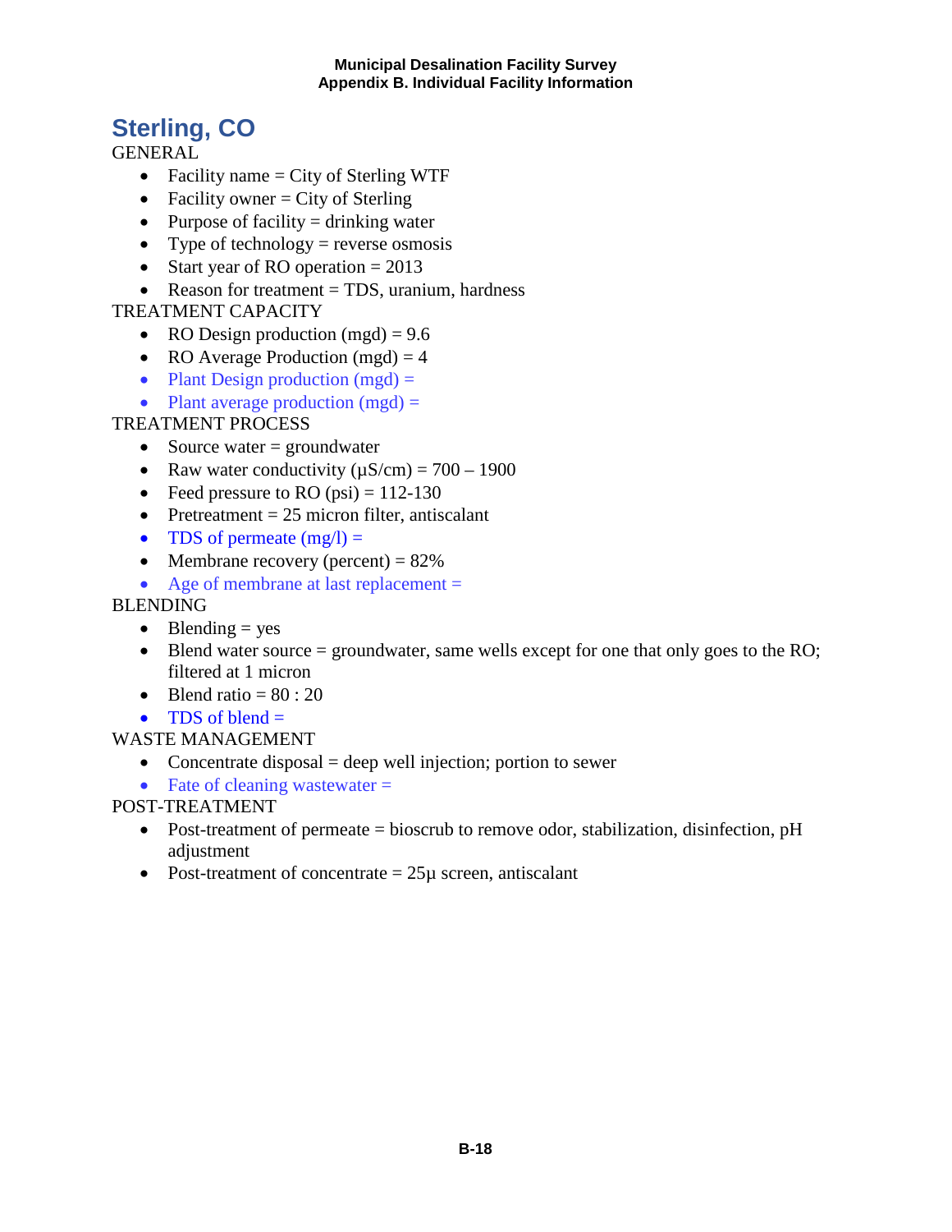# Sterling, CO

GENERAL

- Facility name = City of Sterling WTF
- Facility owner = City of Sterling
- Purpose of facility = drinking water
- Type of technology = reverse osmosis
- Start year of RO operation = 2013
- Reason for treatment = TDS, uranium, hardness

TREATMENT CAPACITY

- RO Design production (mgd) = 9.6
- RO Average Production (mgd) = 4
- Plant Design production (mgd) =
- Plant average production (mgd) =

TREATMENT PROCESS

- Source water = groundwater
- Raw water conductivity (µS/cm) = 700 – 1900
- Feed pressure to RO (psi) = 112-130
- Pretreatment = 25 micron filter, antiscalant
- TDS of permeate (mg/l) =
- Membrane recovery (percent) = 82%
- Age of membrane at last replacement =

BLENDING

- Blending = yes
- Blend water source = groundwater, same wells except for one that only goes to the RO; filtered at 1 micron
- Blend ratio = 80 : 20
- TDS of blend =

WASTE MANAGEMENT

- Concentrate disposal = deep well injection; portion to sewer
- Fate of cleaning wastewater =

POST-TREATMENT

- Post-treatment of permeate = bioscrub to remove odor, stabilization, disinfection, pH adjustment
- Post-treatment of concentrate = 25µ screen, antiscalant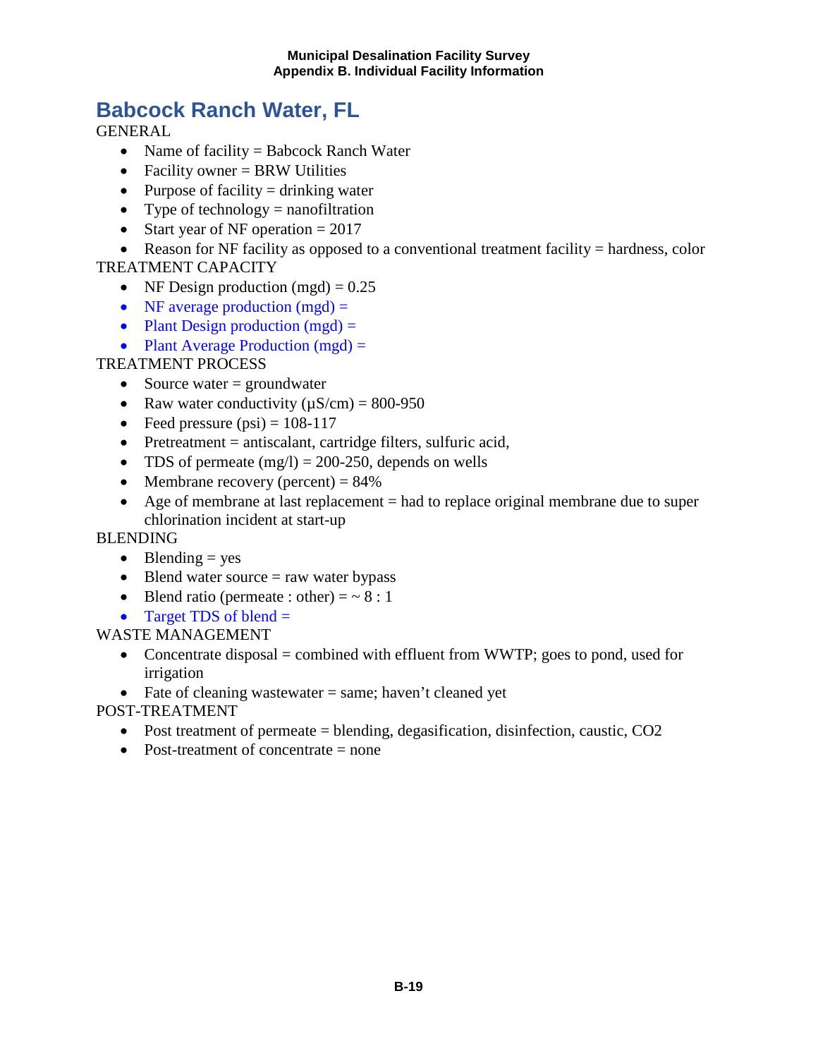# Babcock Ranch Water, FL

GENERAL

- Name of facility = Babcock Ranch Water
- Facility owner = BRW Utilities
- Purpose of facility = drinking water
- Type of technology = nanofiltration
- Start year of NF operation = 2017
- Reason for NF facility as opposed to a conventional treatment facility = hardness, color

TREATMENT CAPACITY

- NF Design production (mgd) = 0.25
- NF average production (mgd) =
- Plant Design production (mgd) =
- Plant Average Production (mgd) =

TREATMENT PROCESS

- Source water = groundwater
- Raw water conductivity (µS/cm) = 800-950
- Feed pressure (psi) = 108-117
- Pretreatment = antiscalant, cartridge filters, sulfuric acid,
- TDS of permeate (mg/l) = 200-250, depends on wells
- Membrane recovery (percent) = 84%
- Age of membrane at last replacement = had to replace original membrane due to super chlorination incident at start-up

BLENDING

- Blending = yes
- Blend water source = raw water bypass
- Blend ratio (permeate : other) = ~ 8 : 1
- Target TDS of blend =

WASTE MANAGEMENT

- Concentrate disposal = combined with effluent from WWTP; goes to pond, used for irrigation
- Fate of cleaning wastewater = same; haven't cleaned yet

POST-TREATMENT

- Post treatment of permeate = blending, degasification, disinfection, caustic, $CO_2$
- Post-treatment of concentrate = none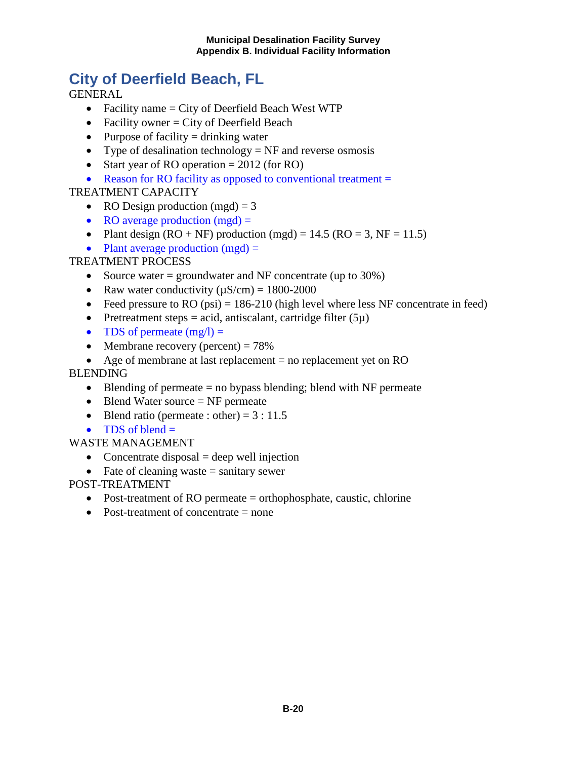# City of Deerfield Beach, FL

GENERAL

- Facility name = City of Deerfield Beach West WTP
- Facility owner = City of Deerfield Beach
- Purpose of facility = drinking water
- Type of desalination technology = NF and reverse osmosis
- Start year of RO operation = 2012 (for RO)
- Reason for RO facility as opposed to conventional treatment =

TREATMENT CAPACITY

- RO Design production (mgd) = 3
- RO average production (mgd) =
- Plant design (RO + NF) production (mgd) = 14.5 (RO = 3, NF = 11.5)
- Plant average production (mgd) =

TREATMENT PROCESS

- Source water = groundwater and NF concentrate (up to 30%)
- Raw water conductivity (μS/cm) = 1800-2000
- Feed pressure to RO (psi) = 186-210 (high level where less NF concentrate in feed)
- Pretreatment steps = acid, antiscalant, cartridge filter (5μ)
- TDS of permeate (mg/l) =
- Membrane recovery (percent) = 78%
- Age of membrane at last replacement = no replacement yet on RO

BLENDING

- Blending of permeate = no bypass blending; blend with NF permeate
- Blend Water source = NF permeate
- Blend ratio (permeate : other) = 3 : 11.5
- TDS of blend =

WASTE MANAGEMENT

- Concentrate disposal = deep well injection
- Fate of cleaning waste = sanitary sewer

POST-TREATMENT

- Post-treatment of RO permeate = orthophosphate, caustic, chlorine
- Post-treatment of concentrate = none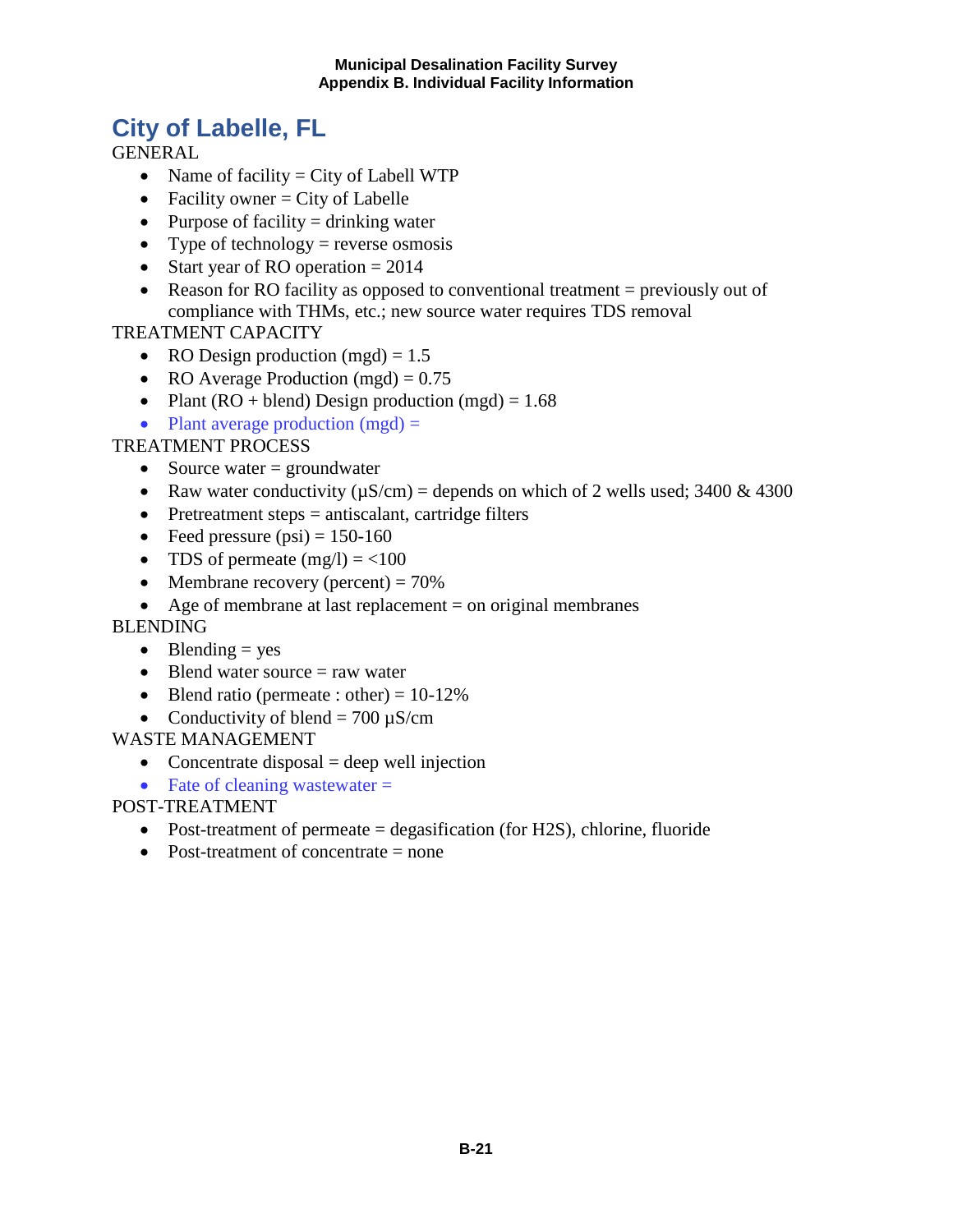# City of Labelle, FL

GENERAL

- Name of facility = City of Labell WTP
- Facility owner = City of Labelle
- Purpose of facility = drinking water
- Type of technology = reverse osmosis
- Start year of RO operation = 2014
- Reason for RO facility as opposed to conventional treatment = previously out of compliance with THMs, etc.; new source water requires TDS removal

TREATMENT CAPACITY

- RO Design production (mgd) = 1.5
- RO Average Production (mgd) = 0.75
- Plant (RO + blend) Design production (mgd) = 1.68
- Plant average production (mgd) =

TREATMENT PROCESS

- Source water = groundwater
- Raw water conductivity (µS/cm) = depends on which of 2 wells used; 3400 & 4300
- Pretreatment steps = antiscalant, cartridge filters
- Feed pressure (psi) = 150-160
- TDS of permeate (mg/l) = <100
- Membrane recovery (percent) = 70%
- Age of membrane at last replacement = on original membranes

BLENDING

- Blending = yes
- Blend water source = raw water
- Blend ratio (permeate : other) = 10-12%
- Conductivity of blend = 700 µS/cm

WASTE MANAGEMENT

- Concentrate disposal = deep well injection
- Fate of cleaning wastewater =

POST-TREATMENT

- Post-treatment of permeate = degasification (for $H_2S$), chlorine, fluoride
- Post-treatment of concentrate = none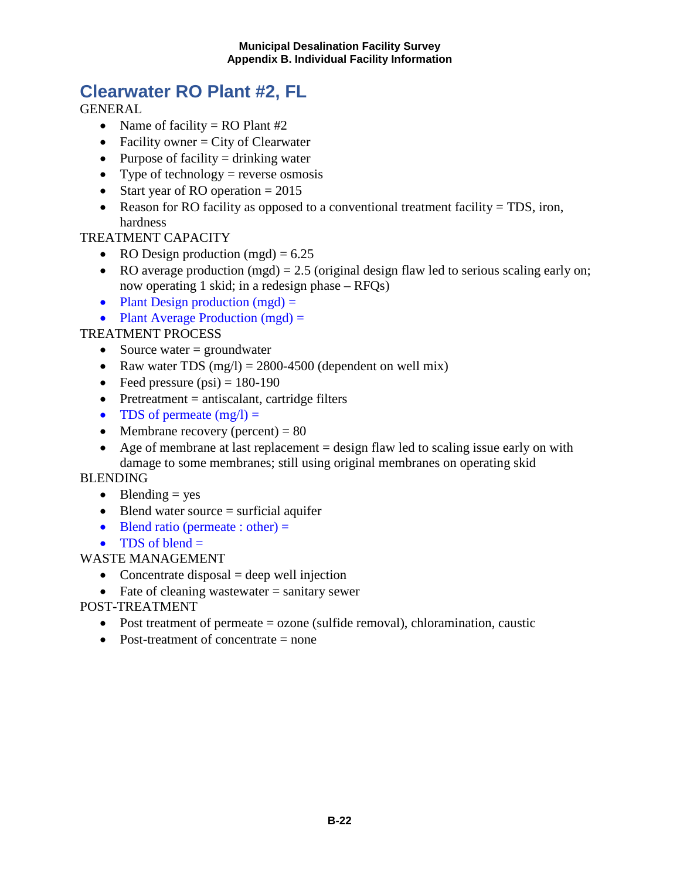# Clearwater RO Plant #2, FL

GENERAL

- Name of facility = RO Plant #2
- Facility owner = City of Clearwater
- Purpose of facility = drinking water
- Type of technology = reverse osmosis
- Start year of RO operation = 2015
- Reason for RO facility as opposed to a conventional treatment facility = TDS, iron, hardness

TREATMENT CAPACITY

- RO Design production (mgd) = 6.25
- RO average production (mgd) = 2.5 (original design flaw led to serious scaling early on; now operating 1 skid; in a redesign phase – RFQs)
- Plant Design production (mgd) =
- Plant Average Production (mgd) =

TREATMENT PROCESS

- Source water = groundwater
- Raw water TDS (mg/l) = 2800-4500 (dependent on well mix)
- Feed pressure (psi) = 180-190
- Pretreatment = antiscalant, cartridge filters
- TDS of permeate (mg/l) =
- Membrane recovery (percent) = 80
- Age of membrane at last replacement = design flaw led to scaling issue early on with damage to some membranes; still using original membranes on operating skid

BLENDING

- Blending = yes
- Blend water source = surficial aquifer
- Blend ratio (permeate : other) =
- TDS of blend =

WASTE MANAGEMENT

- Concentrate disposal = deep well injection
- Fate of cleaning wastewater = sanitary sewer

POST-TREATMENT

- Post treatment of permeate = ozone (sulfide removal), chloramination, caustic
- Post-treatment of concentrate = none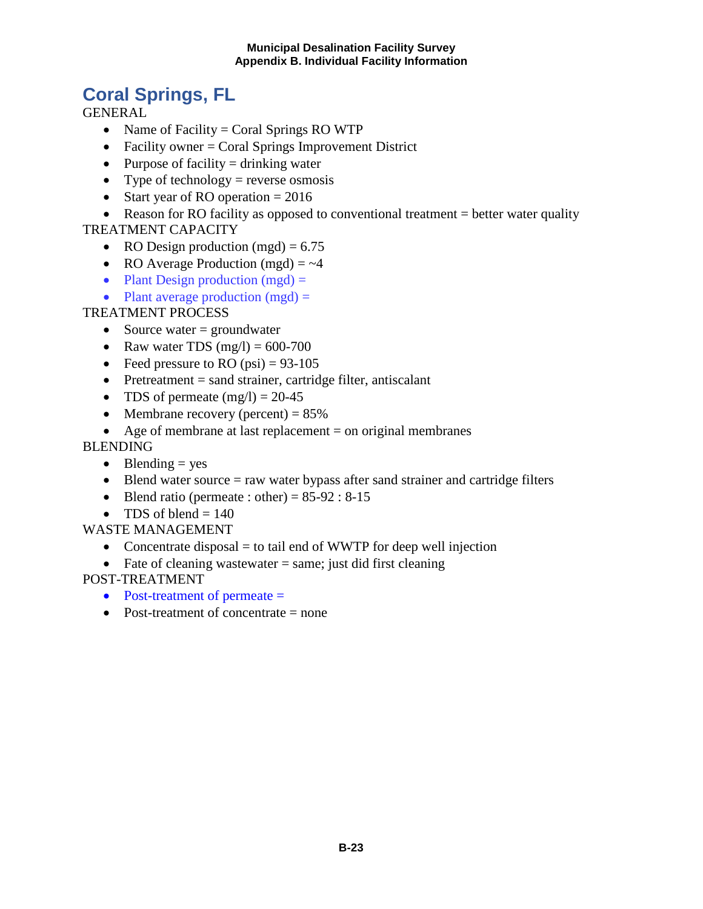# Coral Springs, FL

GENERAL

- Name of Facility = Coral Springs RO WTP
- Facility owner = Coral Springs Improvement District
- Purpose of facility = drinking water
- Type of technology = reverse osmosis
- Start year of RO operation = 2016
- Reason for RO facility as opposed to conventional treatment = better water quality

TREATMENT CAPACITY

- RO Design production (mgd) = 6.75
- RO Average Production (mgd) = ~4
- Plant Design production (mgd) =
- Plant average production (mgd) =

TREATMENT PROCESS

- Source water = groundwater
- Raw water TDS (mg/l) = 600-700
- Feed pressure to RO (psi) = 93-105
- Pretreatment = sand strainer, cartridge filter, antiscalant
- TDS of permeate (mg/l) = 20-45
- Membrane recovery (percent) = 85%
- Age of membrane at last replacement = on original membranes

BLENDING

- Blending = yes
- Blend water source = raw water bypass after sand strainer and cartridge filters
- Blend ratio (permeate : other) = 85-92 : 8-15
- TDS of blend = 140

WASTE MANAGEMENT

- Concentrate disposal = to tail end of WWTP for deep well injection
- Fate of cleaning wastewater = same; just did first cleaning

POST-TREATMENT

- Post-treatment of permeate =
- Post-treatment of concentrate = none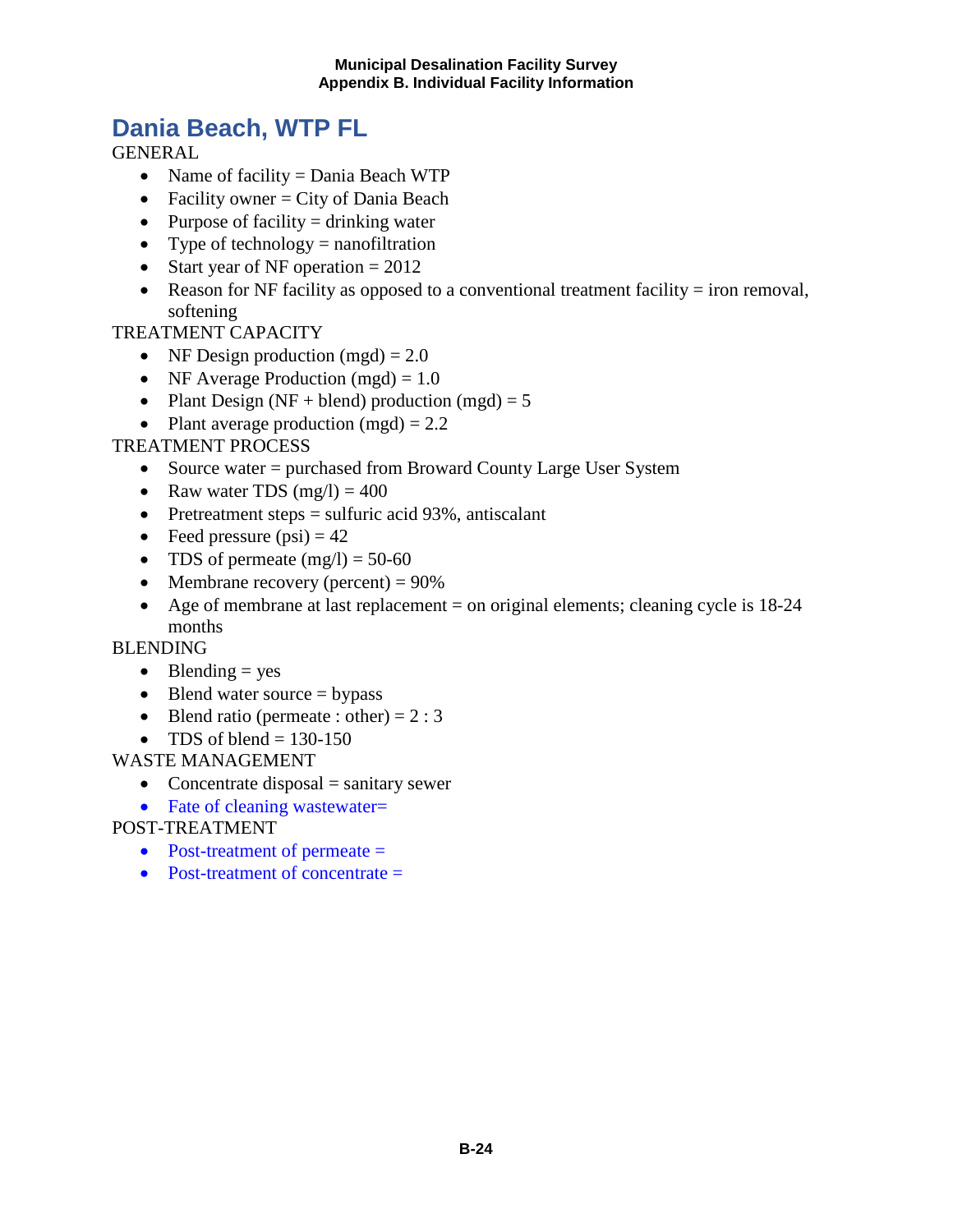# Dania Beach, WTP FL

GENERAL

- Name of facility = Dania Beach WTP
- Facility owner = City of Dania Beach
- Purpose of facility = drinking water
- Type of technology = nanofiltration
- Start year of NF operation = 2012
- Reason for NF facility as opposed to a conventional treatment facility = iron removal, softening

TREATMENT CAPACITY

- NF Design production (mgd) = 2.0
- NF Average Production (mgd) = 1.0
- Plant Design (NF + blend) production (mgd) = 5
- Plant average production (mgd) = 2.2

TREATMENT PROCESS

- Source water = purchased from Broward County Large User System
- Raw water TDS (mg/l) = 400
- Pretreatment steps = sulfuric acid 93%, antiscalant
- Feed pressure (psi) = 42
- TDS of permeate (mg/l) = 50-60
- Membrane recovery (percent) = 90%
- Age of membrane at last replacement = on original elements; cleaning cycle is 18-24 months

BLENDING

- Blending = yes
- Blend water source = bypass
- Blend ratio (permeate : other) = 2 : 3
- TDS of blend = 130-150

WASTE MANAGEMENT

- Concentrate disposal = sanitary sewer
- Fate of cleaning wastewater=

POST-TREATMENT

- Post-treatment of permeate =
- Post-treatment of concentrate =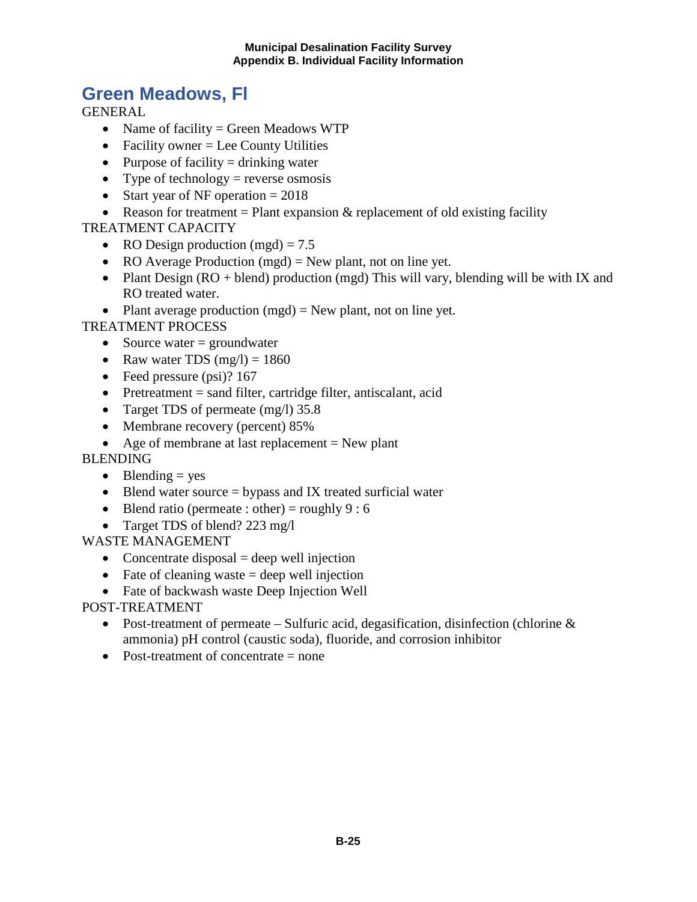## Green Meadows, Fl

GENERAL

- Name of facility = Green Meadows WTP
- Facility owner = Lee County Utilities
- Purpose of facility = drinking water
- Type of technology = reverse osmosis
- Start year of NF operation = 2018
- Reason for treatment = Plant expansion & replacement of old existing facility

TREATMENT CAPACITY

- RO Design production (mgd) = 7.5
- RO Average Production (mgd) = New plant, not on line yet.
- Plant Design (RO + blend) production (mgd) This will vary, blending will be with IX and RO treated water.
- Plant average production (mgd) = New plant, not on line yet.

TREATMENT PROCESS

- Source water = groundwater
- Raw water TDS (mg/l) = 1860
- Feed pressure (psi)? 167
- Pretreatment = sand filter, cartridge filter, antiscalant, acid
- Target TDS of permeate (mg/l) 35.8
- Membrane recovery (percent) 85%
- Age of membrane at last replacement = New plant

BLENDING

- Blending = yes
- Blend water source = bypass and IX treated surficial water
- Blend ratio (permeate : other) = roughly 9 : 6
- Target TDS of blend? 223 mg/l

WASTE MANAGEMENT

- Concentrate disposal = deep well injection
- Fate of cleaning waste = deep well injection
- Fate of backwash waste Deep Injection Well

POST-TREATMENT

- Post-treatment of permeate – Sulfuric acid, degasification, disinfection (chlorine & ammonia) pH control (caustic soda), fluoride, and corrosion inhibitor
- Post-treatment of concentrate = none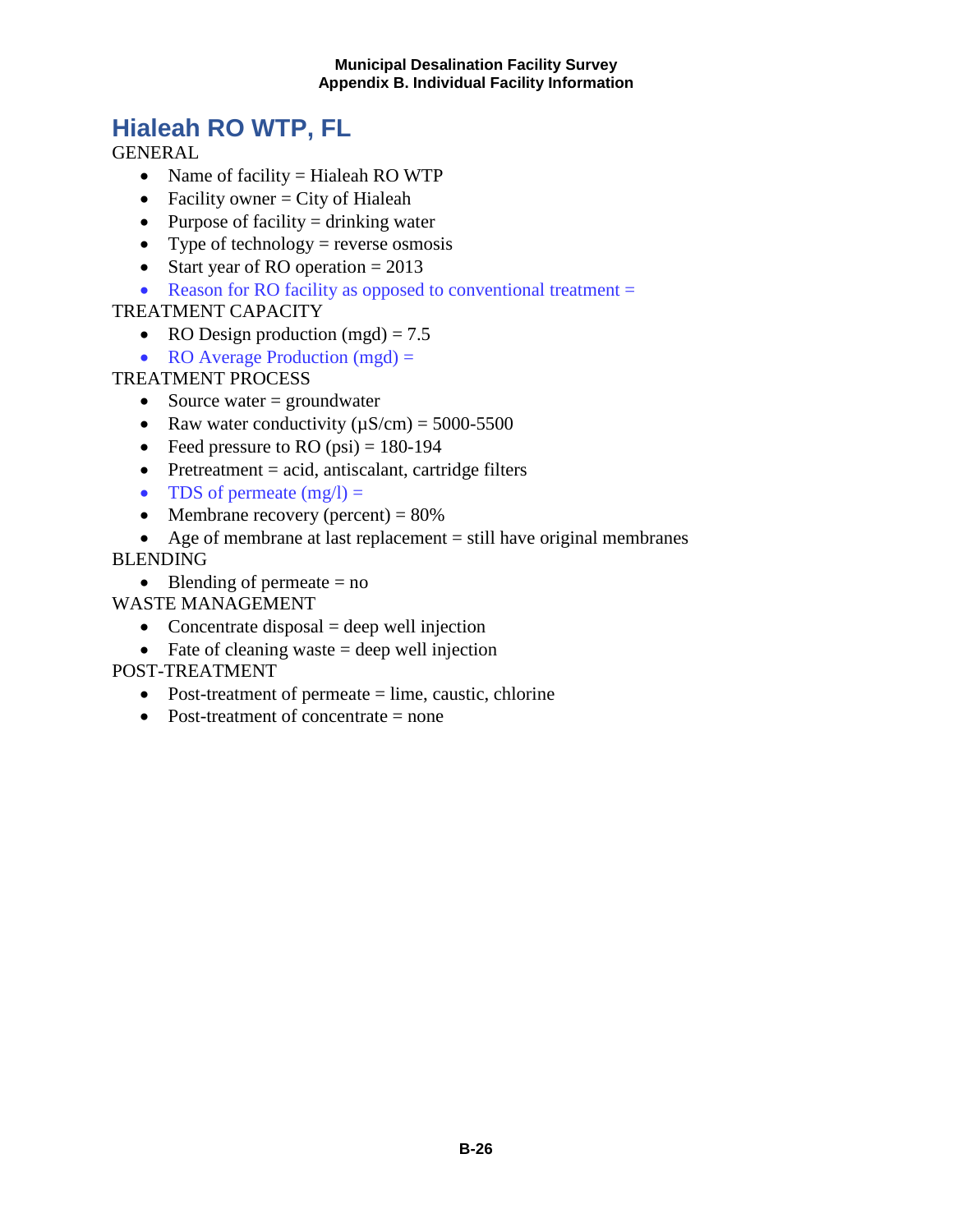# Hialeah RO WTP, FL

GENERAL

- Name of facility = Hialeah RO WTP
- Facility owner = City of Hialeah
- Purpose of facility = drinking water
- Type of technology = reverse osmosis
- Start year of RO operation = 2013
- Reason for RO facility as opposed to conventional treatment =

TREATMENT CAPACITY

- RO Design production (mgd) = 7.5
- RO Average Production (mgd) =

TREATMENT PROCESS

- Source water = groundwater
- Raw water conductivity (µS/cm) = 5000-5500
- Feed pressure to RO (psi) = 180-194
- Pretreatment = acid, antiscalant, cartridge filters
- TDS of permeate (mg/l) =
- Membrane recovery (percent) = 80%
- Age of membrane at last replacement = still have original membranes

BLENDING

- Blending of permeate = no

WASTE MANAGEMENT

- Concentrate disposal = deep well injection
- Fate of cleaning waste = deep well injection

POST-TREATMENT

- Post-treatment of permeate = lime, caustic, chlorine
- Post-treatment of concentrate = none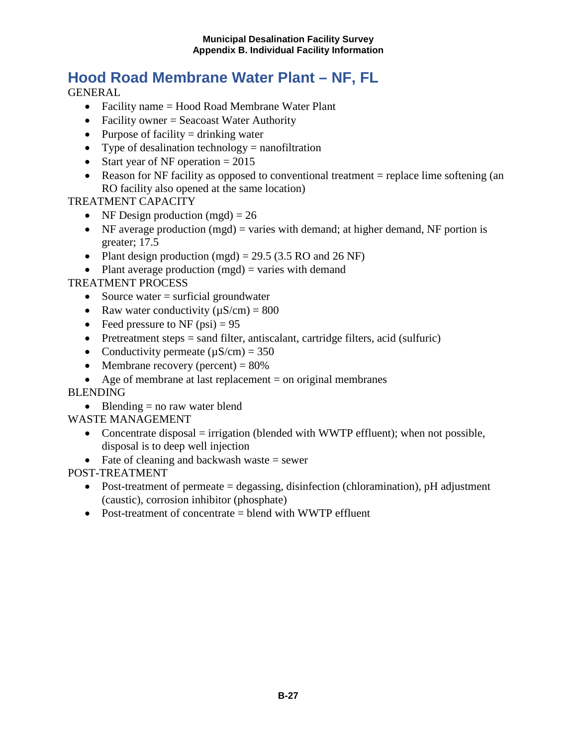# Hood Road Membrane Water Plant – NF, FL

GENERAL

- Facility name = Hood Road Membrane Water Plant
- Facility owner = Seacoast Water Authority
- Purpose of facility = drinking water
- Type of desalination technology = nanofiltration
- Start year of NF operation = 2015
- Reason for NF facility as opposed to conventional treatment = replace lime softening (an RO facility also opened at the same location)

TREATMENT CAPACITY

- NF Design production (mgd) = 26
- NF average production (mgd) = varies with demand; at higher demand, NF portion is greater; 17.5
- Plant design production (mgd) = 29.5 (3.5 RO and 26 NF)
- Plant average production (mgd) = varies with demand

TREATMENT PROCESS

- Source water = surficial groundwater
- Raw water conductivity (μS/cm) = 800
- Feed pressure to NF (psi) = 95
- Pretreatment steps = sand filter, antiscalant, cartridge filters, acid (sulfuric)
- Conductivity permeate (μS/cm) = 350
- Membrane recovery (percent) = 80%
- Age of membrane at last replacement = on original membranes

BLENDING

- Blending = no raw water blend

WASTE MANAGEMENT

- Concentrate disposal = irrigation (blended with WWTP effluent); when not possible, disposal is to deep well injection
- Fate of cleaning and backwash waste = sewer

POST-TREATMENT

- Post-treatment of permeate = degassing, disinfection (chloramination), pH adjustment (caustic), corrosion inhibitor (phosphate)
- Post-treatment of concentrate = blend with WWTP effluent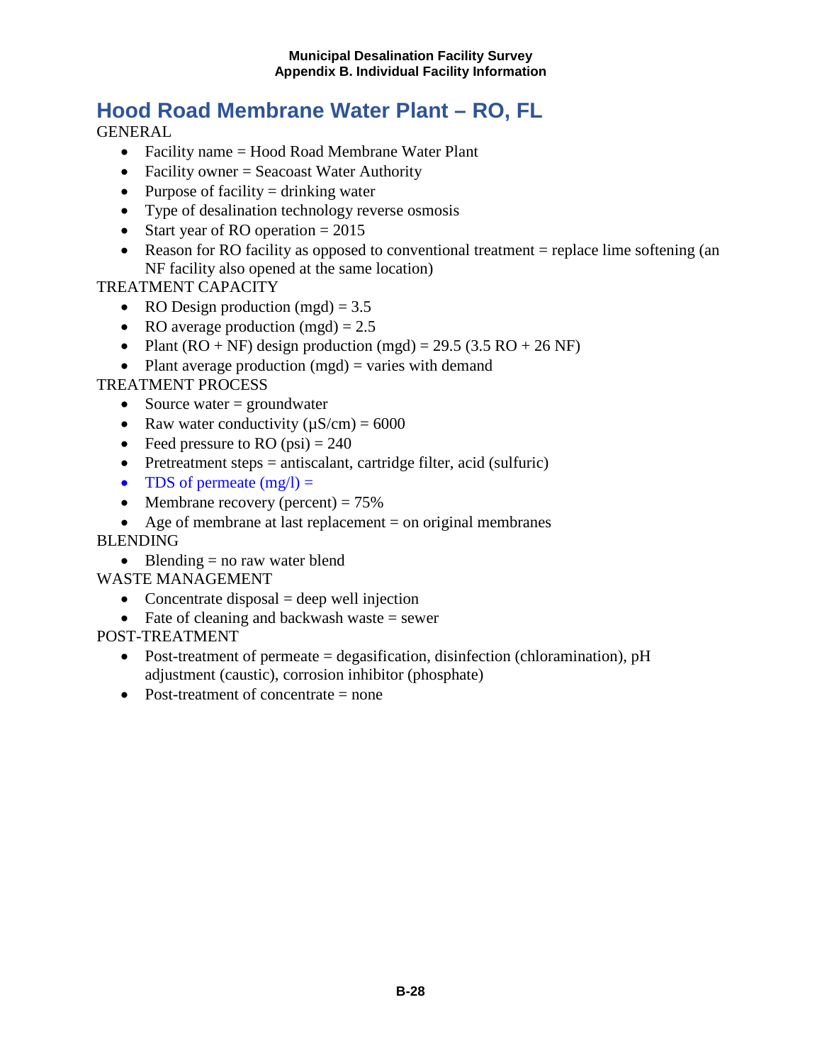# Hood Road Membrane Water Plant – RO, FL

GENERAL

- Facility name = Hood Road Membrane Water Plant
- Facility owner = Seacoast Water Authority
- Purpose of facility = drinking water
- Type of desalination technology reverse osmosis
- Start year of RO operation = 2015
- Reason for RO facility as opposed to conventional treatment = replace lime softening (an NF facility also opened at the same location)

TREATMENT CAPACITY

- RO Design production (mgd) = 3.5
- RO average production (mgd) = 2.5
- Plant (RO + NF) design production (mgd) = 29.5 (3.5 RO + 26 NF)
- Plant average production (mgd) = varies with demand

TREATMENT PROCESS

- Source water = groundwater
- Raw water conductivity (μS/cm) = 6000
- Feed pressure to RO (psi) = 240
- Pretreatment steps = antiscalant, cartridge filter, acid (sulfuric)
- TDS of permeate (mg/l) =
- Membrane recovery (percent) = 75%
- Age of membrane at last replacement = on original membranes

BLENDING

- Blending = no raw water blend

WASTE MANAGEMENT

- Concentrate disposal = deep well injection
- Fate of cleaning and backwash waste = sewer

POST-TREATMENT

- Post-treatment of permeate = degasification, disinfection (chloramination), pH adjustment (caustic), corrosion inhibitor (phosphate)
- Post-treatment of concentrate = none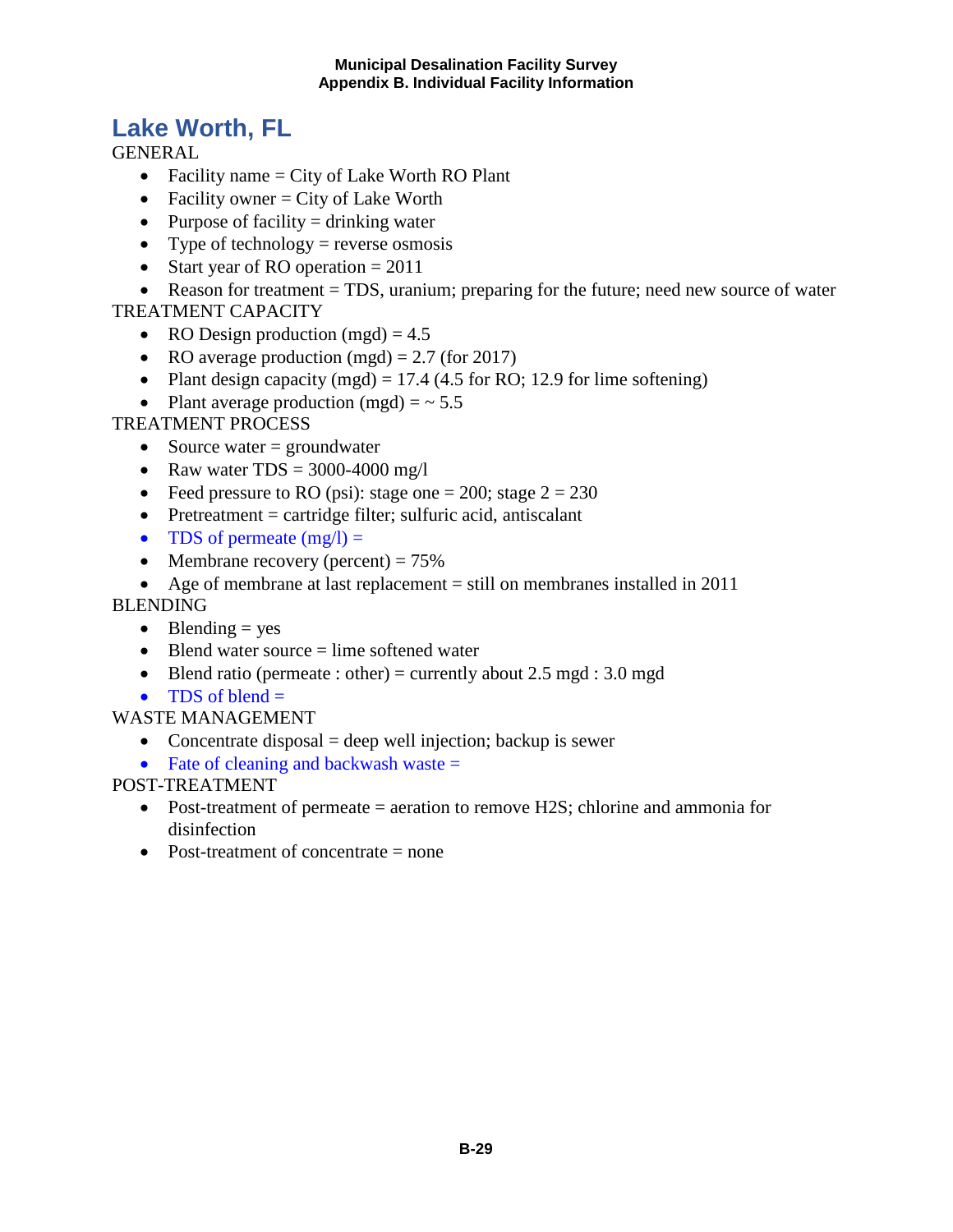# Lake Worth, FL

GENERAL

- Facility name = City of Lake Worth RO Plant
- Facility owner = City of Lake Worth
- Purpose of facility = drinking water
- Type of technology = reverse osmosis
- Start year of RO operation = 2011
- Reason for treatment = TDS, uranium; preparing for the future; need new source of water

TREATMENT CAPACITY

- RO Design production (mgd) = 4.5
- RO average production (mgd) = 2.7 (for 2017)
- Plant design capacity (mgd) = 17.4 (4.5 for RO; 12.9 for lime softening)
- Plant average production (mgd) = ~ 5.5

TREATMENT PROCESS

- Source water = groundwater
- Raw water TDS = 3000-4000 mg/l
- Feed pressure to RO (psi): stage one = 200; stage 2 = 230
- Pretreatment = cartridge filter; sulfuric acid, antiscalant
- TDS of permeate (mg/l) =
- Membrane recovery (percent) = 75%
- Age of membrane at last replacement = still on membranes installed in 2011

BLENDING

- Blending = yes
- Blend water source = lime softened water
- Blend ratio (permeate : other) = currently about 2.5 mgd : 3.0 mgd
- TDS of blend =

WASTE MANAGEMENT

- Concentrate disposal = deep well injection; backup is sewer
- Fate of cleaning and backwash waste =

POST-TREATMENT

- Post-treatment of permeate = aeration to remove $H_2S$; chlorine and ammonia for disinfection
- Post-treatment of concentrate = none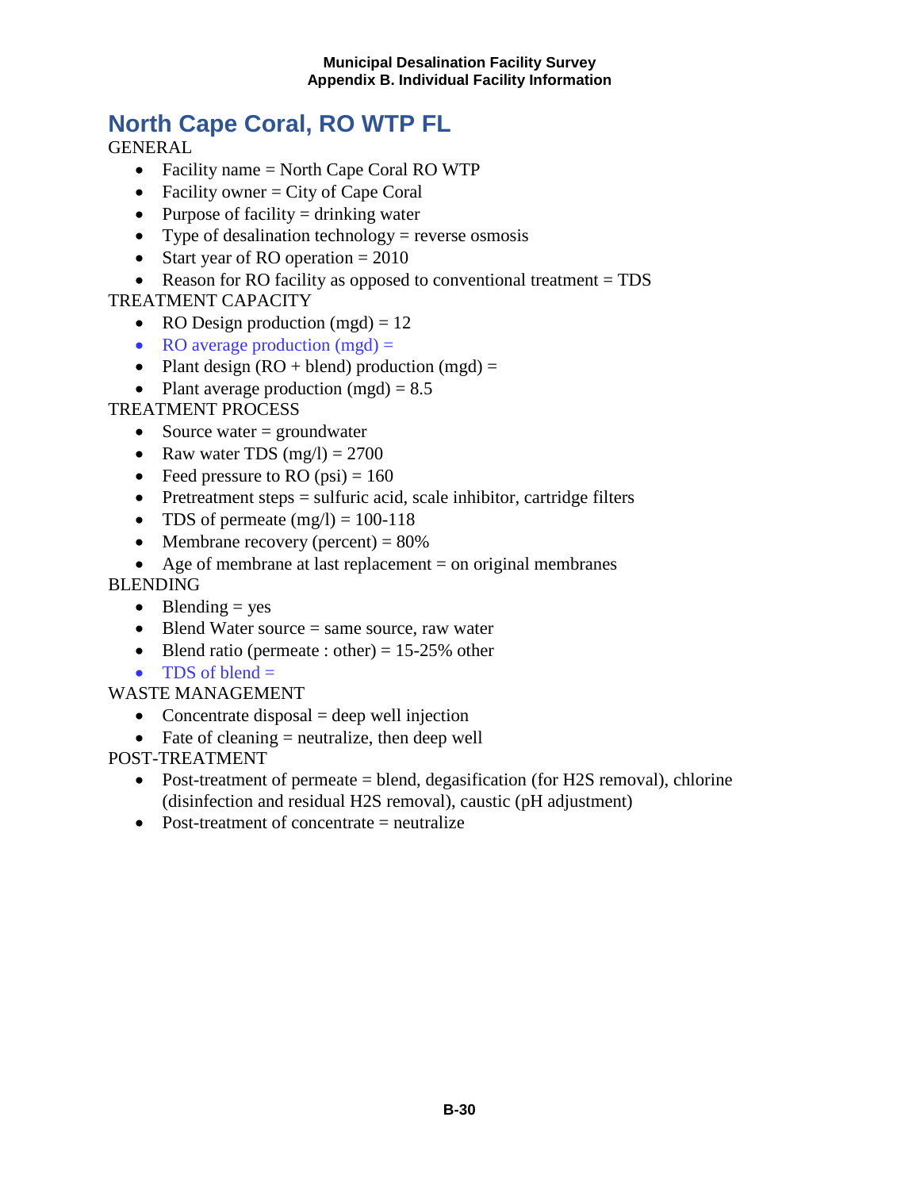# North Cape Coral, RO WTP FL

GENERAL

- Facility name = North Cape Coral RO WTP
- Facility owner = City of Cape Coral
- Purpose of facility = drinking water
- Type of desalination technology = reverse osmosis
- Start year of RO operation = 2010
- Reason for RO facility as opposed to conventional treatment = TDS

TREATMENT CAPACITY

- RO Design production (mgd) = 12
- RO average production (mgd) =
- Plant design (RO + blend) production (mgd) =
- Plant average production (mgd) = 8.5

TREATMENT PROCESS

- Source water = groundwater
- Raw water TDS (mg/l) = 2700
- Feed pressure to RO (psi) = 160
- Pretreatment steps = sulfuric acid, scale inhibitor, cartridge filters
- TDS of permeate (mg/l) = 100-118
- Membrane recovery (percent) = 80%
- Age of membrane at last replacement = on original membranes

BLENDING

- Blending = yes
- Blend Water source = same source, raw water
- Blend ratio (permeate : other) = 15-25% other
- TDS of blend =

WASTE MANAGEMENT

- Concentrate disposal = deep well injection
- Fate of cleaning = neutralize, then deep well

POST-TREATMENT

- Post-treatment of permeate = blend, degasification (for H2S removal), chlorine (disinfection and residual H2S removal), caustic (pH adjustment)
- Post-treatment of concentrate = neutralize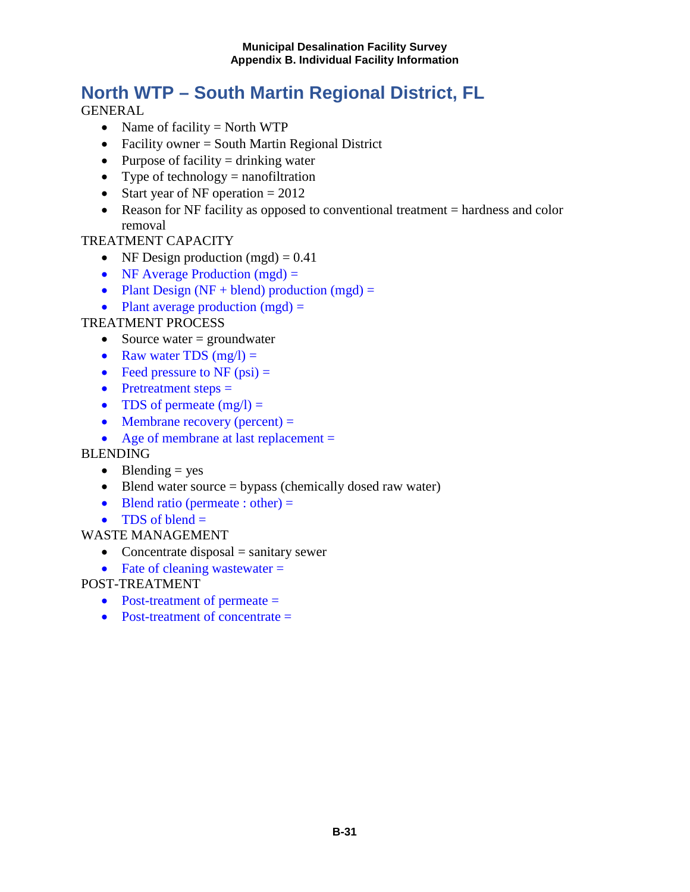# North WTP – South Martin Regional District, FL

GENERAL

- Name of facility = North WTP
- Facility owner = South Martin Regional District
- Purpose of facility = drinking water
- Type of technology = nanofiltration
- Start year of NF operation = 2012
- Reason for NF facility as opposed to conventional treatment = hardness and color removal

TREATMENT CAPACITY

- NF Design production (mgd) = 0.41
- NF Average Production (mgd) =
- Plant Design (NF + blend) production (mgd) =
- Plant average production (mgd) =

TREATMENT PROCESS

- Source water = groundwater
- Raw water TDS (mg/l) =
- Feed pressure to NF (psi) =
- Pretreatment steps =
- TDS of permeate (mg/l) =
- Membrane recovery (percent) =
- Age of membrane at last replacement =

BLENDING

- Blending = yes
- Blend water source = bypass (chemically dosed raw water)
- Blend ratio (permeate : other) =
- TDS of blend =

WASTE MANAGEMENT

- Concentrate disposal = sanitary sewer
- Fate of cleaning wastewater =

POST-TREATMENT

- Post-treatment of permeate =
- Post-treatment of concentrate =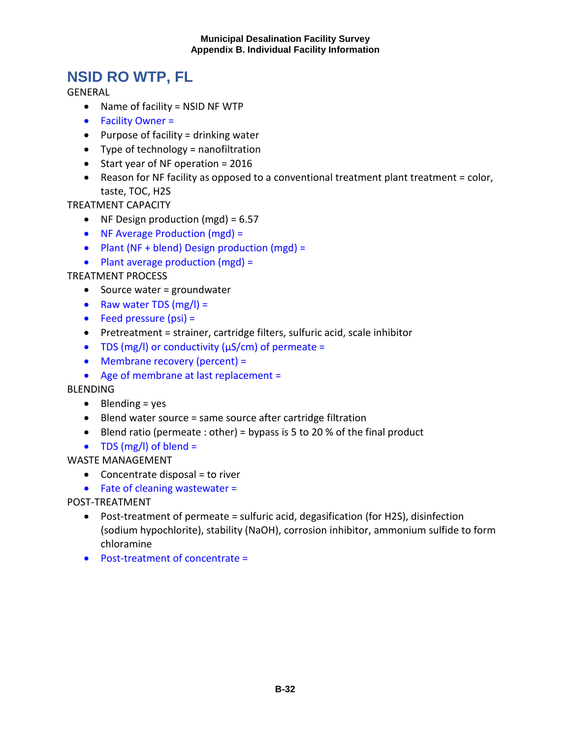# NSID RO WTP, FL

GENERAL

- Name of facility = NSID NF WTP
- Facility Owner =
- Purpose of facility = drinking water
- Type of technology = nanofiltration
- Start year of NF operation = 2016
- Reason for NF facility as opposed to a conventional treatment plant treatment = color, taste, TOC, $H_2S$

TREATMENT CAPACITY

- NF Design production (mgd) = 6.57
- NF Average Production (mgd) =
- Plant (NF + blend) Design production (mgd) =
- Plant average production (mgd) =

TREATMENT PROCESS

- Source water = groundwater
- Raw water TDS (mg/l) =
- Feed pressure (psi) =
- Pretreatment = strainer, cartridge filters, sulfuric acid, scale inhibitor
- TDS (mg/l) or conductivity (µS/cm) of permeate =
- Membrane recovery (percent) =
- Age of membrane at last replacement =

BLENDING

- Blending = yes
- Blend water source = same source after cartridge filtration
- Blend ratio (permeate : other) = bypass is 5 to 20 % of the final product
- TDS (mg/l) of blend =

WASTE MANAGEMENT

- Concentrate disposal = to river
- Fate of cleaning wastewater =

POST-TREATMENT

- Post-treatment of permeate = sulfuric acid, degasification (for $H_2S$), disinfection (sodium hypochlorite), stability (NaOH), corrosion inhibitor, ammonium sulfide to form chloramine
- Post-treatment of concentrate =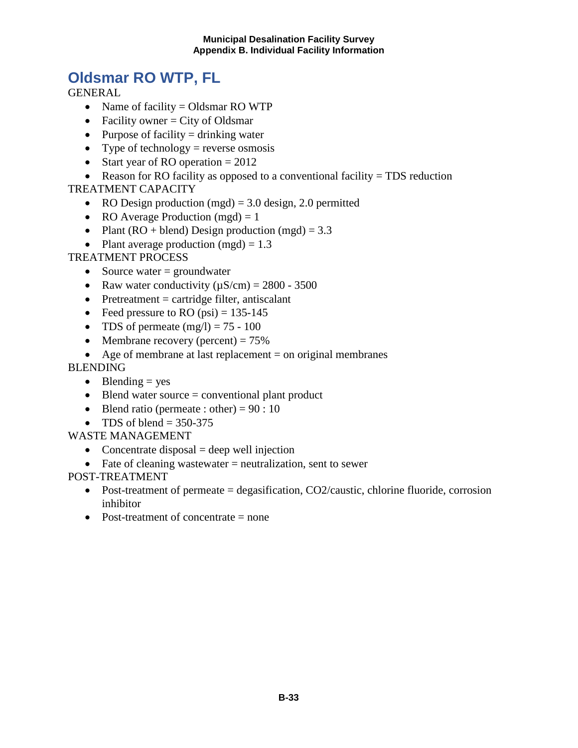# Oldsmar RO WTP, FL

GENERAL

- Name of facility = Oldsmar RO WTP
- Facility owner = City of Oldsmar
- Purpose of facility = drinking water
- Type of technology = reverse osmosis
- Start year of RO operation = 2012
- Reason for RO facility as opposed to a conventional facility = TDS reduction

TREATMENT CAPACITY

- RO Design production (mgd) = 3.0 design, 2.0 permitted
- RO Average Production (mgd) = 1
- Plant (RO + blend) Design production (mgd) = 3.3
- Plant average production (mgd) = 1.3

TREATMENT PROCESS

- Source water = groundwater
- Raw water conductivity (µS/cm) = 2800 - 3500
- Pretreatment = cartridge filter, antiscalant
- Feed pressure to RO (psi) = 135-145
- TDS of permeate (mg/l) = 75 - 100
- Membrane recovery (percent) = 75%
- Age of membrane at last replacement = on original membranes

BLENDING

- Blending = yes
- Blend water source = conventional plant product
- Blend ratio (permeate : other) = 90 : 10
- TDS of blend = 350-375

WASTE MANAGEMENT

- Concentrate disposal = deep well injection
- Fate of cleaning wastewater = neutralization, sent to sewer

POST-TREATMENT

- Post-treatment of permeate = degasification, $CO_2$/caustic, chlorine fluoride, corrosion inhibitor
- Post-treatment of concentrate = none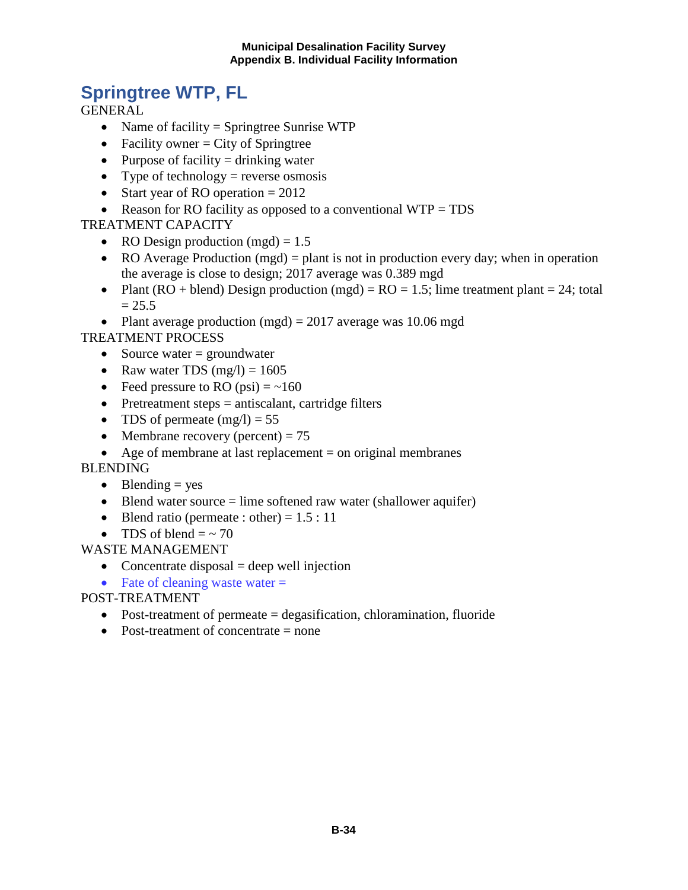# Springtree WTP, FL

GENERAL

- Name of facility = Springtree Sunrise WTP
- Facility owner = City of Springtree
- Purpose of facility = drinking water
- Type of technology = reverse osmosis
- Start year of RO operation = 2012
- Reason for RO facility as opposed to a conventional WTP = TDS

TREATMENT CAPACITY

- RO Design production (mgd) = 1.5
- RO Average Production (mgd) = plant is not in production every day; when in operation the average is close to design; 2017 average was 0.389 mgd
- Plant (RO + blend) Design production (mgd) = RO = 1.5; lime treatment plant = 24; total = 25.5
- Plant average production (mgd) = 2017 average was 10.06 mgd

TREATMENT PROCESS

- Source water = groundwater
- Raw water TDS (mg/l) = 1605
- Feed pressure to RO (psi) = ~160
- Pretreatment steps = antiscalant, cartridge filters
- TDS of permeate (mg/l) = 55
- Membrane recovery (percent) = 75
- Age of membrane at last replacement = on original membranes

BLENDING

- Blending = yes
- Blend water source = lime softened raw water (shallower aquifer)
- Blend ratio (permeate : other) = 1.5 : 11
- TDS of blend = ~ 70

WASTE MANAGEMENT

- Concentrate disposal = deep well injection
- Fate of cleaning waste water =

POST-TREATMENT

- Post-treatment of permeate = degasification, chloramination, fluoride
- Post-treatment of concentrate = none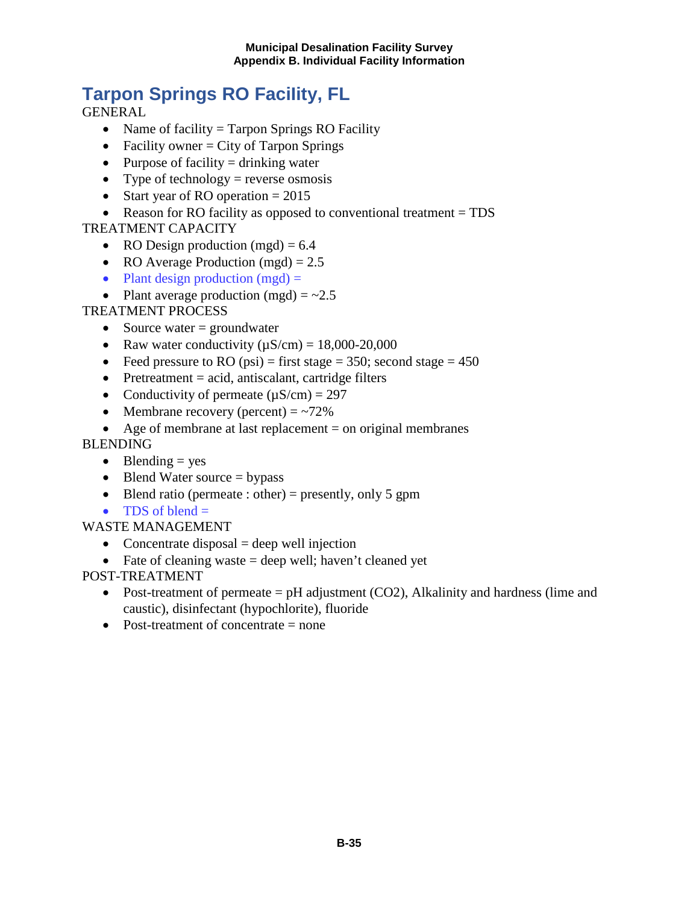# Tarpon Springs RO Facility, FL

GENERAL

- Name of facility = Tarpon Springs RO Facility
- Facility owner = City of Tarpon Springs
- Purpose of facility = drinking water
- Type of technology = reverse osmosis
- Start year of RO operation = 2015
- Reason for RO facility as opposed to conventional treatment = TDS

TREATMENT CAPACITY

- RO Design production (mgd) = 6.4
- RO Average Production (mgd) = 2.5
- Plant design production (mgd) =
- Plant average production (mgd) = ~2.5

TREATMENT PROCESS

- Source water = groundwater
- Raw water conductivity (µS/cm) = 18,000-20,000
- Feed pressure to RO (psi) = first stage = 350; second stage = 450
- Pretreatment = acid, antiscalant, cartridge filters
- Conductivity of permeate (µS/cm) = 297
- Membrane recovery (percent) = ~72%
- Age of membrane at last replacement = on original membranes

BLENDING

- Blending = yes
- Blend Water source = bypass
- Blend ratio (permeate : other) = presently, only 5 gpm
- TDS of blend =

WASTE MANAGEMENT

- Concentrate disposal = deep well injection
- Fate of cleaning waste = deep well; haven't cleaned yet

POST-TREATMENT

- Post-treatment of permeate = pH adjustment ($CO_2$), Alkalinity and hardness (lime and caustic), disinfectant (hypochlorite), fluoride
- Post-treatment of concentrate = none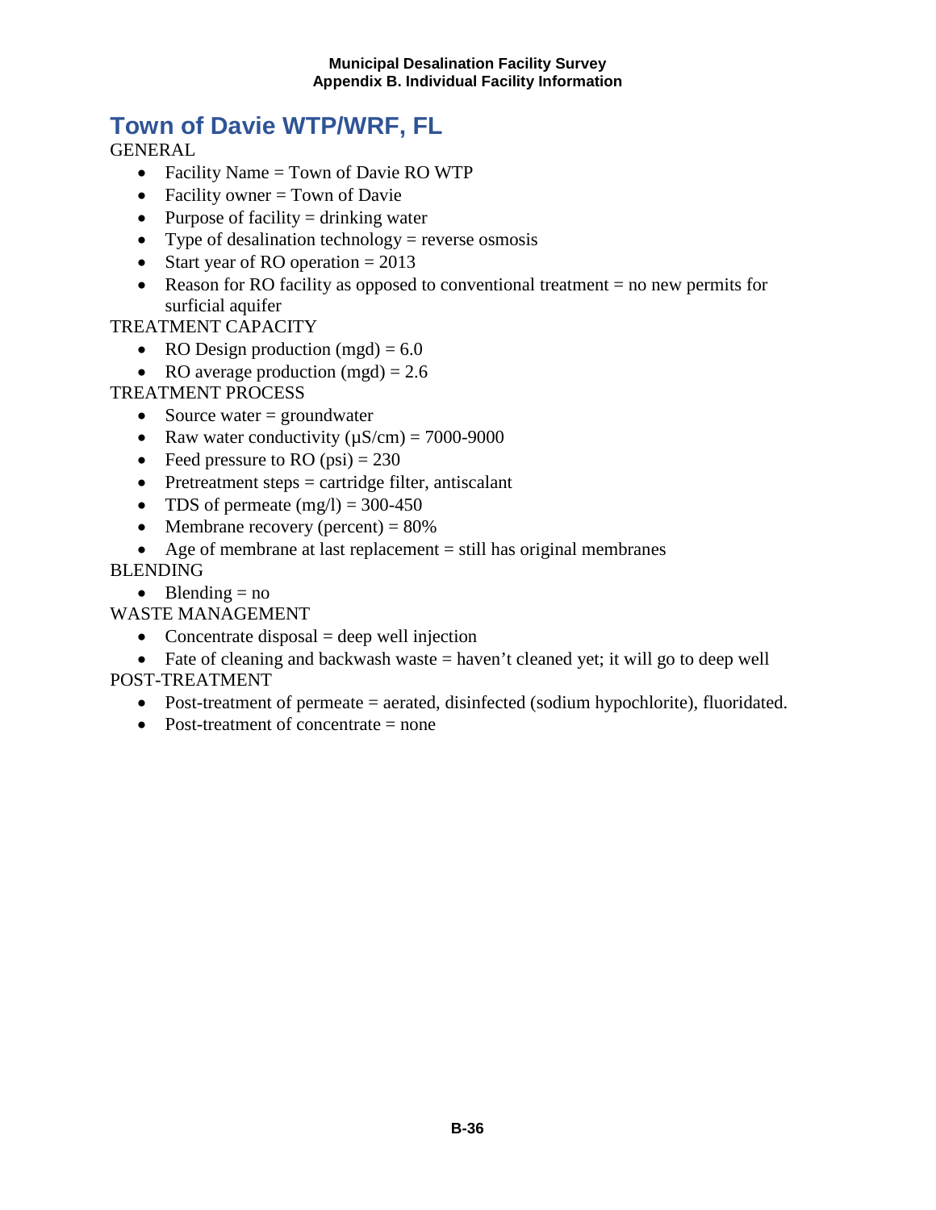# Town of Davie WTP/WRF, FL

GENERAL

- Facility Name = Town of Davie RO WTP
- Facility owner = Town of Davie
- Purpose of facility = drinking water
- Type of desalination technology = reverse osmosis
- Start year of RO operation = 2013
- Reason for RO facility as opposed to conventional treatment = no new permits for surficial aquifer

TREATMENT CAPACITY

- RO Design production (mgd) = 6.0
- RO average production (mgd) = 2.6

TREATMENT PROCESS

- Source water = groundwater
- Raw water conductivity (μS/cm) = 7000-9000
- Feed pressure to RO (psi) = 230
- Pretreatment steps = cartridge filter, antiscalant
- TDS of permeate (mg/l) = 300-450
- Membrane recovery (percent) = 80%
- Age of membrane at last replacement = still has original membranes

BLENDING

- Blending = no

WASTE MANAGEMENT

- Concentrate disposal = deep well injection
- Fate of cleaning and backwash waste = haven't cleaned yet; it will go to deep well

POST-TREATMENT

- Post-treatment of permeate = aerated, disinfected (sodium hypochlorite), fluoridated.
- Post-treatment of concentrate = none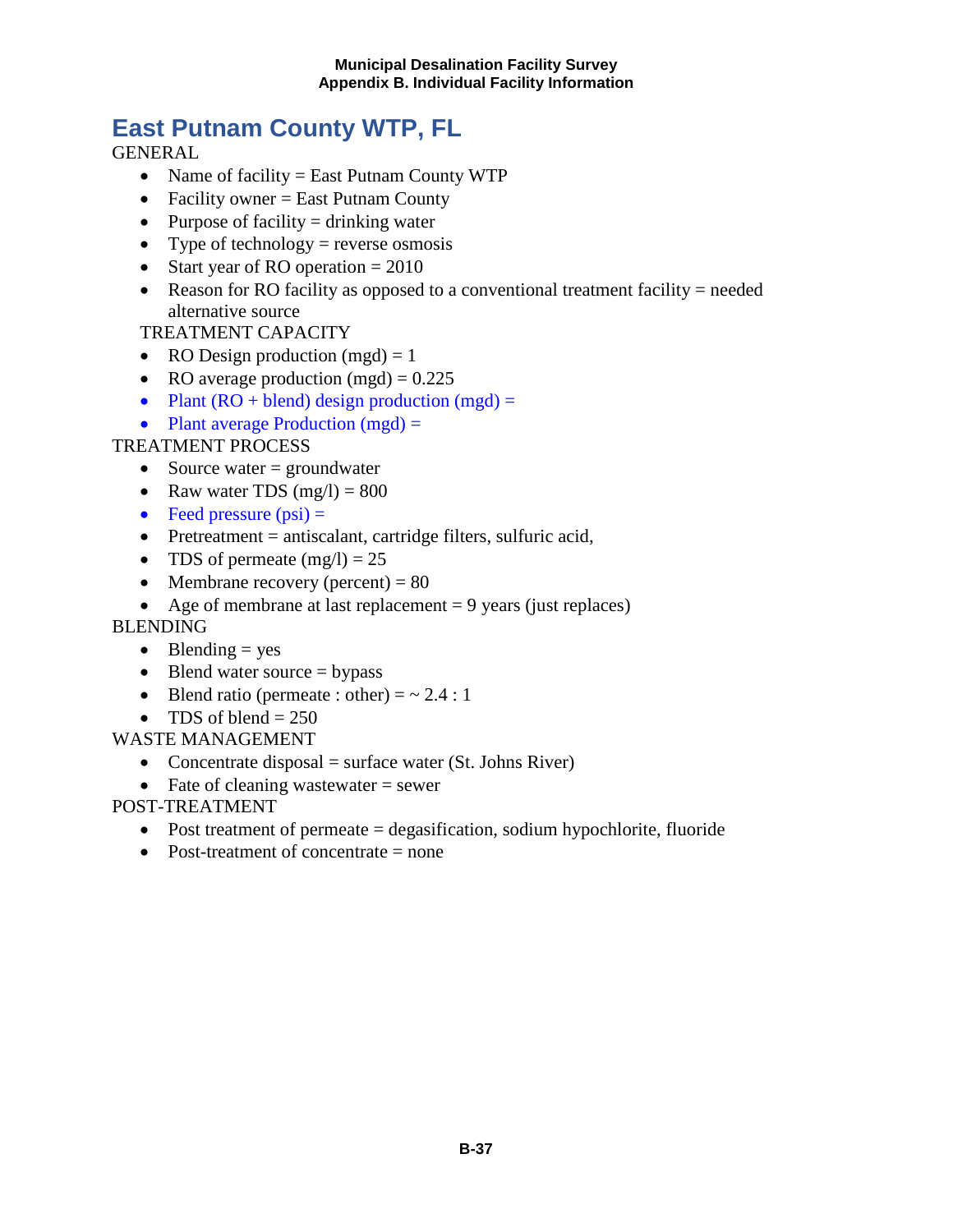## East Putnam County WTP, FL

GENERAL

- Name of facility = East Putnam County WTP
- Facility owner = East Putnam County
- Purpose of facility = drinking water
- Type of technology = reverse osmosis
- Start year of RO operation = 2010
- Reason for RO facility as opposed to a conventional treatment facility = needed alternative source

TREATMENT CAPACITY

- RO Design production (mgd) = 1
- RO average production (mgd) = 0.225
- Plant (RO + blend) design production (mgd) =
- Plant average Production (mgd) =

TREATMENT PROCESS

- Source water = groundwater
- Raw water TDS (mg/l) = 800
- Feed pressure (psi) =
- Pretreatment = antiscalant, cartridge filters, sulfuric acid,
- TDS of permeate (mg/l) = 25
- Membrane recovery (percent) = 80
- Age of membrane at last replacement = 9 years (just replaces)

BLENDING

- Blending = yes
- Blend water source = bypass
- Blend ratio (permeate : other) = ~ 2.4 : 1
- TDS of blend = 250

WASTE MANAGEMENT

- Concentrate disposal = surface water (St. Johns River)
- Fate of cleaning wastewater = sewer

POST-TREATMENT

- Post treatment of permeate = degasification, sodium hypochlorite, fluoride
- Post-treatment of concentrate = none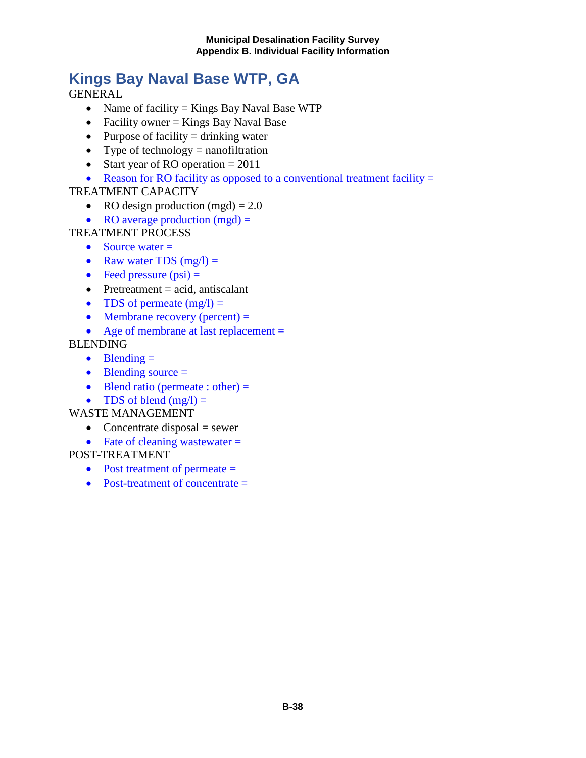# Kings Bay Naval Base WTP, GA

GENERAL

- Name of facility = Kings Bay Naval Base WTP
- Facility owner = Kings Bay Naval Base
- Purpose of facility = drinking water
- Type of technology = nanofiltration
- Start year of RO operation = 2011
- Reason for RO facility as opposed to a conventional treatment facility =

TREATMENT CAPACITY

- RO design production (mgd) = 2.0
- RO average production (mgd) =

TREATMENT PROCESS

- Source water =
- Raw water TDS (mg/l) =
- Feed pressure (psi) =
- Pretreatment = acid, antiscalant
- TDS of permeate (mg/l) =
- Membrane recovery (percent) =
- Age of membrane at last replacement =

BLENDING

- Blending =
- Blending source =
- Blend ratio (permeate : other) =
- TDS of blend (mg/l) =

WASTE MANAGEMENT

- Concentrate disposal = sewer
- Fate of cleaning wastewater =

POST-TREATMENT

- Post treatment of permeate =
- Post-treatment of concentrate =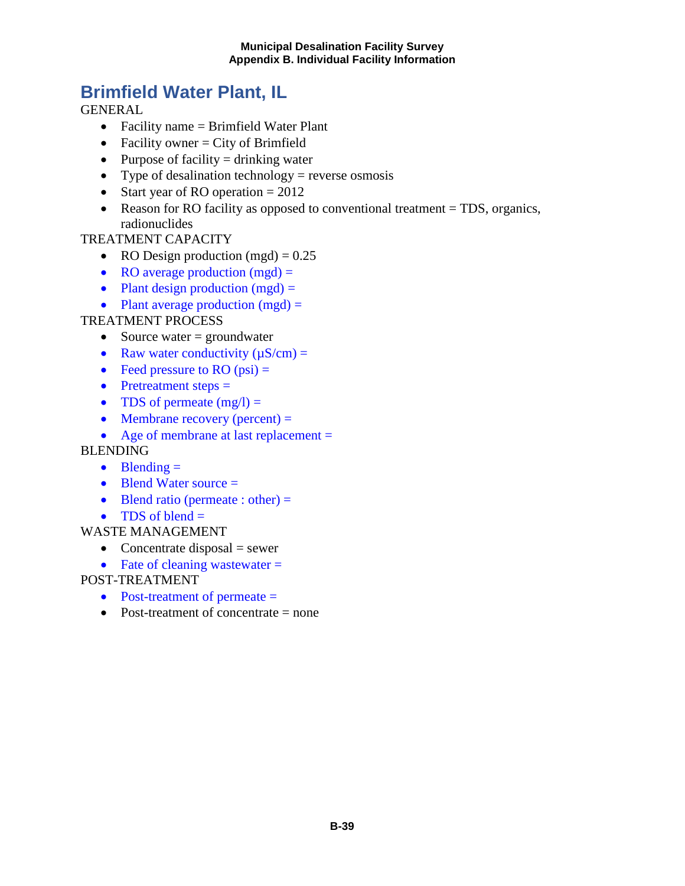# Brimfield Water Plant, IL

GENERAL

- Facility name = Brimfield Water Plant
- Facility owner = City of Brimfield
- Purpose of facility = drinking water
- Type of desalination technology = reverse osmosis
- Start year of RO operation = 2012
- Reason for RO facility as opposed to conventional treatment = TDS, organics, radionuclides

TREATMENT CAPACITY

- RO Design production (mgd) = 0.25
- RO average production (mgd) =
- Plant design production (mgd) =
- Plant average production (mgd) =

TREATMENT PROCESS

- Source water = groundwater
- Raw water conductivity (µS/cm) =
- Feed pressure to RO (psi) =
- Pretreatment steps =
- TDS of permeate (mg/l) =
- Membrane recovery (percent) =
- Age of membrane at last replacement =

BLENDING

- Blending =
- Blend Water source =
- Blend ratio (permeate : other) =
- TDS of blend =

WASTE MANAGEMENT

- Concentrate disposal = sewer
- Fate of cleaning wastewater =

POST-TREATMENT

- Post-treatment of permeate =
- Post-treatment of concentrate = none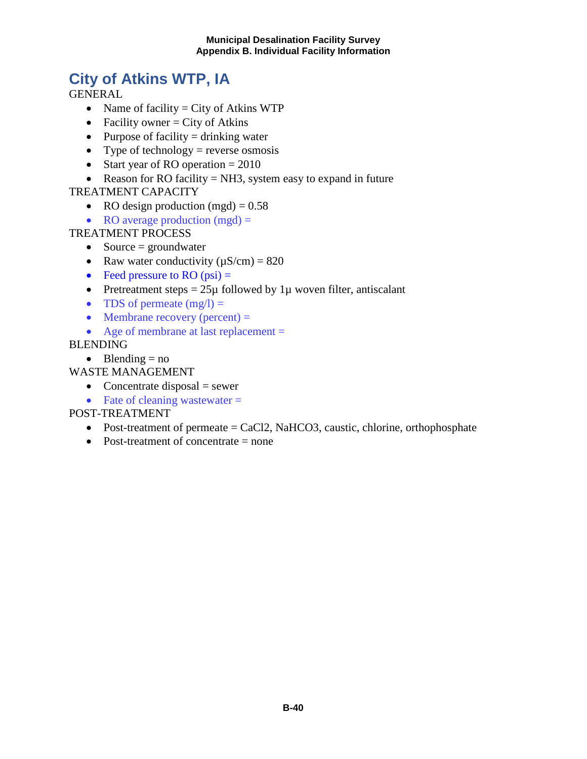# City of Atkins WTP, IA

GENERAL

- Name of facility = City of Atkins WTP
- Facility owner = City of Atkins
- Purpose of facility = drinking water
- Type of technology = reverse osmosis
- Start year of RO operation = 2010
- Reason for RO facility = $NH_3$, system easy to expand in future

TREATMENT CAPACITY

- RO design production (mgd) = 0.58
- RO average production (mgd) =

TREATMENT PROCESS

- Source = groundwater
- Raw water conductivity (µS/cm) = 820
- Feed pressure to RO (psi) =
- Pretreatment steps = 25µ followed by 1µ woven filter, antiscalant
- TDS of permeate (mg/l) =
- Membrane recovery (percent) =
- Age of membrane at last replacement =

BLENDING

- Blending = no

WASTE MANAGEMENT

- Concentrate disposal = sewer
- Fate of cleaning wastewater =

POST-TREATMENT

- Post-treatment of permeate = $CaCl_2$, $NaHCO_3$, caustic, chlorine, orthophosphate
- Post-treatment of concentrate = none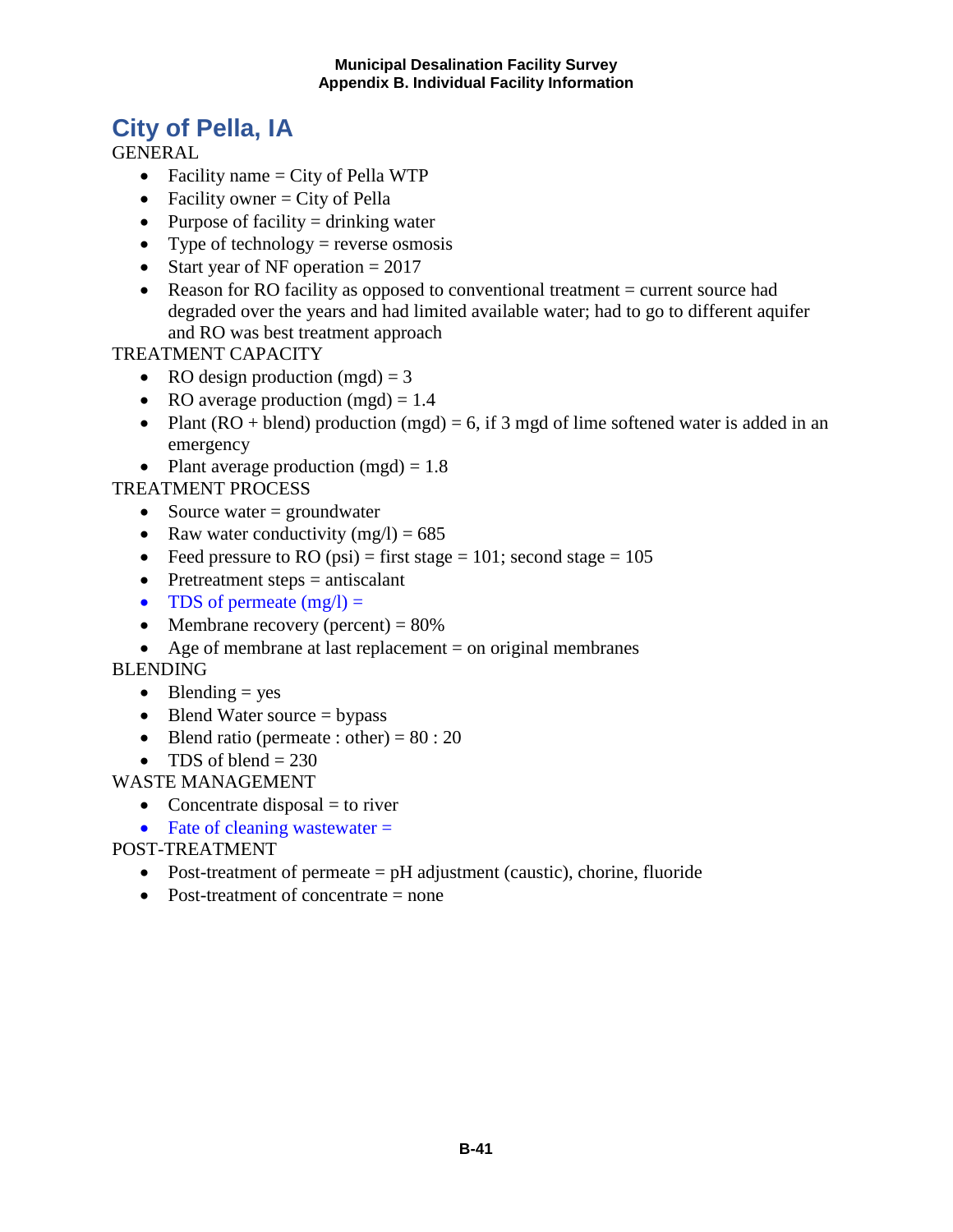# City of Pella, IA

GENERAL

- Facility name = City of Pella WTP
- Facility owner = City of Pella
- Purpose of facility = drinking water
- Type of technology = reverse osmosis
- Start year of NF operation = 2017
- Reason for RO facility as opposed to conventional treatment = current source had degraded over the years and had limited available water; had to go to different aquifer and RO was best treatment approach

TREATMENT CAPACITY

- RO design production (mgd) = 3
- RO average production (mgd) = 1.4
- Plant (RO + blend) production (mgd) = 6, if 3 mgd of lime softened water is added in an emergency
- Plant average production (mgd) = 1.8

TREATMENT PROCESS

- Source water = groundwater
- Raw water conductivity (mg/l) = 685
- Feed pressure to RO (psi) = first stage = 101; second stage = 105
- Pretreatment steps = antiscalant
- TDS of permeate (mg/l) =
- Membrane recovery (percent) = 80%
- Age of membrane at last replacement = on original membranes

BLENDING

- Blending = yes
- Blend Water source = bypass
- Blend ratio (permeate : other) = 80 : 20
- TDS of blend = 230

WASTE MANAGEMENT

- Concentrate disposal = to river
- Fate of cleaning wastewater =

POST-TREATMENT

- Post-treatment of permeate = pH adjustment (caustic), chorine, fluoride
- Post-treatment of concentrate = none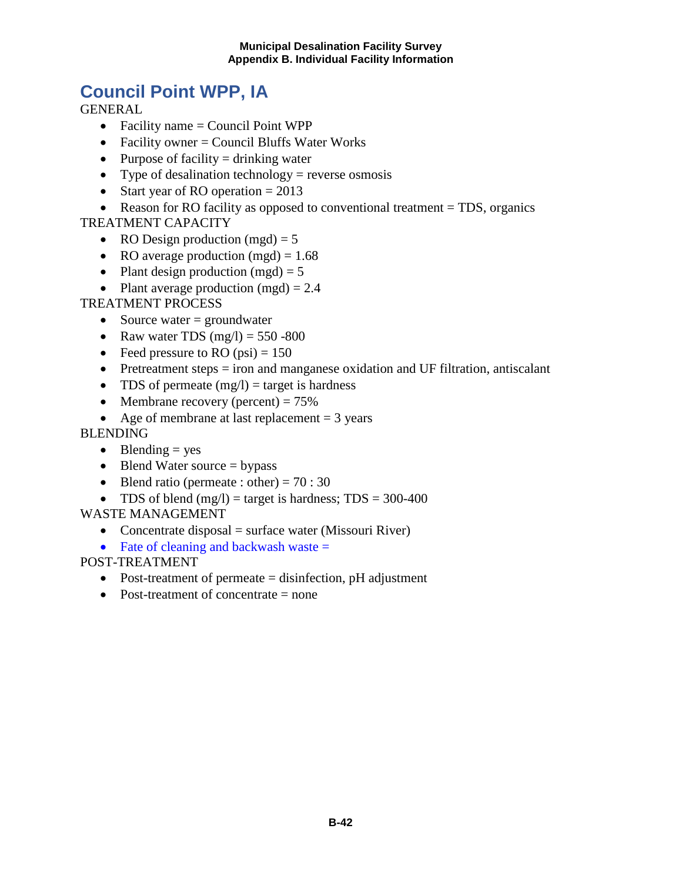# Council Point WPP, IA

GENERAL

- Facility name = Council Point WPP
- Facility owner = Council Bluffs Water Works
- Purpose of facility = drinking water
- Type of desalination technology = reverse osmosis
- Start year of RO operation = 2013
- Reason for RO facility as opposed to conventional treatment = TDS, organics

TREATMENT CAPACITY

- RO Design production (mgd) = 5
- RO average production (mgd) = 1.68
- Plant design production (mgd) = 5
- Plant average production (mgd) = 2.4

TREATMENT PROCESS

- Source water = groundwater
- Raw water TDS (mg/l) = 550 -800
- Feed pressure to RO (psi) = 150
- Pretreatment steps = iron and manganese oxidation and UF filtration, antiscalant
- TDS of permeate (mg/l) = target is hardness
- Membrane recovery (percent) = 75%
- Age of membrane at last replacement = 3 years

BLENDING

- Blending = yes
- Blend Water source = bypass
- Blend ratio (permeate : other) = 70 : 30
- TDS of blend (mg/l) = target is hardness; TDS = 300-400

WASTE MANAGEMENT

- Concentrate disposal = surface water (Missouri River)
- Fate of cleaning and backwash waste =

POST-TREATMENT

- Post-treatment of permeate = disinfection, pH adjustment
- Post-treatment of concentrate = none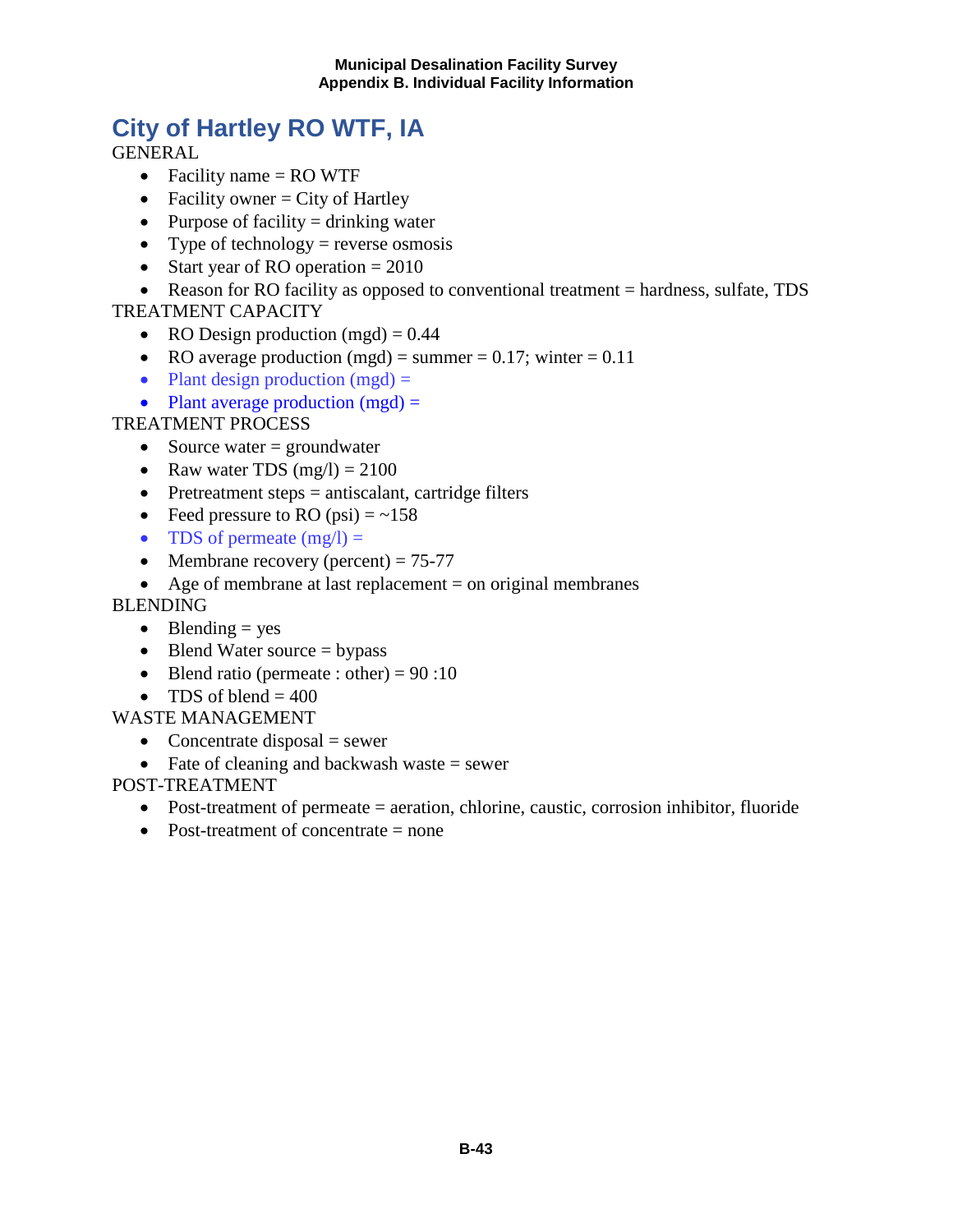# City of Hartley RO WTF, IA

GENERAL

- Facility name = RO WTF
- Facility owner = City of Hartley
- Purpose of facility = drinking water
- Type of technology = reverse osmosis
- Start year of RO operation = 2010
- Reason for RO facility as opposed to conventional treatment = hardness, sulfate, TDS

TREATMENT CAPACITY

- RO Design production (mgd) = 0.44
- RO average production (mgd) = summer = 0.17; winter = 0.11
- Plant design production (mgd) =
- Plant average production (mgd) =

TREATMENT PROCESS

- Source water = groundwater
- Raw water TDS (mg/l) = 2100
- Pretreatment steps = antiscalant, cartridge filters
- Feed pressure to RO (psi) = ~158
- TDS of permeate (mg/l) =
- Membrane recovery (percent) = 75-77
- Age of membrane at last replacement = on original membranes

BLENDING

- Blending = yes
- Blend Water source = bypass
- Blend ratio (permeate : other) = 90 :10
- TDS of blend = 400

WASTE MANAGEMENT

- Concentrate disposal = sewer
- Fate of cleaning and backwash waste = sewer

POST-TREATMENT

- Post-treatment of permeate = aeration, chlorine, caustic, corrosion inhibitor, fluoride
- Post-treatment of concentrate = none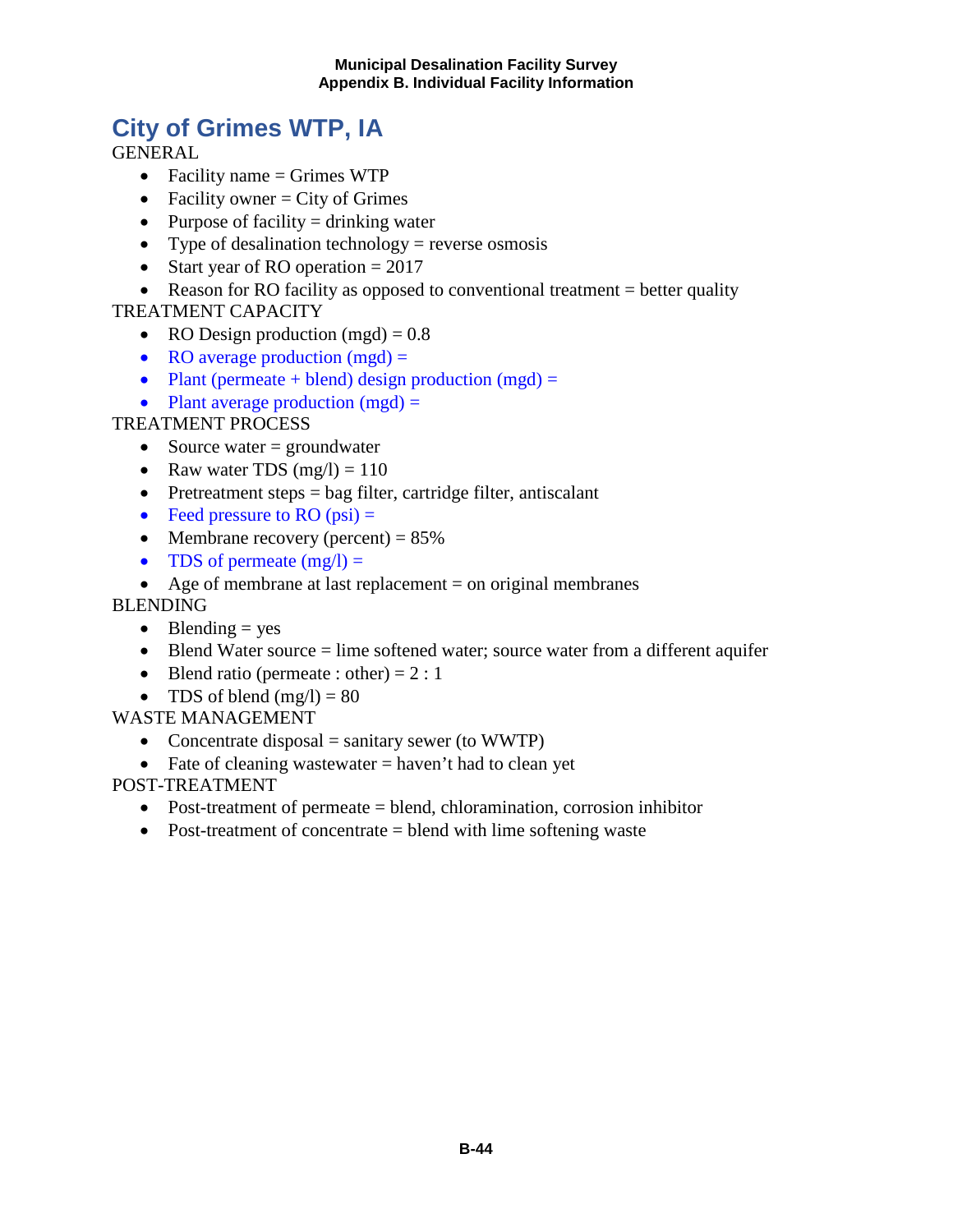# City of Grimes WTP, IA

GENERAL

- Facility name = Grimes WTP
- Facility owner = City of Grimes
- Purpose of facility = drinking water
- Type of desalination technology = reverse osmosis
- Start year of RO operation = 2017
- Reason for RO facility as opposed to conventional treatment = better quality

TREATMENT CAPACITY

- RO Design production (mgd) = 0.8
- RO average production (mgd) =
- Plant (permeate + blend) design production (mgd) =
- Plant average production (mgd) =

TREATMENT PROCESS

- Source water = groundwater
- Raw water TDS (mg/l) = 110
- Pretreatment steps = bag filter, cartridge filter, antiscalant
- Feed pressure to RO (psi) =
- Membrane recovery (percent) = 85%
- TDS of permeate (mg/l) =
- Age of membrane at last replacement = on original membranes

BLENDING

- Blending = yes
- Blend Water source = lime softened water; source water from a different aquifer
- Blend ratio (permeate : other) = 2 : 1
- TDS of blend (mg/l) = 80

WASTE MANAGEMENT

- Concentrate disposal = sanitary sewer (to WWTP)
- Fate of cleaning wastewater = haven't had to clean yet

POST-TREATMENT

- Post-treatment of permeate = blend, chloramination, corrosion inhibitor
- Post-treatment of concentrate = blend with lime softening waste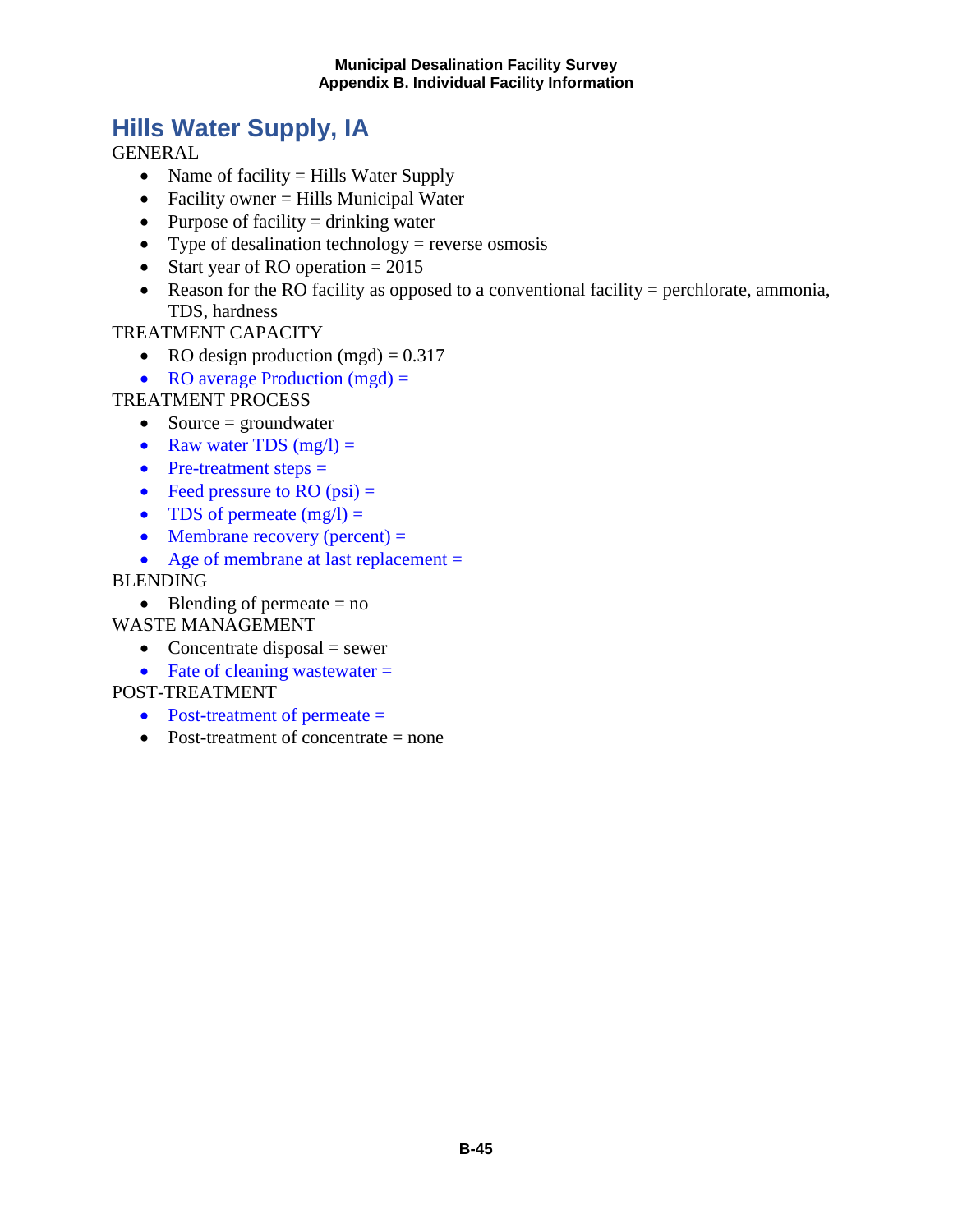## Hills Water Supply, IA

GENERAL

- Name of facility = Hills Water Supply
- Facility owner = Hills Municipal Water
- Purpose of facility = drinking water
- Type of desalination technology = reverse osmosis
- Start year of RO operation = 2015
- Reason for the RO facility as opposed to a conventional facility = perchlorate, ammonia, TDS, hardness

TREATMENT CAPACITY

- RO design production (mgd) = 0.317
- RO average Production (mgd) =

TREATMENT PROCESS

- Source = groundwater
- Raw water TDS (mg/l) =
- Pre-treatment steps =
- Feed pressure to RO (psi) =
- TDS of permeate (mg/l) =
- Membrane recovery (percent) =
- Age of membrane at last replacement =

BLENDING

- Blending of permeate = no

WASTE MANAGEMENT

- Concentrate disposal = sewer
- Fate of cleaning wastewater =

POST-TREATMENT

- Post-treatment of permeate =
- Post-treatment of concentrate = none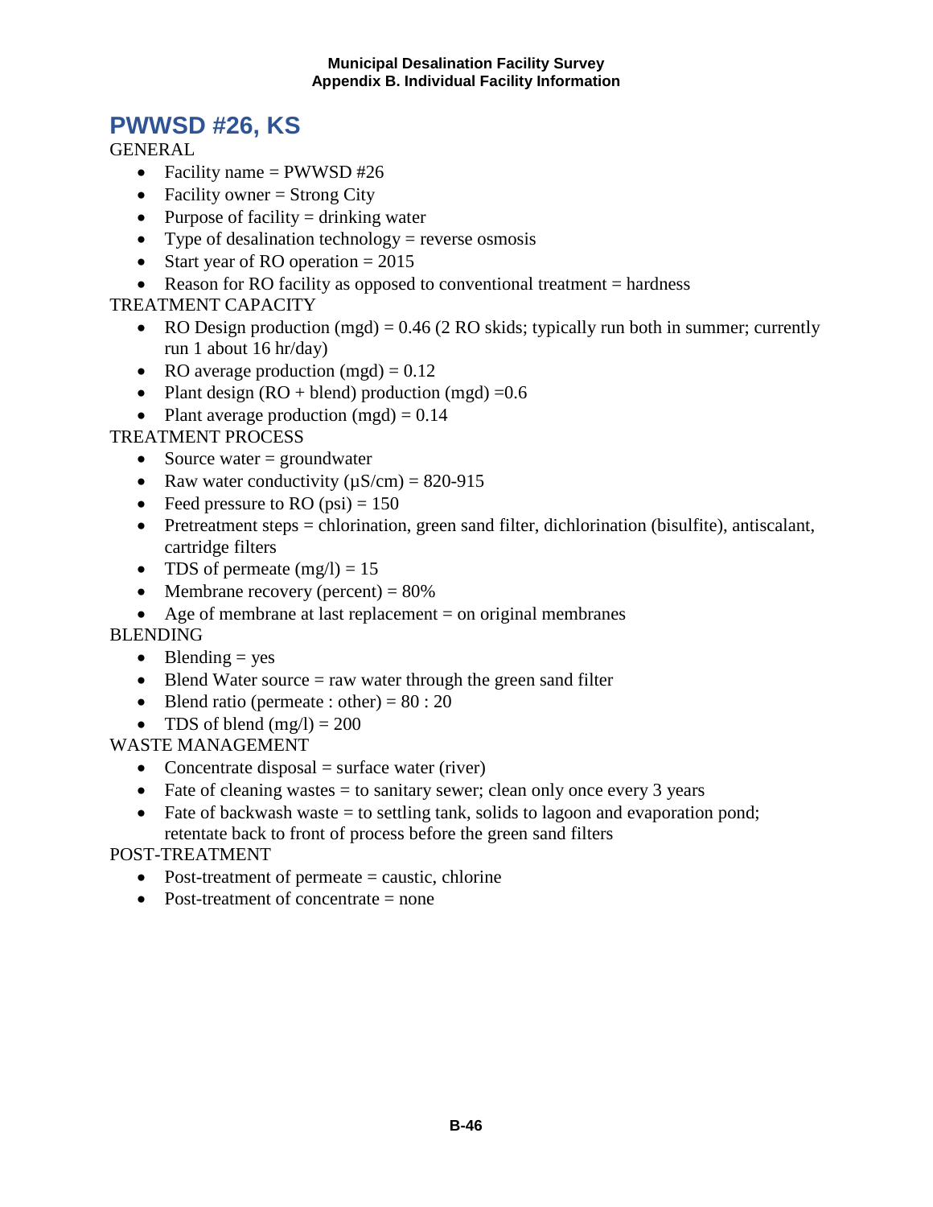# PWWSD #26, KS

GENERAL

- Facility name = PWWSD #26
- Facility owner = Strong City
- Purpose of facility = drinking water
- Type of desalination technology = reverse osmosis
- Start year of RO operation = 2015
- Reason for RO facility as opposed to conventional treatment = hardness

TREATMENT CAPACITY

- RO Design production (mgd) = 0.46 (2 RO skids; typically run both in summer; currently run 1 about 16 hr/day)
- RO average production (mgd) = 0.12
- Plant design (RO + blend) production (mgd) =0.6
- Plant average production (mgd) = 0.14

TREATMENT PROCESS

- Source water = groundwater
- Raw water conductivity (μS/cm) = 820-915
- Feed pressure to RO (psi) = 150
- Pretreatment steps = chlorination, green sand filter, dichlorination (bisulfite), antiscalant, cartridge filters
- TDS of permeate (mg/l) = 15
- Membrane recovery (percent) = 80%
- Age of membrane at last replacement = on original membranes

BLENDING

- Blending = yes
- Blend Water source = raw water through the green sand filter
- Blend ratio (permeate : other) = 80 : 20
- TDS of blend (mg/l) = 200

WASTE MANAGEMENT

- Concentrate disposal = surface water (river)
- Fate of cleaning wastes = to sanitary sewer; clean only once every 3 years
- Fate of backwash waste = to settling tank, solids to lagoon and evaporation pond; retentate back to front of process before the green sand filters

POST-TREATMENT

- Post-treatment of permeate = caustic, chlorine
- Post-treatment of concentrate = none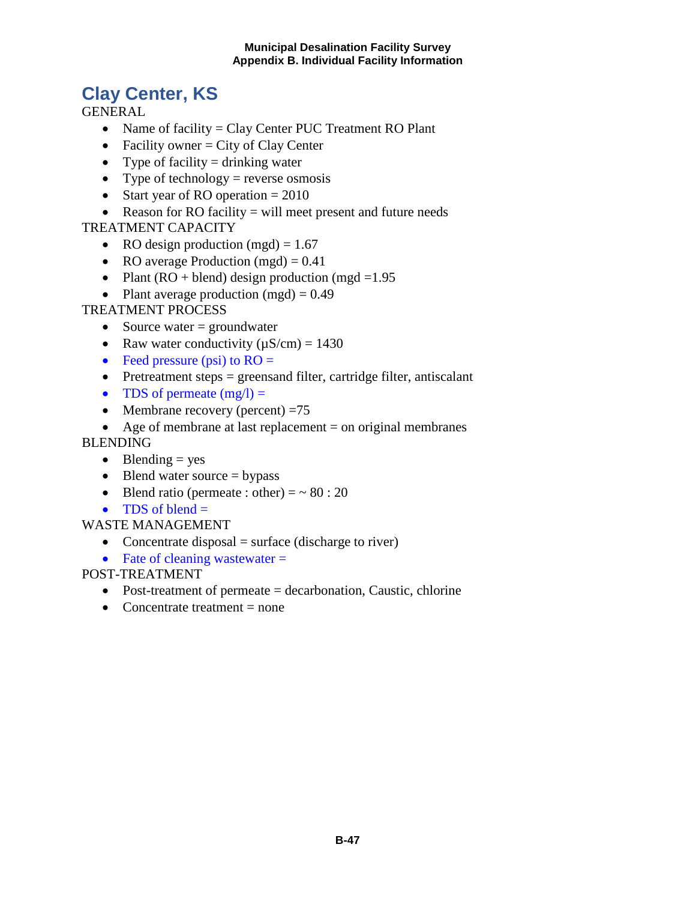# Clay Center, KS

GENERAL

- Name of facility = Clay Center PUC Treatment RO Plant
- Facility owner = City of Clay Center
- Type of facility = drinking water
- Type of technology = reverse osmosis
- Start year of RO operation = 2010
- Reason for RO facility = will meet present and future needs

TREATMENT CAPACITY

- RO design production (mgd) = 1.67
- RO average Production (mgd) = 0.41
- Plant (RO + blend) design production (mgd =1.95
- Plant average production (mgd) = 0.49

TREATMENT PROCESS

- Source water = groundwater
- Raw water conductivity (µS/cm) = 1430
- Feed pressure (psi) to RO =
- Pretreatment steps = greensand filter, cartridge filter, antiscalant
- TDS of permeate (mg/l) =
- Membrane recovery (percent) =75
- Age of membrane at last replacement = on original membranes

BLENDING

- Blending = yes
- Blend water source = bypass
- Blend ratio (permeate : other) = ~ 80 : 20
- TDS of blend =

WASTE MANAGEMENT

- Concentrate disposal = surface (discharge to river)
- Fate of cleaning wastewater =

POST-TREATMENT

- Post-treatment of permeate = decarbonation, Caustic, chlorine
- Concentrate treatment = none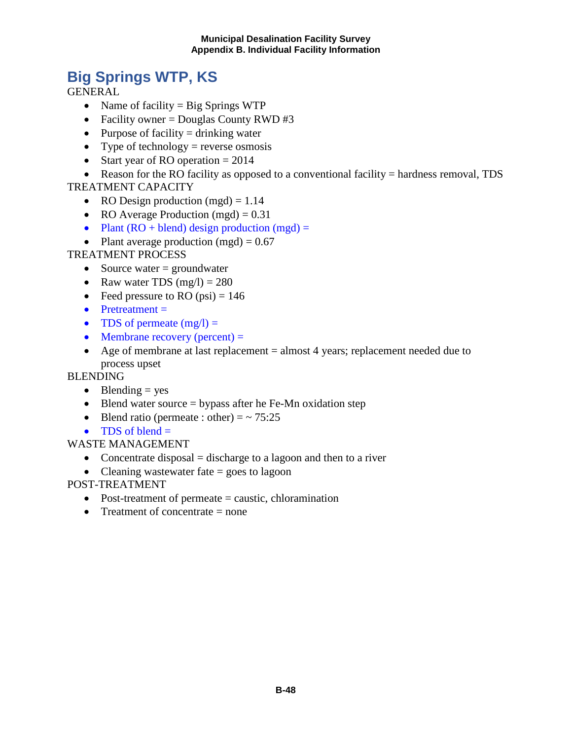# Big Springs WTP, KS

GENERAL

- Name of facility = Big Springs WTP
- Facility owner = Douglas County RWD #3
- Purpose of facility = drinking water
- Type of technology = reverse osmosis
- Start year of RO operation = 2014
- Reason for the RO facility as opposed to a conventional facility = hardness removal, TDS

TREATMENT CAPACITY

- RO Design production (mgd) = 1.14
- RO Average Production (mgd) = 0.31
- Plant (RO + blend) design production (mgd) =
- Plant average production (mgd) = 0.67

TREATMENT PROCESS

- Source water = groundwater
- Raw water TDS (mg/l) = 280
- Feed pressure to RO (psi) = 146
- Pretreatment =
- TDS of permeate (mg/l) =
- Membrane recovery (percent) =
- Age of membrane at last replacement = almost 4 years; replacement needed due to process upset

BLENDING

- Blending = yes
- Blend water source = bypass after he Fe-Mn oxidation step
- Blend ratio (permeate : other) = ~ 75:25
- TDS of blend =

WASTE MANAGEMENT

- Concentrate disposal = discharge to a lagoon and then to a river
- Cleaning wastewater fate = goes to lagoon

POST-TREATMENT

- Post-treatment of permeate = caustic, chloramination
- Treatment of concentrate = none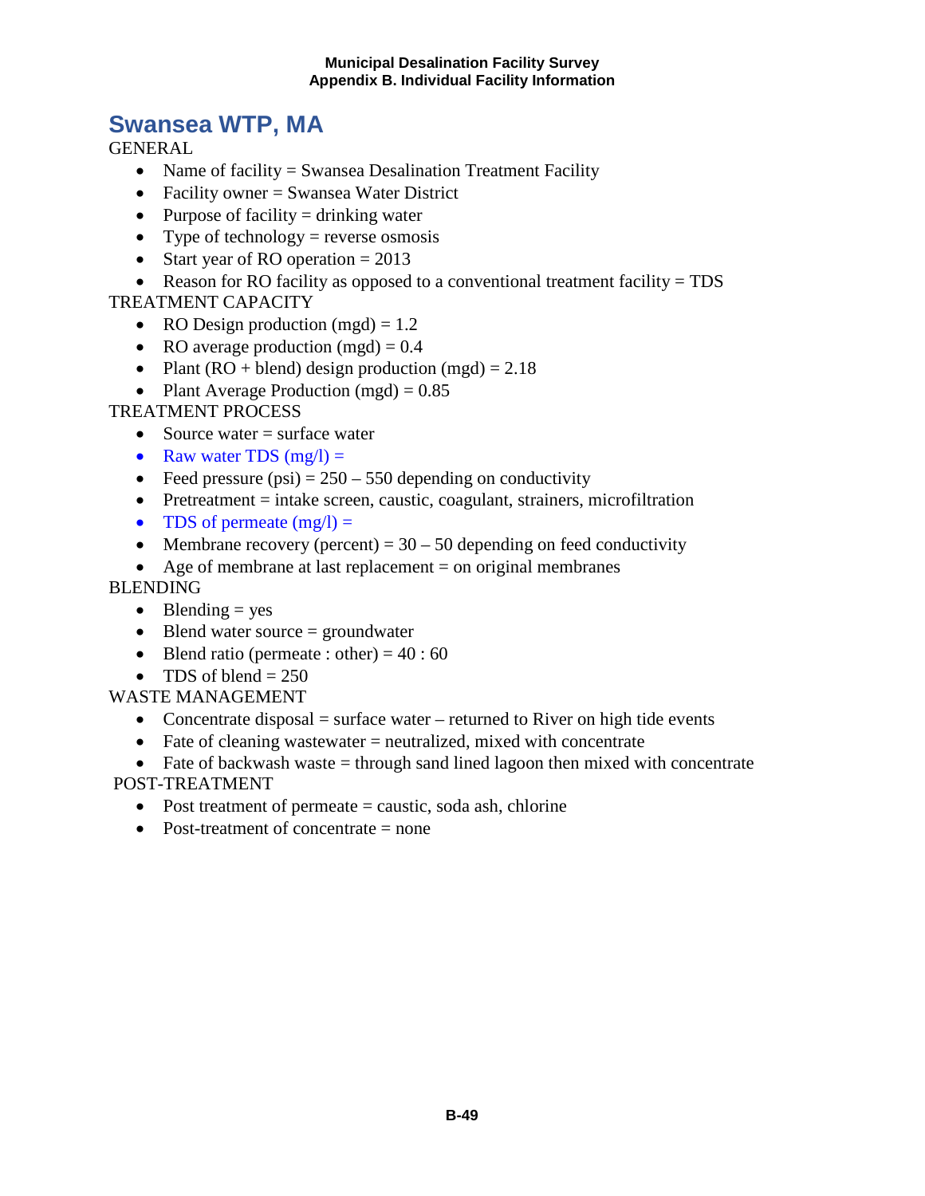## Swansea WTP, MA

GENERAL

- Name of facility = Swansea Desalination Treatment Facility
- Facility owner = Swansea Water District
- Purpose of facility = drinking water
- Type of technology = reverse osmosis
- Start year of RO operation = 2013
- Reason for RO facility as opposed to a conventional treatment facility = TDS

TREATMENT CAPACITY

- RO Design production (mgd) = 1.2
- RO average production (mgd) = 0.4
- Plant (RO + blend) design production (mgd) = 2.18
- Plant Average Production (mgd) = 0.85

TREATMENT PROCESS

- Source water = surface water
- Raw water TDS (mg/l) =
- Feed pressure (psi) = 250 – 550 depending on conductivity
- Pretreatment = intake screen, caustic, coagulant, strainers, microfiltration
- TDS of permeate (mg/l) =
- Membrane recovery (percent) = 30 – 50 depending on feed conductivity
- Age of membrane at last replacement = on original membranes

BLENDING

- Blending = yes
- Blend water source = groundwater
- Blend ratio (permeate : other) = 40 : 60
- TDS of blend = 250

WASTE MANAGEMENT

- Concentrate disposal = surface water – returned to River on high tide events
- Fate of cleaning wastewater = neutralized, mixed with concentrate
- Fate of backwash waste = through sand lined lagoon then mixed with concentrate

POST-TREATMENT

- Post treatment of permeate = caustic, soda ash, chlorine
- Post-treatment of concentrate = none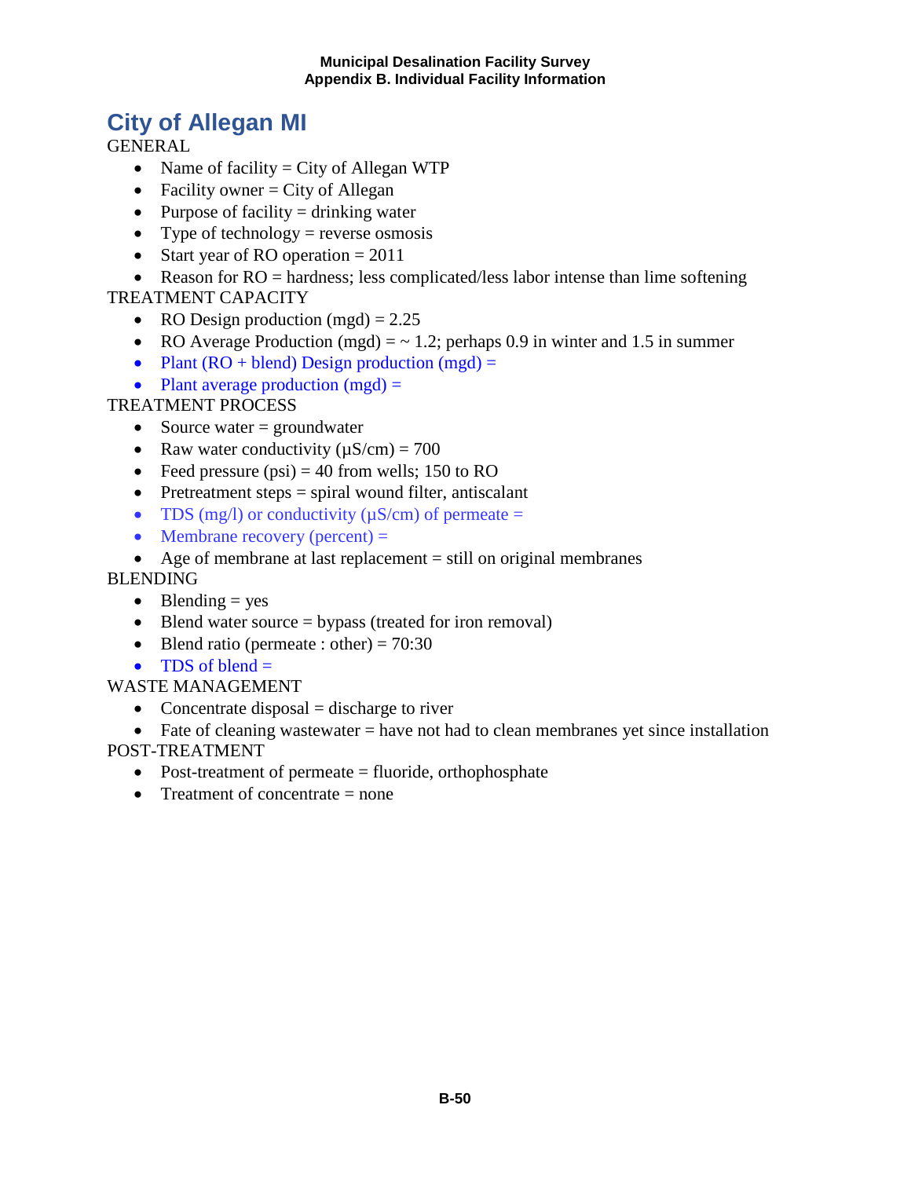# City of Allegan MI

GENERAL

- Name of facility = City of Allegan WTP
- Facility owner = City of Allegan
- Purpose of facility = drinking water
- Type of technology = reverse osmosis
- Start year of RO operation = 2011
- Reason for RO = hardness; less complicated/less labor intense than lime softening

TREATMENT CAPACITY

- RO Design production (mgd) = 2.25
- RO Average Production (mgd) = ~ 1.2; perhaps 0.9 in winter and 1.5 in summer
- Plant (RO + blend) Design production (mgd) =
- Plant average production (mgd) =

TREATMENT PROCESS

- Source water = groundwater
- Raw water conductivity (μS/cm) = 700
- Feed pressure (psi) = 40 from wells; 150 to RO
- Pretreatment steps = spiral wound filter, antiscalant
- TDS (mg/l) or conductivity (μS/cm) of permeate =
- Membrane recovery (percent) =
- Age of membrane at last replacement = still on original membranes

BLENDING

- Blending = yes
- Blend water source = bypass (treated for iron removal)
- Blend ratio (permeate : other) = 70:30
- TDS of blend =

WASTE MANAGEMENT

- Concentrate disposal = discharge to river
- Fate of cleaning wastewater = have not had to clean membranes yet since installation

POST-TREATMENT

- Post-treatment of permeate = fluoride, orthophosphate
- Treatment of concentrate = none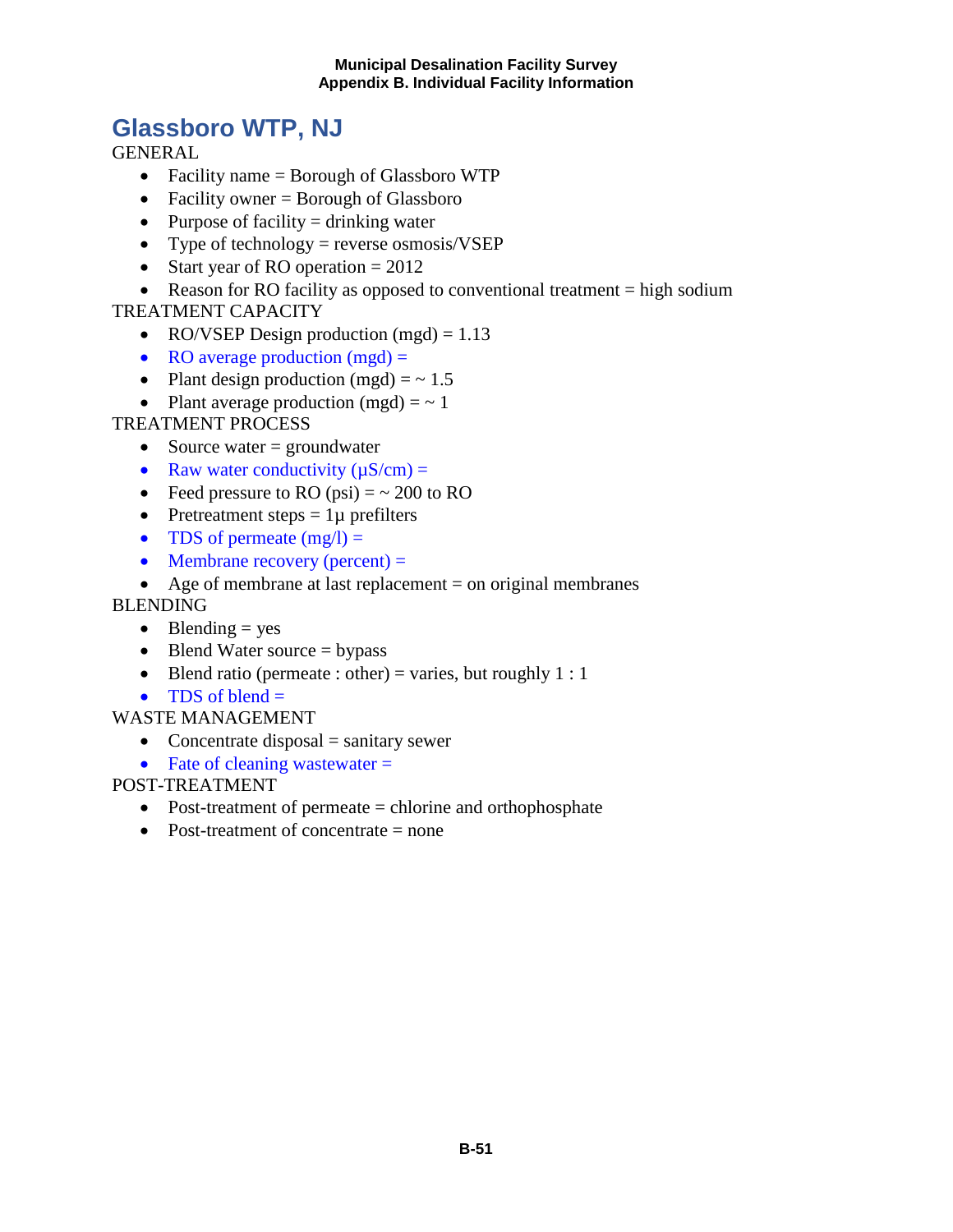# Glassboro WTP, NJ

GENERAL

- Facility name = Borough of Glassboro WTP
- Facility owner = Borough of Glassboro
- Purpose of facility = drinking water
- Type of technology = reverse osmosis/VSEP
- Start year of RO operation = 2012
- Reason for RO facility as opposed to conventional treatment = high sodium

TREATMENT CAPACITY

- RO/VSEP Design production (mgd) = 1.13
- RO average production (mgd) =
- Plant design production (mgd) = ~ 1.5
- Plant average production (mgd) = ~ 1

TREATMENT PROCESS

- Source water = groundwater
- Raw water conductivity (μS/cm) =
- Feed pressure to RO (psi) = ~ 200 to RO
- Pretreatment steps = 1μ prefilters
- TDS of permeate (mg/l) =
- Membrane recovery (percent) =
- Age of membrane at last replacement = on original membranes

BLENDING

- Blending = yes
- Blend Water source = bypass
- Blend ratio (permeate : other) = varies, but roughly 1 : 1
- TDS of blend =

WASTE MANAGEMENT

- Concentrate disposal = sanitary sewer
- Fate of cleaning wastewater =

POST-TREATMENT

- Post-treatment of permeate = chlorine and orthophosphate
- Post-treatment of concentrate = none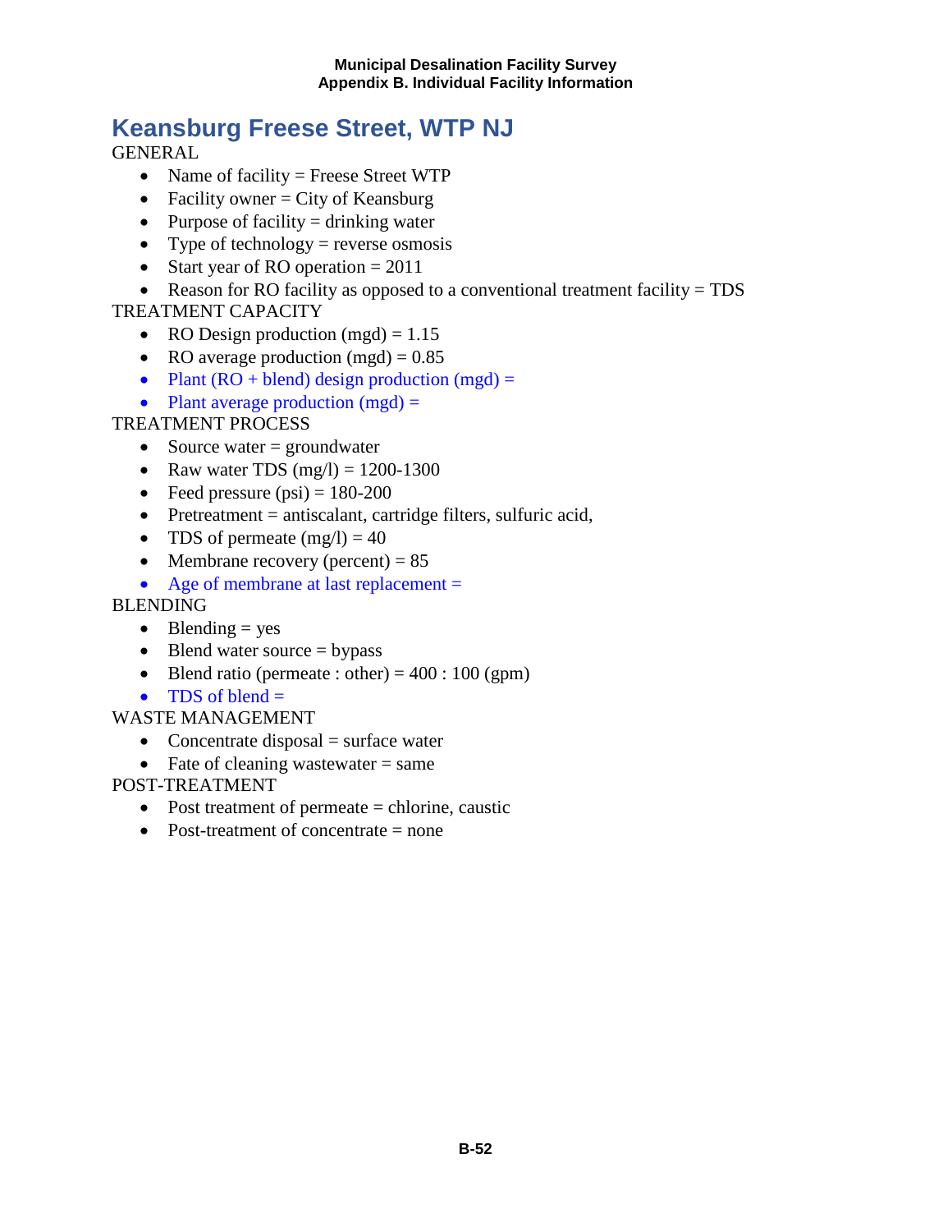# Keansburg Freese Street, WTP NJ

GENERAL

- Name of facility = Freese Street WTP
- Facility owner = City of Keansburg
- Purpose of facility = drinking water
- Type of technology = reverse osmosis
- Start year of RO operation = 2011
- Reason for RO facility as opposed to a conventional treatment facility = TDS

TREATMENT CAPACITY

- RO Design production (mgd) = 1.15
- RO average production (mgd) = 0.85
- Plant (RO + blend) design production (mgd) =
- Plant average production (mgd) =

TREATMENT PROCESS

- Source water = groundwater
- Raw water TDS (mg/l) = 1200-1300
- Feed pressure (psi) = 180-200
- Pretreatment = antiscalant, cartridge filters, sulfuric acid,
- TDS of permeate (mg/l) = 40
- Membrane recovery (percent) = 85
- Age of membrane at last replacement =

BLENDING

- Blending = yes
- Blend water source = bypass
- Blend ratio (permeate : other) = 400 : 100 (gpm)
- TDS of blend =

WASTE MANAGEMENT

- Concentrate disposal = surface water
- Fate of cleaning wastewater = same

POST-TREATMENT

- Post treatment of permeate = chlorine, caustic
- Post-treatment of concentrate = none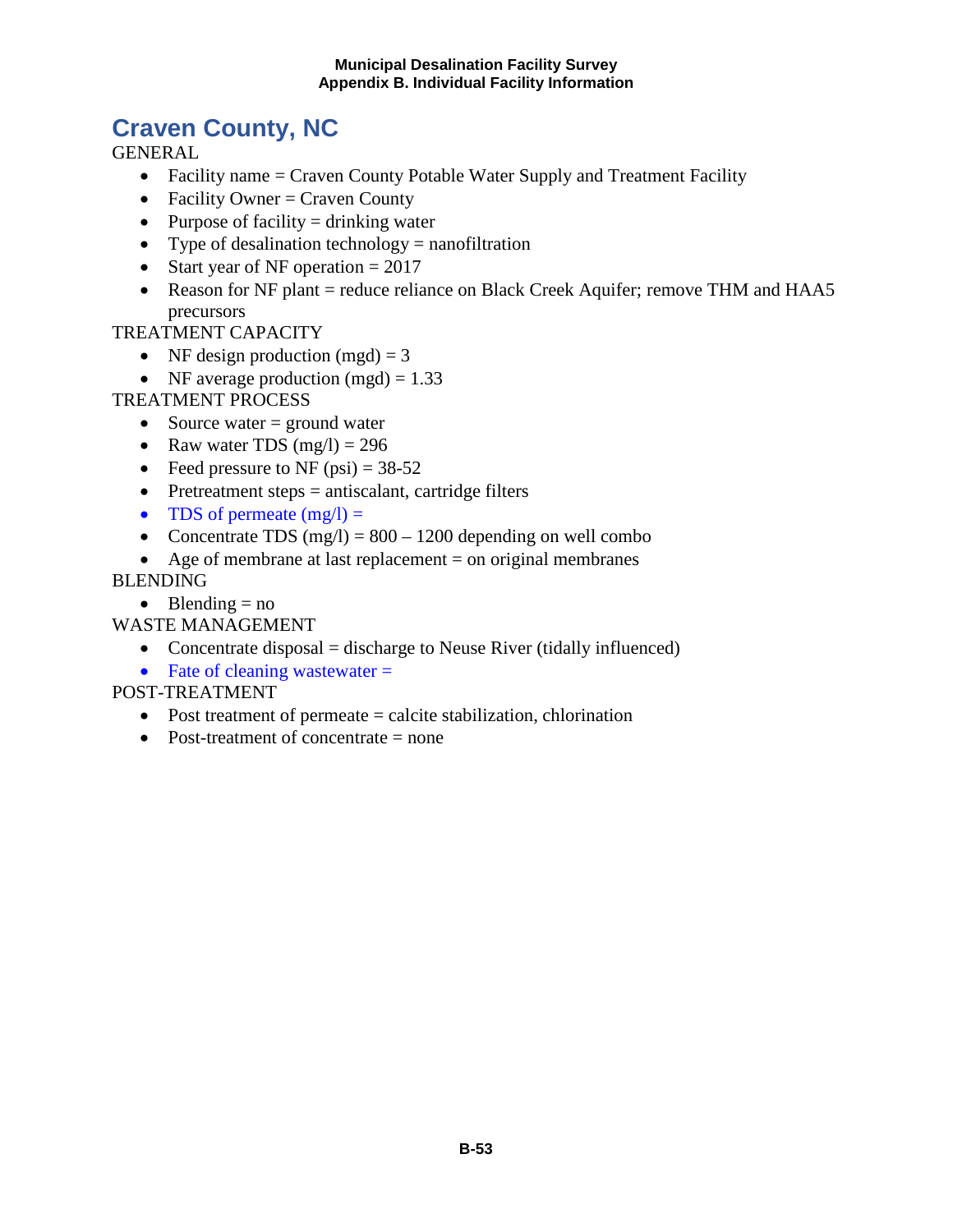# Craven County, NC

GENERAL

- Facility name = Craven County Potable Water Supply and Treatment Facility
- Facility Owner = Craven County
- Purpose of facility = drinking water
- Type of desalination technology = nanofiltration
- Start year of NF operation = 2017
- Reason for NF plant = reduce reliance on Black Creek Aquifer; remove THM and HAA5 precursors

TREATMENT CAPACITY

- NF design production (mgd) = 3
- NF average production (mgd) = 1.33

TREATMENT PROCESS

- Source water = ground water
- Raw water TDS (mg/l) = 296
- Feed pressure to NF (psi) = 38-52
- Pretreatment steps = antiscalant, cartridge filters
- TDS of permeate (mg/l) =
- Concentrate TDS (mg/l) = 800 – 1200 depending on well combo
- Age of membrane at last replacement = on original membranes

BLENDING

- Blending = no

WASTE MANAGEMENT

- Concentrate disposal = discharge to Neuse River (tidally influenced)
- Fate of cleaning wastewater =

POST-TREATMENT

- Post treatment of permeate = calcite stabilization, chlorination
- Post-treatment of concentrate = none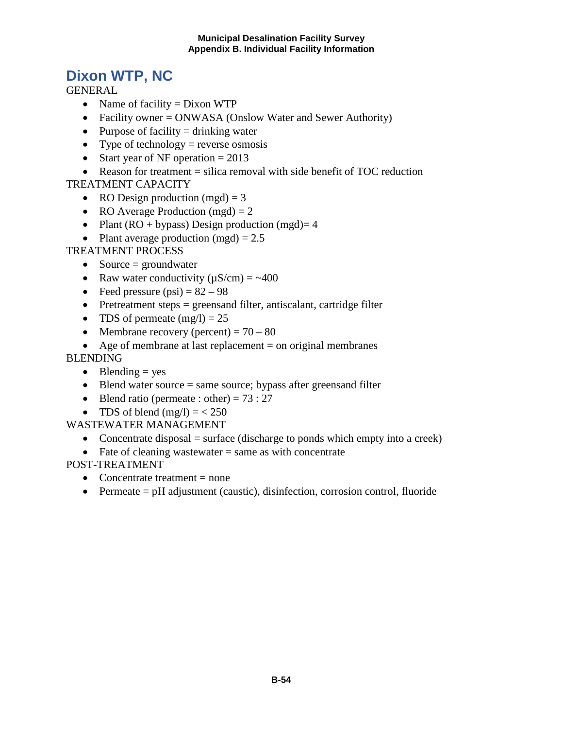# Dixon WTP, NC

GENERAL

- Name of facility = Dixon WTP
- Facility owner = ONWASA (Onslow Water and Sewer Authority)
- Purpose of facility = drinking water
- Type of technology = reverse osmosis
- Start year of NF operation = 2013
- Reason for treatment = silica removal with side benefit of TOC reduction

TREATMENT CAPACITY

- RO Design production (mgd) = 3
- RO Average Production (mgd) = 2
- Plant (RO + bypass) Design production (mgd)= 4
- Plant average production (mgd) = 2.5

TREATMENT PROCESS

- Source = groundwater
- Raw water conductivity (μS/cm) = ~400
- Feed pressure (psi) = 82 – 98
- Pretreatment steps = greensand filter, antiscalant, cartridge filter
- TDS of permeate (mg/l) = 25
- Membrane recovery (percent) = 70 – 80
- Age of membrane at last replacement = on original membranes

BLENDING

- Blending = yes
- Blend water source = same source; bypass after greensand filter
- Blend ratio (permeate : other) = 73 : 27
- TDS of blend (mg/l) = < 250

WASTEWATER MANAGEMENT

- Concentrate disposal = surface (discharge to ponds which empty into a creek)
- Fate of cleaning wastewater = same as with concentrate

POST-TREATMENT

- Concentrate treatment = none
- Permeate = pH adjustment (caustic), disinfection, corrosion control, fluoride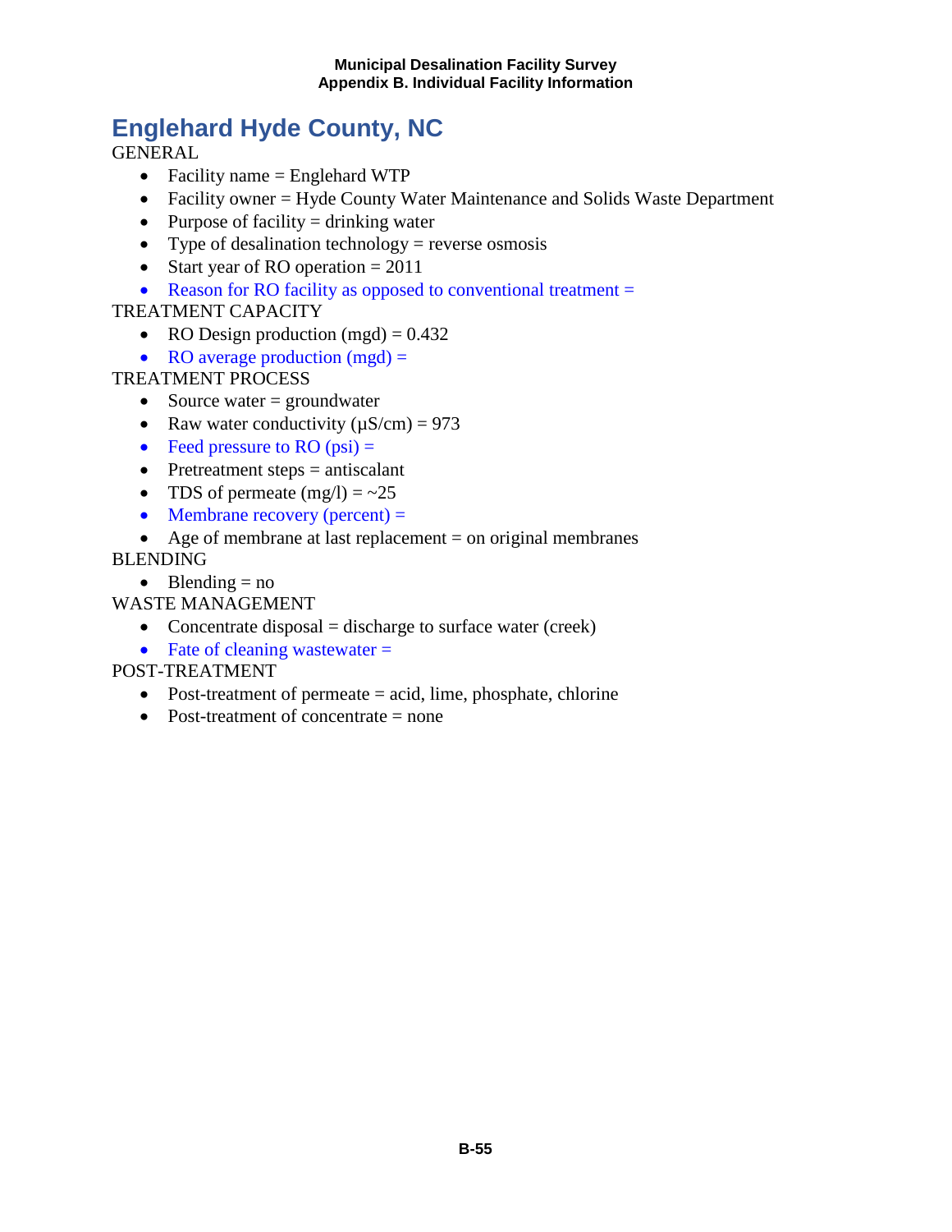# Englehard Hyde County, NC

GENERAL

- Facility name = Englehard WTP
- Facility owner = Hyde County Water Maintenance and Solids Waste Department
- Purpose of facility = drinking water
- Type of desalination technology = reverse osmosis
- Start year of RO operation = 2011
- Reason for RO facility as opposed to conventional treatment =

TREATMENT CAPACITY

- RO Design production (mgd) = 0.432
- RO average production (mgd) =

TREATMENT PROCESS

- Source water = groundwater
- Raw water conductivity (μS/cm) = 973
- Feed pressure to RO (psi) =
- Pretreatment steps = antiscalant
- TDS of permeate (mg/l) = ~25
- Membrane recovery (percent) =
- Age of membrane at last replacement = on original membranes

BLENDING

- Blending = no

WASTE MANAGEMENT

- Concentrate disposal = discharge to surface water (creek)
- Fate of cleaning wastewater =

POST-TREATMENT

- Post-treatment of permeate = acid, lime, phosphate, chlorine
- Post-treatment of concentrate = none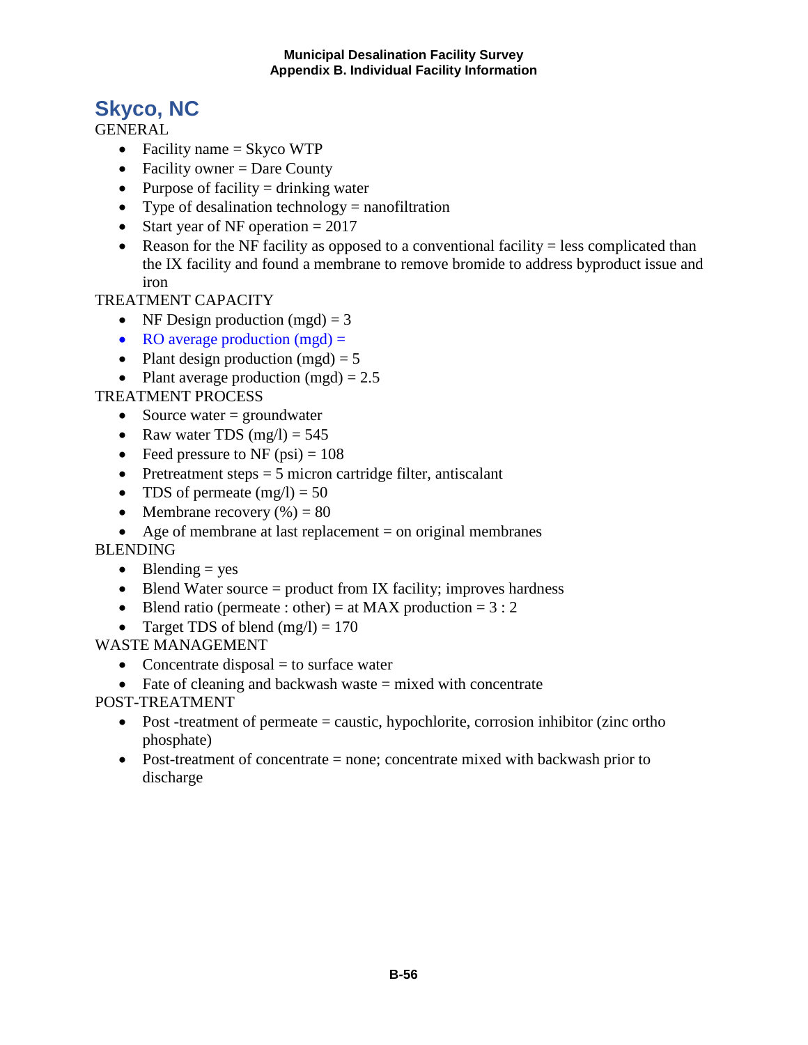# Skyco, NC

GENERAL

- Facility name = Skyco WTP
- Facility owner = Dare County
- Purpose of facility = drinking water
- Type of desalination technology = nanofiltration
- Start year of NF operation = 2017
- Reason for the NF facility as opposed to a conventional facility = less complicated than the IX facility and found a membrane to remove bromide to address byproduct issue and iron

TREATMENT CAPACITY

- NF Design production (mgd) = 3
- RO average production (mgd) =
- Plant design production (mgd) = 5
- Plant average production (mgd) = 2.5

TREATMENT PROCESS

- Source water = groundwater
- Raw water TDS (mg/l) = 545
- Feed pressure to NF (psi) = 108
- Pretreatment steps = 5 micron cartridge filter, antiscalant
- TDS of permeate (mg/l) = 50
- Membrane recovery (%) = 80
- Age of membrane at last replacement = on original membranes

BLENDING

- Blending = yes
- Blend Water source = product from IX facility; improves hardness
- Blend ratio (permeate : other) = at MAX production = 3 : 2
- Target TDS of blend (mg/l) = 170

WASTE MANAGEMENT

- Concentrate disposal = to surface water
- Fate of cleaning and backwash waste = mixed with concentrate

POST-TREATMENT

- Post -treatment of permeate = caustic, hypochlorite, corrosion inhibitor (zinc ortho phosphate)
- Post-treatment of concentrate = none; concentrate mixed with backwash prior to discharge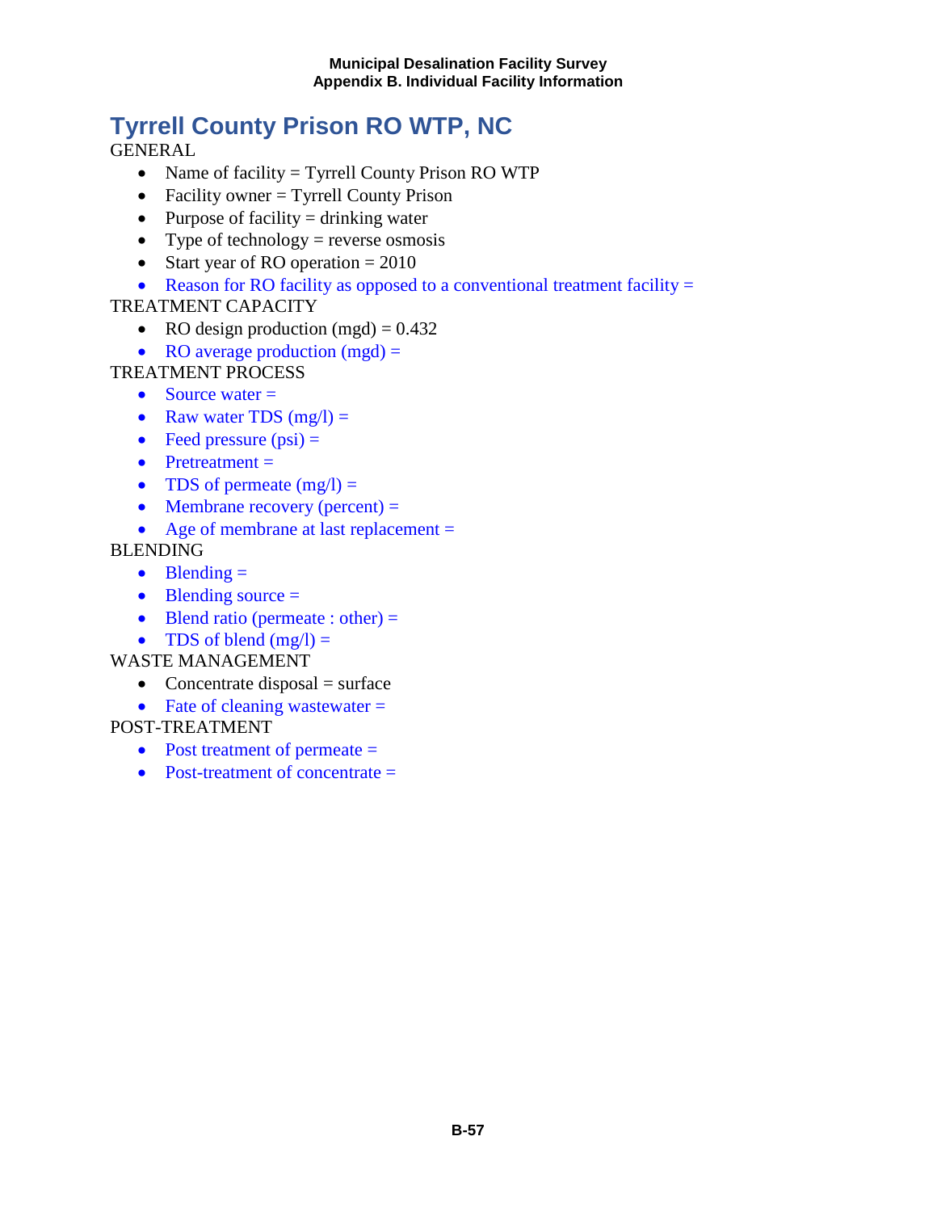# Tyrrell County Prison RO WTP, NC

GENERAL

- Name of facility = Tyrrell County Prison RO WTP
- Facility owner = Tyrrell County Prison
- Purpose of facility = drinking water
- Type of technology = reverse osmosis
- Start year of RO operation = 2010
- Reason for RO facility as opposed to a conventional treatment facility =

TREATMENT CAPACITY

- RO design production (mgd) = 0.432
- RO average production (mgd) =

TREATMENT PROCESS

- Source water =
- Raw water TDS (mg/l) =
- Feed pressure (psi) =
- Pretreatment =
- TDS of permeate (mg/l) =
- Membrane recovery (percent) =
- Age of membrane at last replacement =

BLENDING

- Blending =
- Blending source =
- Blend ratio (permeate : other) =
- TDS of blend (mg/l) =

WASTE MANAGEMENT

- Concentrate disposal = surface
- Fate of cleaning wastewater =

POST-TREATMENT

- Post treatment of permeate =
- Post-treatment of concentrate =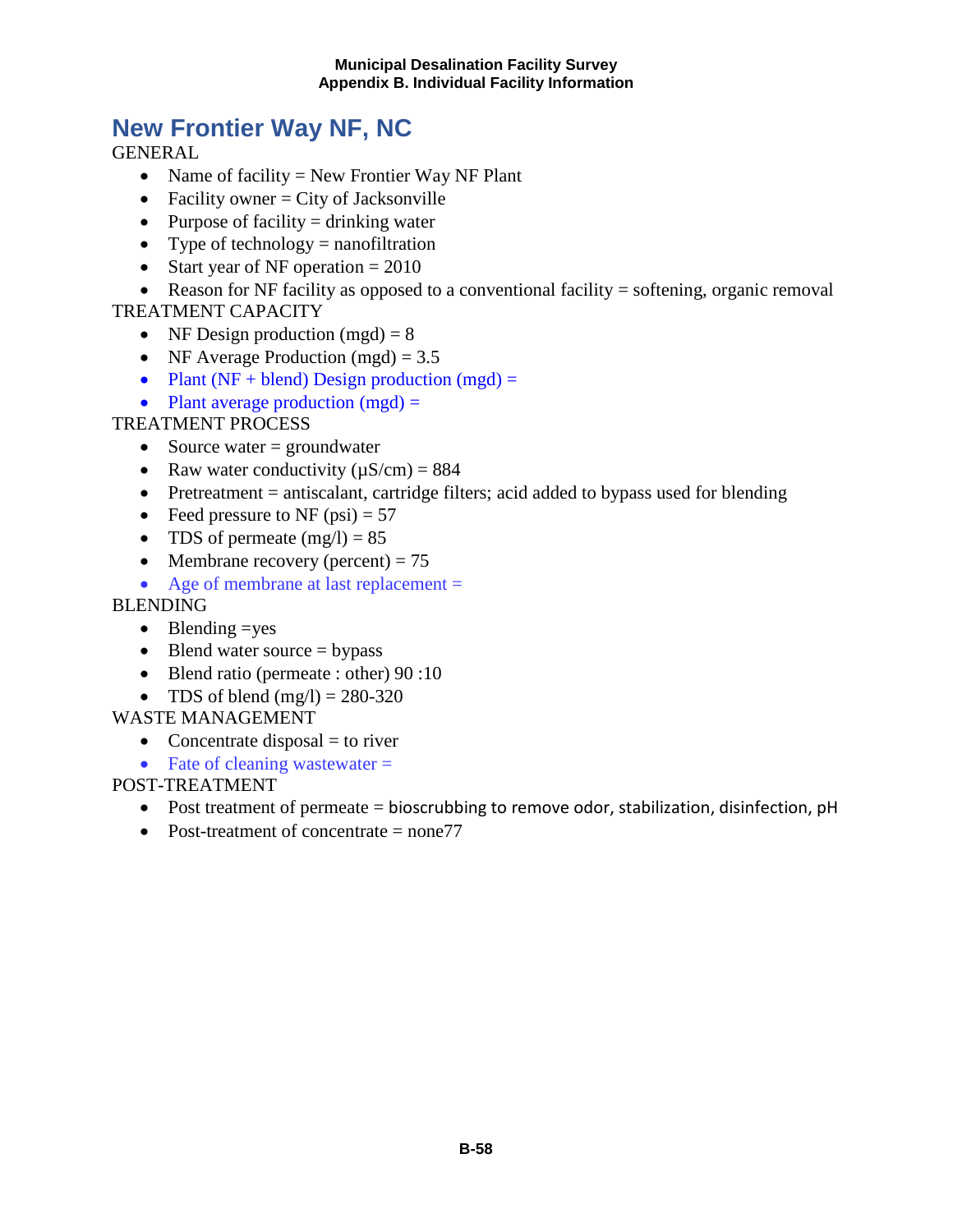# New Frontier Way NF, NC

GENERAL

- Name of facility = New Frontier Way NF Plant
- Facility owner = City of Jacksonville
- Purpose of facility = drinking water
- Type of technology = nanofiltration
- Start year of NF operation = 2010
- Reason for NF facility as opposed to a conventional facility = softening, organic removal

TREATMENT CAPACITY

- NF Design production (mgd) = 8
- NF Average Production (mgd) = 3.5
- Plant (NF + blend) Design production (mgd) =
- Plant average production (mgd) =

TREATMENT PROCESS

- Source water = groundwater
- Raw water conductivity (µS/cm) = 884
- Pretreatment = antiscalant, cartridge filters; acid added to bypass used for blending
- Feed pressure to NF (psi) = 57
- TDS of permeate (mg/l) = 85
- Membrane recovery (percent) = 75
- Age of membrane at last replacement =

BLENDING

- Blending =yes
- Blend water source = bypass
- Blend ratio (permeate : other) 90 :10
- TDS of blend (mg/l) = 280-320

WASTE MANAGEMENT

- Concentrate disposal = to river
- Fate of cleaning wastewater =

POST-TREATMENT

- Post treatment of permeate = bioscrubbing to remove odor, stabilization, disinfection, pH
- Post-treatment of concentrate = none77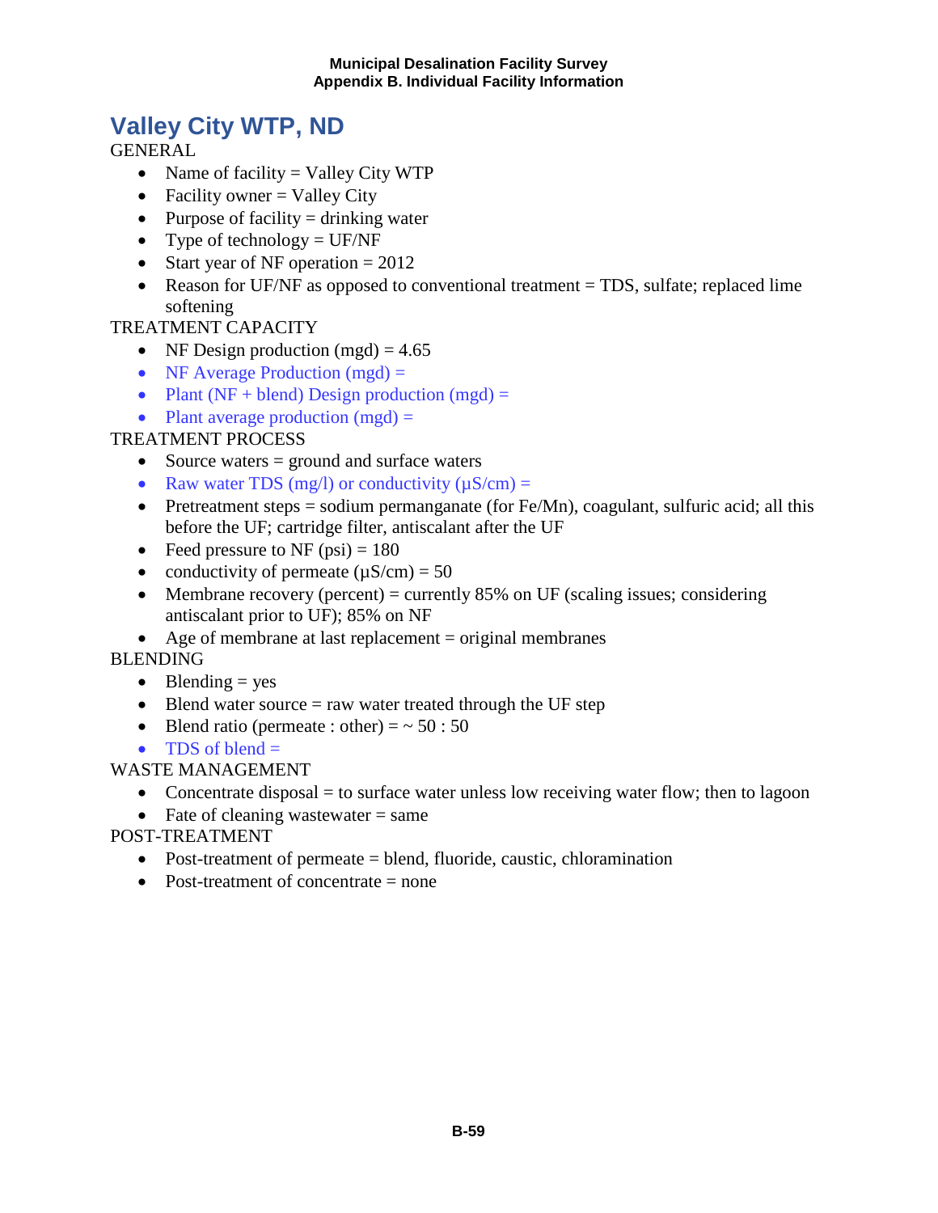# Valley City WTP, ND

GENERAL

- Name of facility = Valley City WTP
- Facility owner = Valley City
- Purpose of facility = drinking water
- Type of technology = UF/NF
- Start year of NF operation = 2012
- Reason for UF/NF as opposed to conventional treatment = TDS, sulfate; replaced lime softening

TREATMENT CAPACITY

- NF Design production (mgd) = 4.65
- NF Average Production (mgd) =
- Plant (NF + blend) Design production (mgd) =
- Plant average production (mgd) =

TREATMENT PROCESS

- Source waters = ground and surface waters
- Raw water TDS (mg/l) or conductivity (µS/cm) =
- Pretreatment steps = sodium permanganate (for Fe/Mn), coagulant, sulfuric acid; all this before the UF; cartridge filter, antiscalant after the UF
- Feed pressure to NF (psi) = 180
- conductivity of permeate (µS/cm) = 50
- Membrane recovery (percent) = currently 85% on UF (scaling issues; considering antiscalant prior to UF); 85% on NF
- Age of membrane at last replacement = original membranes

BLENDING

- Blending = yes
- Blend water source = raw water treated through the UF step
- Blend ratio (permeate : other) = ~ 50 : 50
- TDS of blend =

WASTE MANAGEMENT

- Concentrate disposal = to surface water unless low receiving water flow; then to lagoon
- Fate of cleaning wastewater = same

POST-TREATMENT

- Post-treatment of permeate = blend, fluoride, caustic, chloramination
- Post-treatment of concentrate = none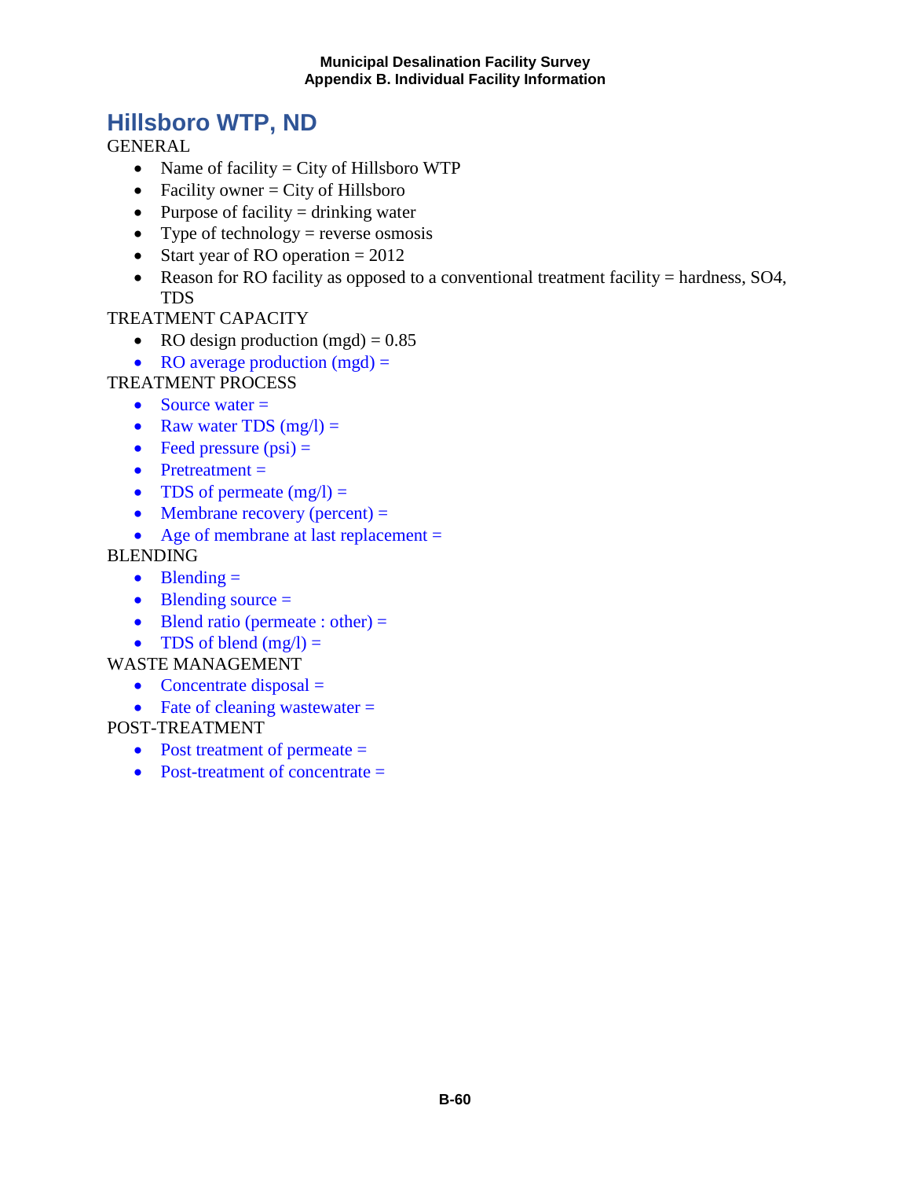# Hillsboro WTP, ND

GENERAL

- Name of facility = City of Hillsboro WTP
- Facility owner = City of Hillsboro
- Purpose of facility = drinking water
- Type of technology = reverse osmosis
- Start year of RO operation = 2012
- Reason for RO facility as opposed to a conventional treatment facility = hardness, SO4, TDS

TREATMENT CAPACITY

- RO design production (mgd) = 0.85
- RO average production (mgd) =

TREATMENT PROCESS

- Source water =
- Raw water TDS (mg/l) =
- Feed pressure (psi) =
- Pretreatment =
- TDS of permeate (mg/l) =
- Membrane recovery (percent) =
- Age of membrane at last replacement =

BLENDING

- Blending =
- Blending source =
- Blend ratio (permeate : other) =
- TDS of blend (mg/l) =

WASTE MANAGEMENT

- Concentrate disposal =
- Fate of cleaning wastewater =

POST-TREATMENT

- Post treatment of permeate =
- Post-treatment of concentrate =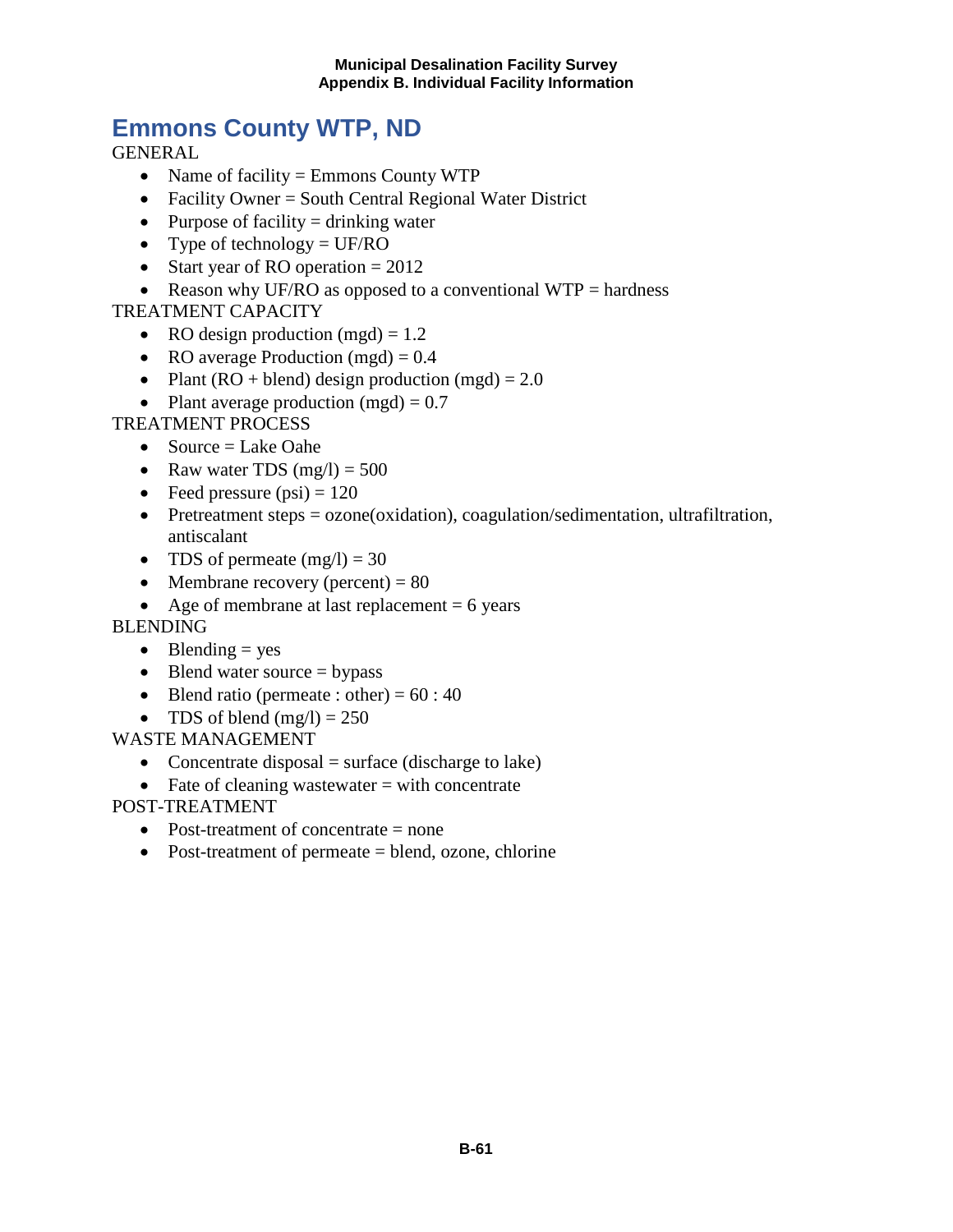## Emmons County WTP, ND

GENERAL

- Name of facility = Emmons County WTP
- Facility Owner = South Central Regional Water District
- Purpose of facility = drinking water
- Type of technology = UF/RO
- Start year of RO operation = 2012
- Reason why UF/RO as opposed to a conventional WTP = hardness

TREATMENT CAPACITY

- RO design production (mgd) = 1.2
- RO average Production (mgd) = 0.4
- Plant (RO + blend) design production (mgd) = 2.0
- Plant average production (mgd) = 0.7

TREATMENT PROCESS

- Source = Lake Oahe
- Raw water TDS (mg/l) = 500
- Feed pressure (psi) = 120
- Pretreatment steps = ozone(oxidation), coagulation/sedimentation, ultrafiltration, antiscalant
- TDS of permeate (mg/l) = 30
- Membrane recovery (percent) = 80
- Age of membrane at last replacement = 6 years

BLENDING

- Blending = yes
- Blend water source = bypass
- Blend ratio (permeate : other) = 60 : 40
- TDS of blend (mg/l) = 250

WASTE MANAGEMENT

- Concentrate disposal = surface (discharge to lake)
- Fate of cleaning wastewater = with concentrate

POST-TREATMENT

- Post-treatment of concentrate = none
- Post-treatment of permeate = blend, ozone, chlorine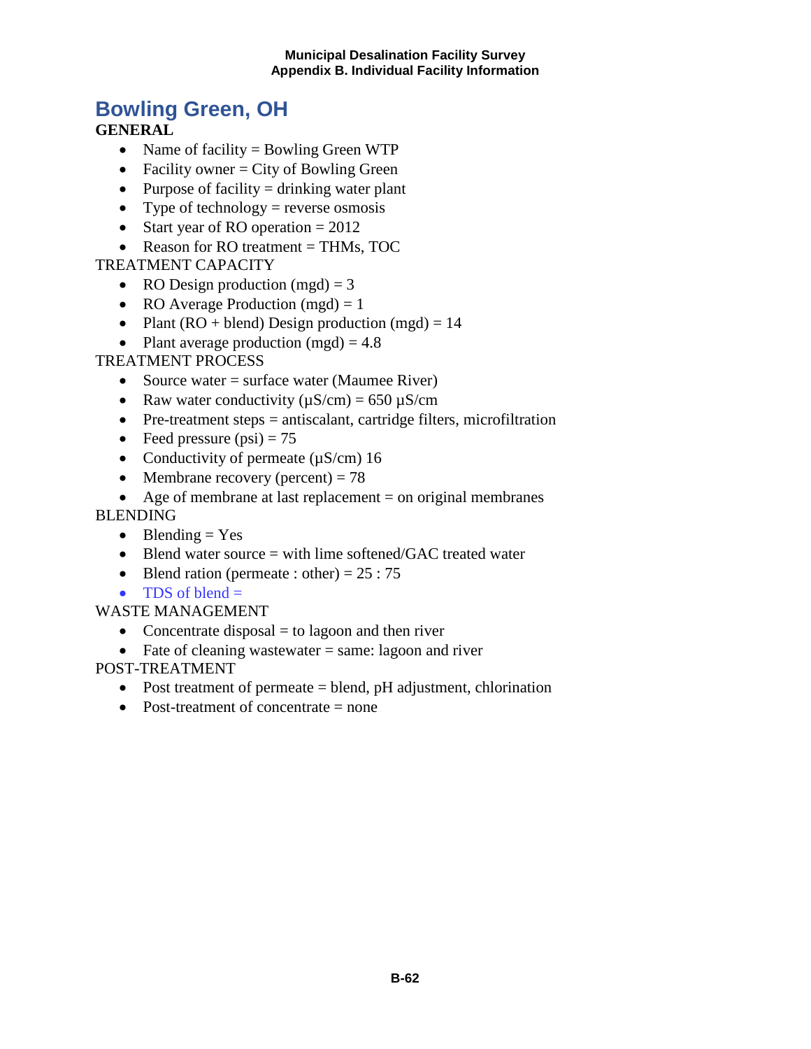## Bowling Green, OH

**GENERAL**

- Name of facility = Bowling Green WTP
- Facility owner = City of Bowling Green
- Purpose of facility = drinking water plant
- Type of technology = reverse osmosis
- Start year of RO operation = 2012
- Reason for RO treatment = THMs, TOC

TREATMENT CAPACITY

- RO Design production (mgd) = 3
- RO Average Production (mgd) = 1
- Plant (RO + blend) Design production (mgd) = 14
- Plant average production (mgd) = 4.8

TREATMENT PROCESS

- Source water = surface water (Maumee River)
- Raw water conductivity (µS/cm) = 650 µS/cm
- Pre-treatment steps = antiscalant, cartridge filters, microfiltration
- Feed pressure (psi) = 75
- Conductivity of permeate (µS/cm) 16
- Membrane recovery (percent) = 78
- Age of membrane at last replacement = on original membranes

BLENDING

- Blending = Yes
- Blend water source = with lime softened/GAC treated water
- Blend ration (permeate : other) = 25 : 75
- TDS of blend =

WASTE MANAGEMENT

- Concentrate disposal = to lagoon and then river
- Fate of cleaning wastewater = same: lagoon and river

POST-TREATMENT

- Post treatment of permeate = blend, pH adjustment, chlorination
- Post-treatment of concentrate = none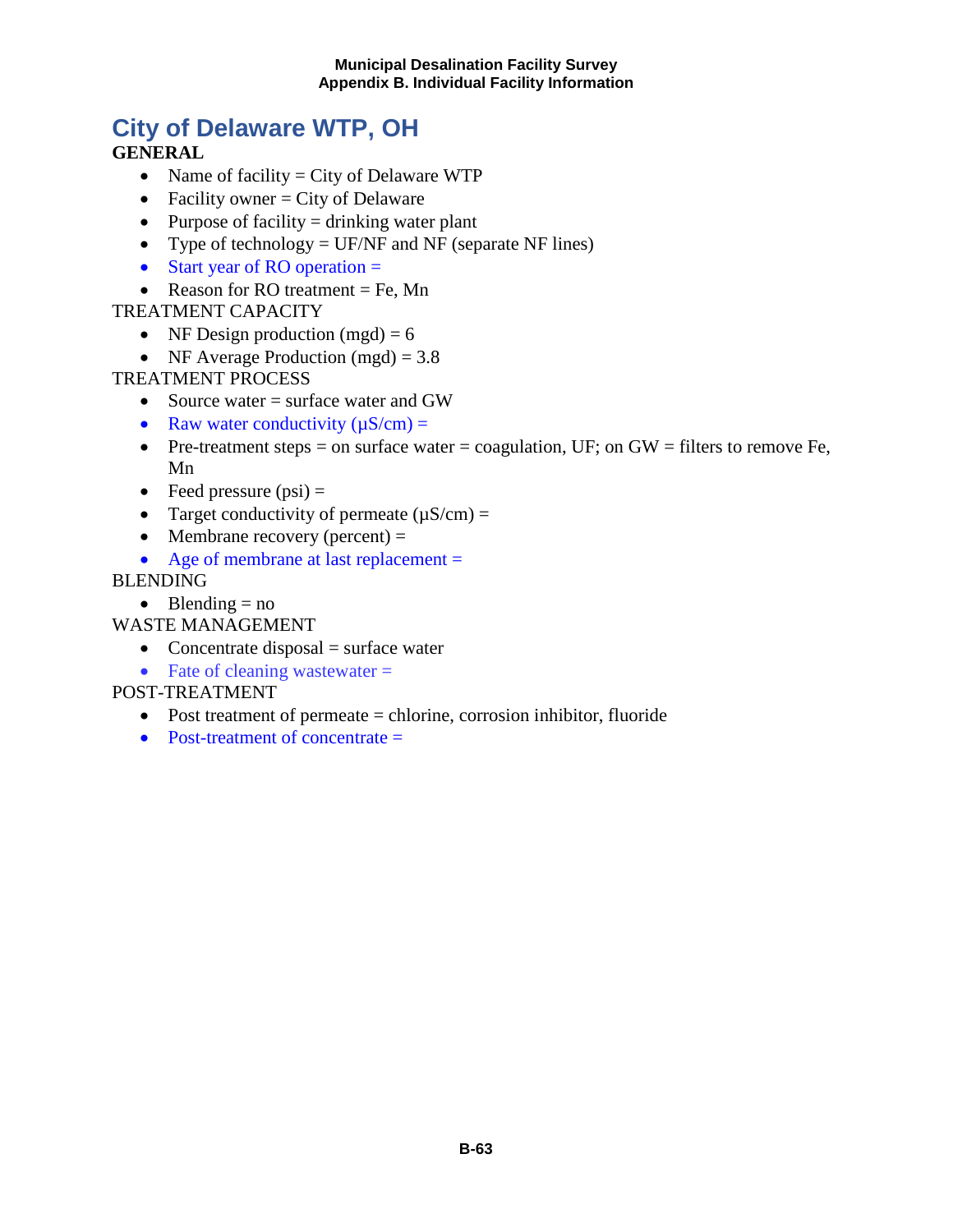# City of Delaware WTP, OH

**GENERAL**

- Name of facility = City of Delaware WTP
- Facility owner = City of Delaware
- Purpose of facility = drinking water plant
- Type of technology = UF/NF and NF (separate NF lines)
- Start year of RO operation =
- Reason for RO treatment = Fe, Mn

TREATMENT CAPACITY

- NF Design production (mgd) = 6
- NF Average Production (mgd) = 3.8

TREATMENT PROCESS

- Source water = surface water and GW
- Raw water conductivity (µS/cm) =
- Pre-treatment steps = on surface water = coagulation, UF; on GW = filters to remove Fe, Mn
- Feed pressure (psi) =
- Target conductivity of permeate (µS/cm) =
- Membrane recovery (percent) =
- Age of membrane at last replacement =

BLENDING

- Blending = no

WASTE MANAGEMENT

- Concentrate disposal = surface water
- Fate of cleaning wastewater =

POST-TREATMENT

- Post treatment of permeate = chlorine, corrosion inhibitor, fluoride
- Post-treatment of concentrate =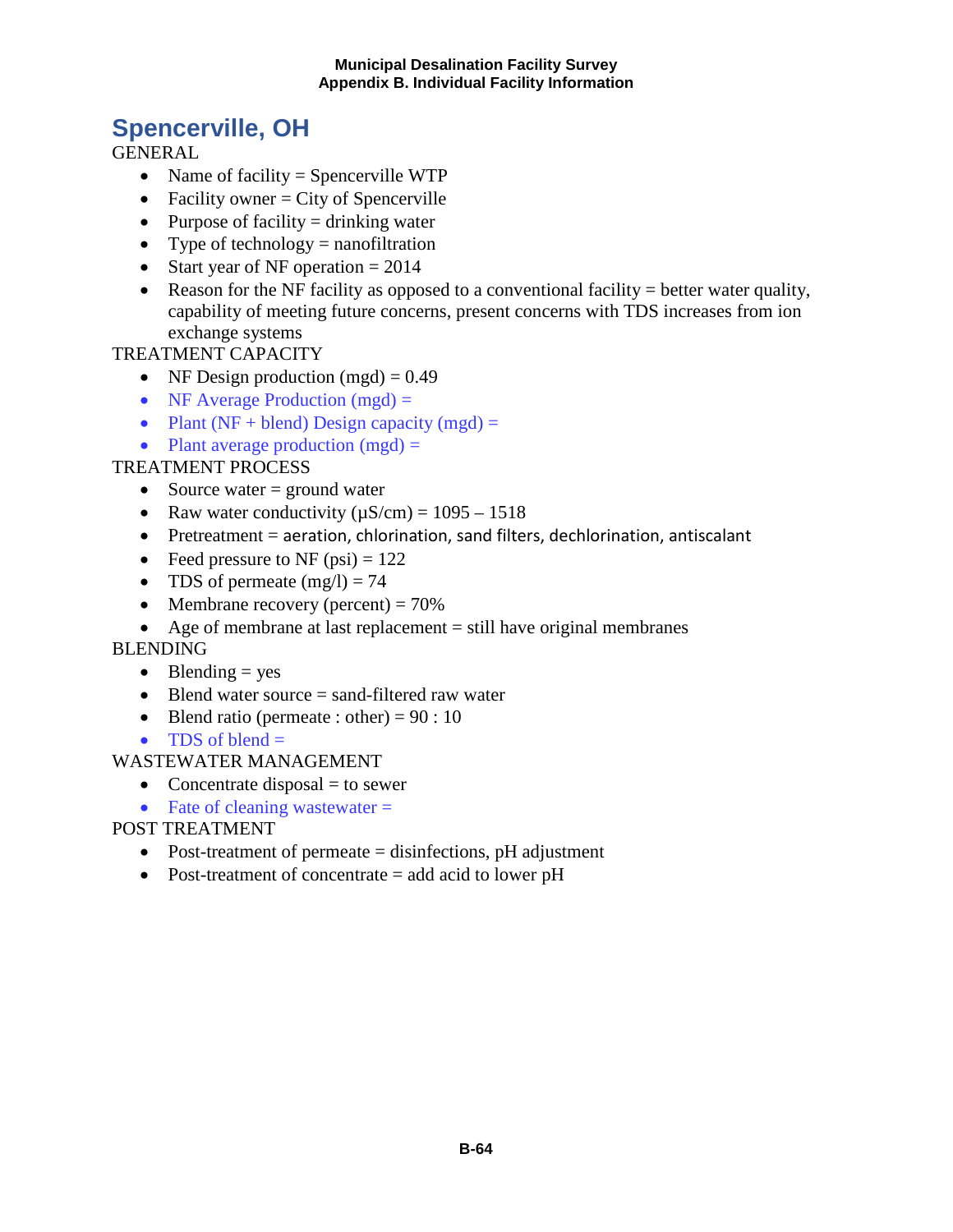# Spencerville, OH

GENERAL

- Name of facility = Spencerville WTP
- Facility owner = City of Spencerville
- Purpose of facility = drinking water
- Type of technology = nanofiltration
- Start year of NF operation = 2014
- Reason for the NF facility as opposed to a conventional facility = better water quality, capability of meeting future concerns, present concerns with TDS increases from ion exchange systems

TREATMENT CAPACITY

- NF Design production (mgd) = 0.49
- NF Average Production (mgd) =
- Plant (NF + blend) Design capacity (mgd) =
- Plant average production (mgd) =

TREATMENT PROCESS

- Source water = ground water
- Raw water conductivity (μS/cm) = 1095 – 1518
- Pretreatment = aeration, chlorination, sand filters, dechlorination, antiscalant
- Feed pressure to NF (psi) = 122
- TDS of permeate (mg/l) = 74
- Membrane recovery (percent) = 70%
- Age of membrane at last replacement = still have original membranes

BLENDING

- Blending = yes
- Blend water source = sand-filtered raw water
- Blend ratio (permeate : other) = 90 : 10
- TDS of blend =

WASTEWATER MANAGEMENT

- Concentrate disposal = to sewer
- Fate of cleaning wastewater =

POST TREATMENT

- Post-treatment of permeate = disinfections, pH adjustment
- Post-treatment of concentrate = add acid to lower pH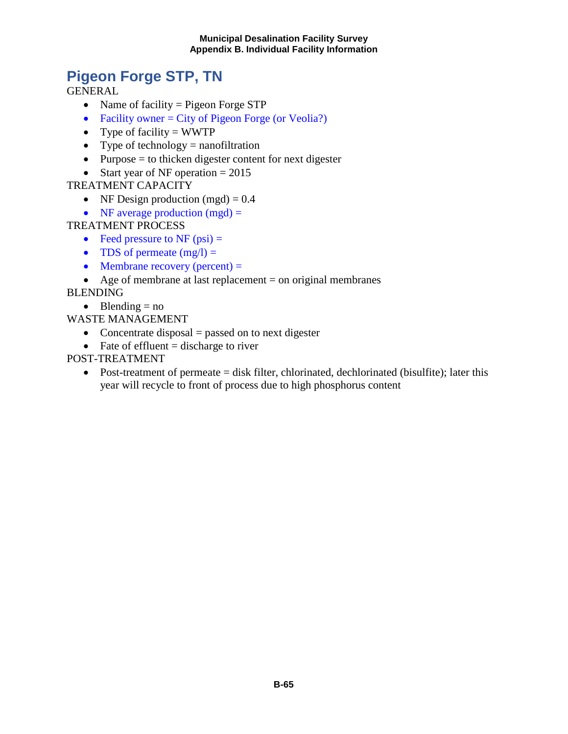# Pigeon Forge STP, TN

GENERAL

- Name of facility = Pigeon Forge STP
- Facility owner = City of Pigeon Forge (or Veolia?)
- Type of facility = WWTP
- Type of technology = nanofiltration
- Purpose = to thicken digester content for next digester
- Start year of NF operation = 2015

TREATMENT CAPACITY

- NF Design production (mgd) = 0.4
- NF average production (mgd) =

TREATMENT PROCESS

- Feed pressure to NF (psi) =
- TDS of permeate (mg/l) =
- Membrane recovery (percent) =
- Age of membrane at last replacement = on original membranes

BLENDING

- Blending = no

WASTE MANAGEMENT

- Concentrate disposal = passed on to next digester
- Fate of effluent = discharge to river

POST-TREATMENT

- Post-treatment of permeate = disk filter, chlorinated, dechlorinated (bisulfite); later this year will recycle to front of process due to high phosphorus content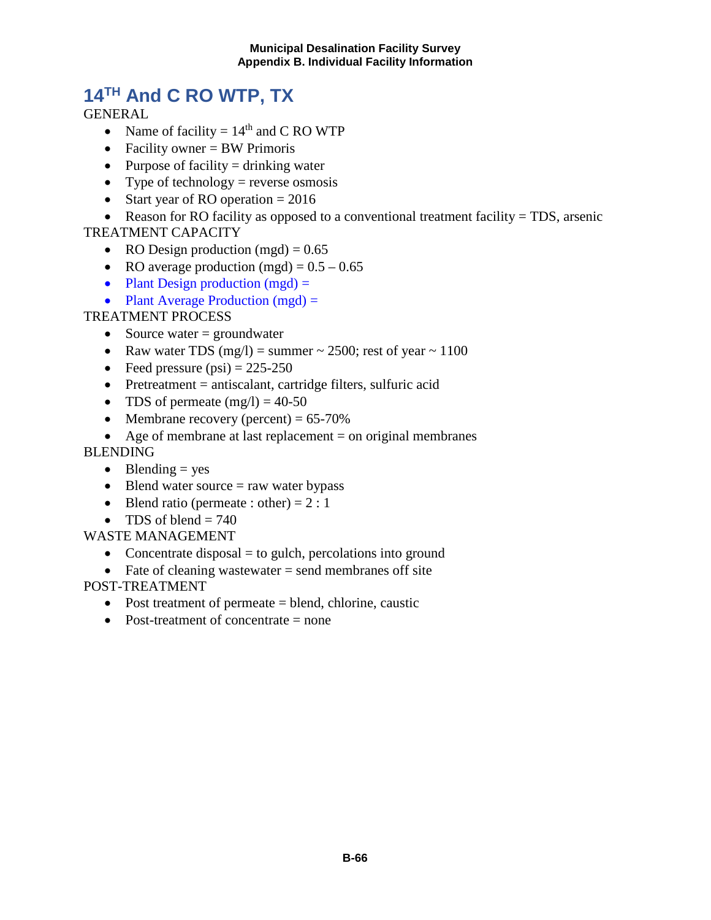# 14TH And C RO WTP, TX

GENERAL

- Name of facility = 14th and C RO WTP
- Facility owner = BW Primoris
- Purpose of facility = drinking water
- Type of technology = reverse osmosis
- Start year of RO operation = 2016
- Reason for RO facility as opposed to a conventional treatment facility = TDS, arsenic

TREATMENT CAPACITY

- RO Design production (mgd) = 0.65
- RO average production (mgd) = 0.5 – 0.65
- Plant Design production (mgd) =
- Plant Average Production (mgd) =

TREATMENT PROCESS

- Source water = groundwater
- Raw water TDS (mg/l) = summer ~ 2500; rest of year ~ 1100
- Feed pressure (psi) = 225-250
- Pretreatment = antiscalant, cartridge filters, sulfuric acid
- TDS of permeate (mg/l) = 40-50
- Membrane recovery (percent) = 65-70%
- Age of membrane at last replacement = on original membranes

BLENDING

- Blending = yes
- Blend water source = raw water bypass
- Blend ratio (permeate : other) = 2 : 1
- TDS of blend = 740

WASTE MANAGEMENT

- Concentrate disposal = to gulch, percolations into ground
- Fate of cleaning wastewater = send membranes off site

POST-TREATMENT

- Post treatment of permeate = blend, chlorine, caustic
- Post-treatment of concentrate = none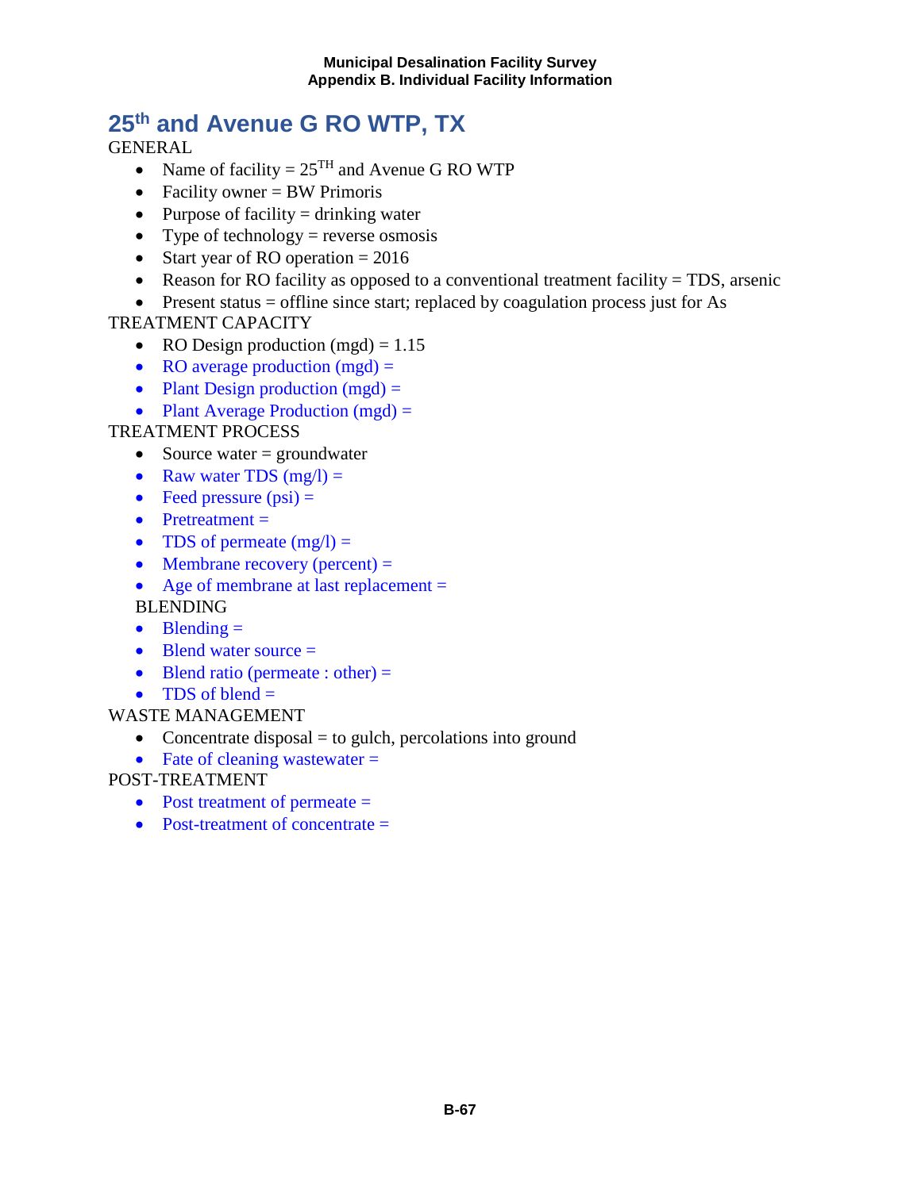# 25th and Avenue G RO WTP, TX

GENERAL

- Name of facility = 25TH and Avenue G RO WTP
- Facility owner = BW Primoris
- Purpose of facility = drinking water
- Type of technology = reverse osmosis
- Start year of RO operation = 2016
- Reason for RO facility as opposed to a conventional treatment facility = TDS, arsenic
- Present status = offline since start; replaced by coagulation process just for As

TREATMENT CAPACITY

- RO Design production (mgd) = 1.15
- RO average production (mgd) =
- Plant Design production (mgd) =
- Plant Average Production (mgd) =

TREATMENT PROCESS

- Source water = groundwater
- Raw water TDS (mg/l) =
- Feed pressure (psi) =
- Pretreatment =
- TDS of permeate (mg/l) =
- Membrane recovery (percent) =
- Age of membrane at last replacement =

BLENDING

- Blending =
- Blend water source =
- Blend ratio (permeate : other) =
- TDS of blend =

WASTE MANAGEMENT

- Concentrate disposal = to gulch, percolations into ground
- Fate of cleaning wastewater =

POST-TREATMENT

- Post treatment of permeate =
- Post-treatment of concentrate =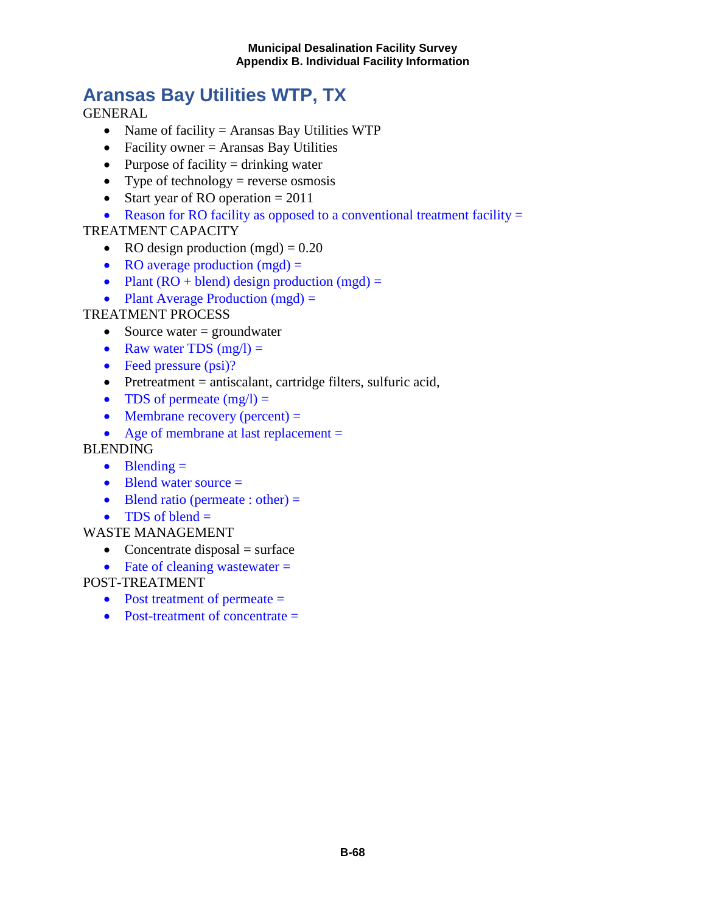## Aransas Bay Utilities WTP, TX

GENERAL

- Name of facility = Aransas Bay Utilities WTP
- Facility owner = Aransas Bay Utilities
- Purpose of facility = drinking water
- Type of technology = reverse osmosis
- Start year of RO operation = 2011
- Reason for RO facility as opposed to a conventional treatment facility =

TREATMENT CAPACITY

- RO design production (mgd) = 0.20
- RO average production (mgd) =
- Plant (RO + blend) design production (mgd) =
- Plant Average Production (mgd) =

TREATMENT PROCESS

- Source water = groundwater
- Raw water TDS (mg/l) =
- Feed pressure (psi)?
- Pretreatment = antiscalant, cartridge filters, sulfuric acid,
- TDS of permeate (mg/l) =
- Membrane recovery (percent) =
- Age of membrane at last replacement =

BLENDING

- Blending =
- Blend water source =
- Blend ratio (permeate : other) =
- TDS of blend =

WASTE MANAGEMENT

- Concentrate disposal = surface
- Fate of cleaning wastewater =

POST-TREATMENT

- Post treatment of permeate =
- Post-treatment of concentrate =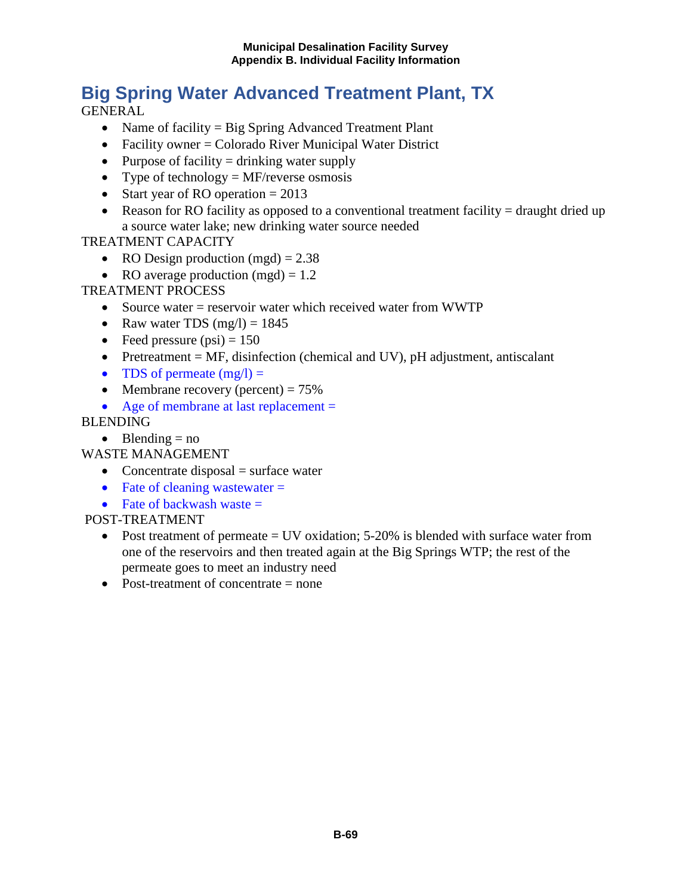# Big Spring Water Advanced Treatment Plant, TX

GENERAL

- Name of facility = Big Spring Advanced Treatment Plant
- Facility owner = Colorado River Municipal Water District
- Purpose of facility = drinking water supply
- Type of technology = MF/reverse osmosis
- Start year of RO operation = 2013
- Reason for RO facility as opposed to a conventional treatment facility = draught dried up a source water lake; new drinking water source needed

TREATMENT CAPACITY

- RO Design production (mgd) = 2.38
- RO average production (mgd) = 1.2

TREATMENT PROCESS

- Source water = reservoir water which received water from WWTP
- Raw water TDS (mg/l) = 1845
- Feed pressure (psi) = 150
- Pretreatment = MF, disinfection (chemical and UV), pH adjustment, antiscalant
- TDS of permeate (mg/l) =
- Membrane recovery (percent) = 75%
- Age of membrane at last replacement =

BLENDING

- Blending = no

WASTE MANAGEMENT

- Concentrate disposal = surface water
- Fate of cleaning wastewater =
- Fate of backwash waste =

POST-TREATMENT

- Post treatment of permeate = UV oxidation; 5-20% is blended with surface water from one of the reservoirs and then treated again at the Big Springs WTP; the rest of the permeate goes to meet an industry need
- Post-treatment of concentrate = none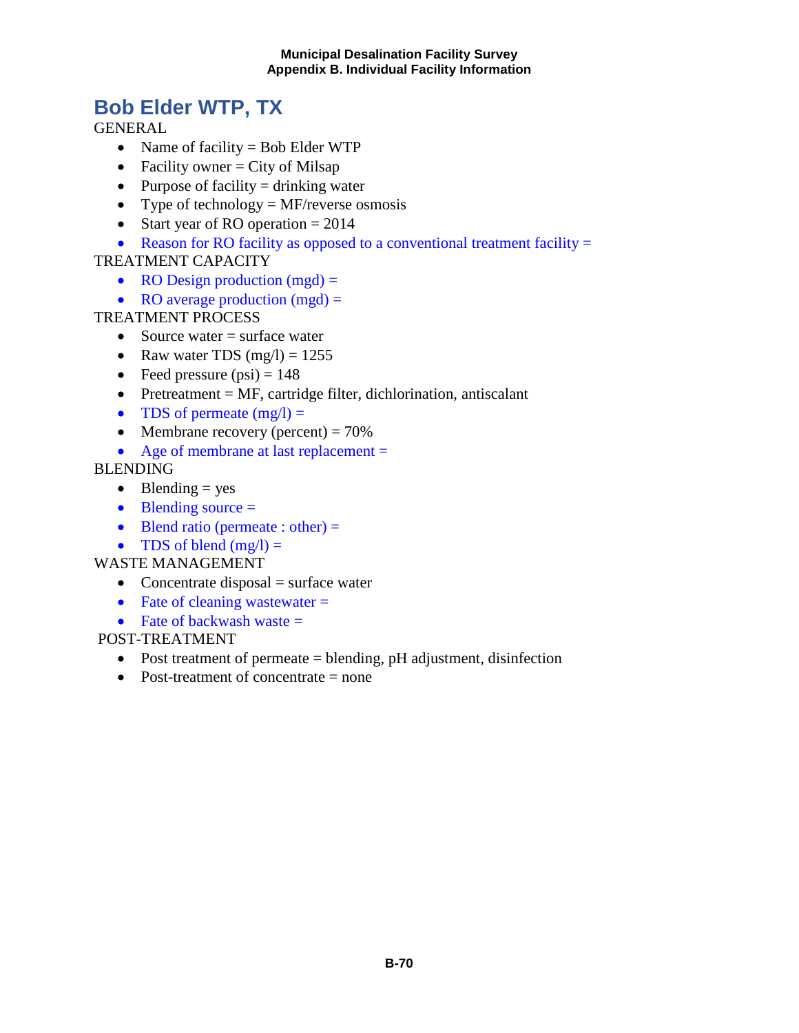# Bob Elder WTP, TX

GENERAL

- Name of facility = Bob Elder WTP
- Facility owner = City of Milsap
- Purpose of facility = drinking water
- Type of technology = MF/reverse osmosis
- Start year of RO operation = 2014
- Reason for RO facility as opposed to a conventional treatment facility =

TREATMENT CAPACITY

- RO Design production (mgd) =
- RO average production (mgd) =

TREATMENT PROCESS

- Source water = surface water
- Raw water TDS (mg/l) = 1255
- Feed pressure (psi) = 148
- Pretreatment = MF, cartridge filter, dichlorination, antiscalant
- TDS of permeate (mg/l) =
- Membrane recovery (percent) = 70%
- Age of membrane at last replacement =

BLENDING

- Blending = yes
- Blending source =
- Blend ratio (permeate : other) =
- TDS of blend (mg/l) =

WASTE MANAGEMENT

- Concentrate disposal = surface water
- Fate of cleaning wastewater =
- Fate of backwash waste =

POST-TREATMENT

- Post treatment of permeate = blending, pH adjustment, disinfection
- Post-treatment of concentrate = none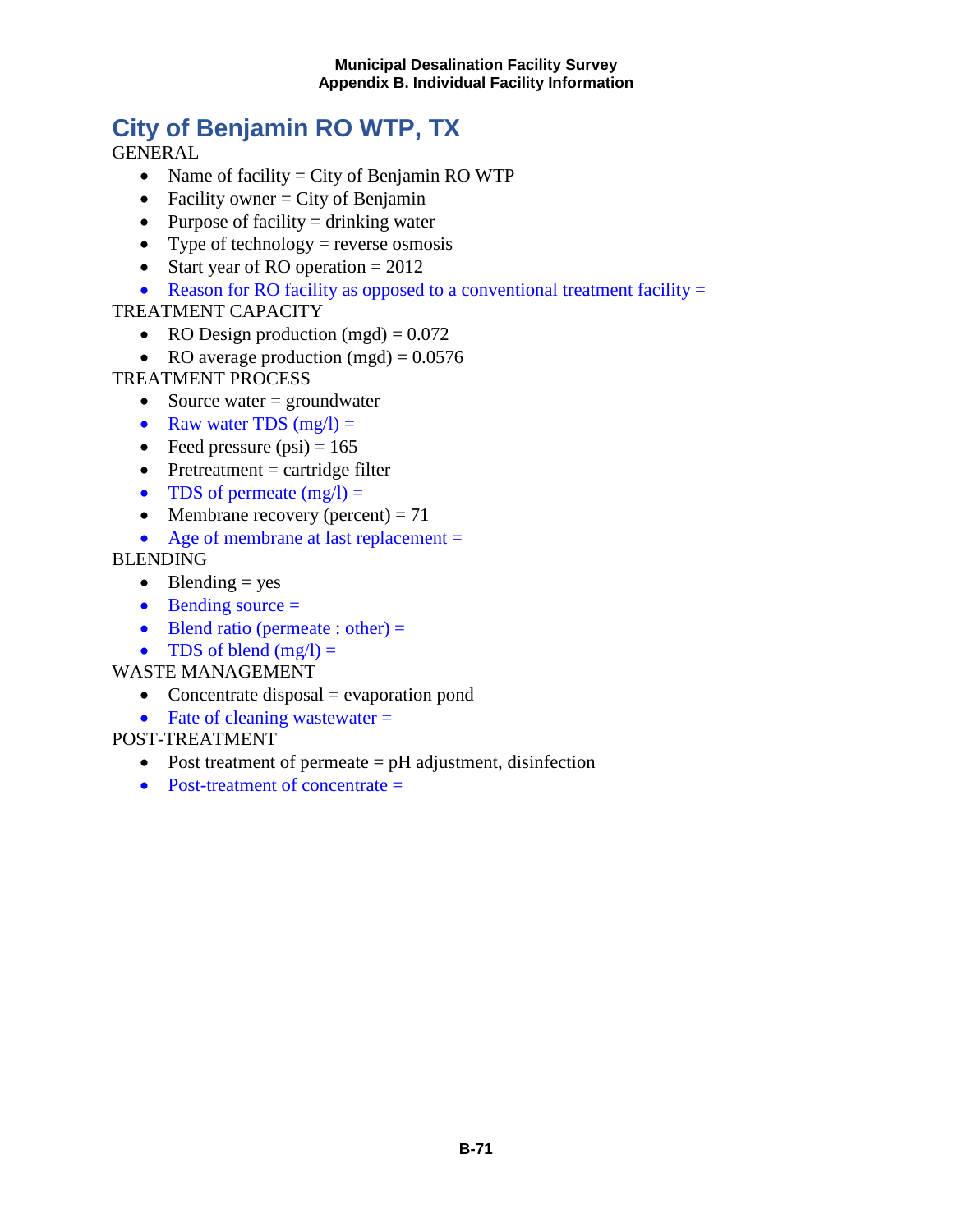# City of Benjamin RO WTP, TX

GENERAL

- Name of facility = City of Benjamin RO WTP
- Facility owner = City of Benjamin
- Purpose of facility = drinking water
- Type of technology = reverse osmosis
- Start year of RO operation = 2012
- Reason for RO facility as opposed to a conventional treatment facility =

TREATMENT CAPACITY

- RO Design production (mgd) = 0.072
- RO average production (mgd) = 0.0576

TREATMENT PROCESS

- Source water = groundwater
- Raw water TDS (mg/l) =
- Feed pressure (psi) = 165
- Pretreatment = cartridge filter
- TDS of permeate (mg/l) =
- Membrane recovery (percent) = 71
- Age of membrane at last replacement =

BLENDING

- Blending = yes
- Bending source =
- Blend ratio (permeate : other) =
- TDS of blend (mg/l) =

WASTE MANAGEMENT

- Concentrate disposal = evaporation pond
- Fate of cleaning wastewater =

POST-TREATMENT

- Post treatment of permeate = pH adjustment, disinfection
- Post-treatment of concentrate =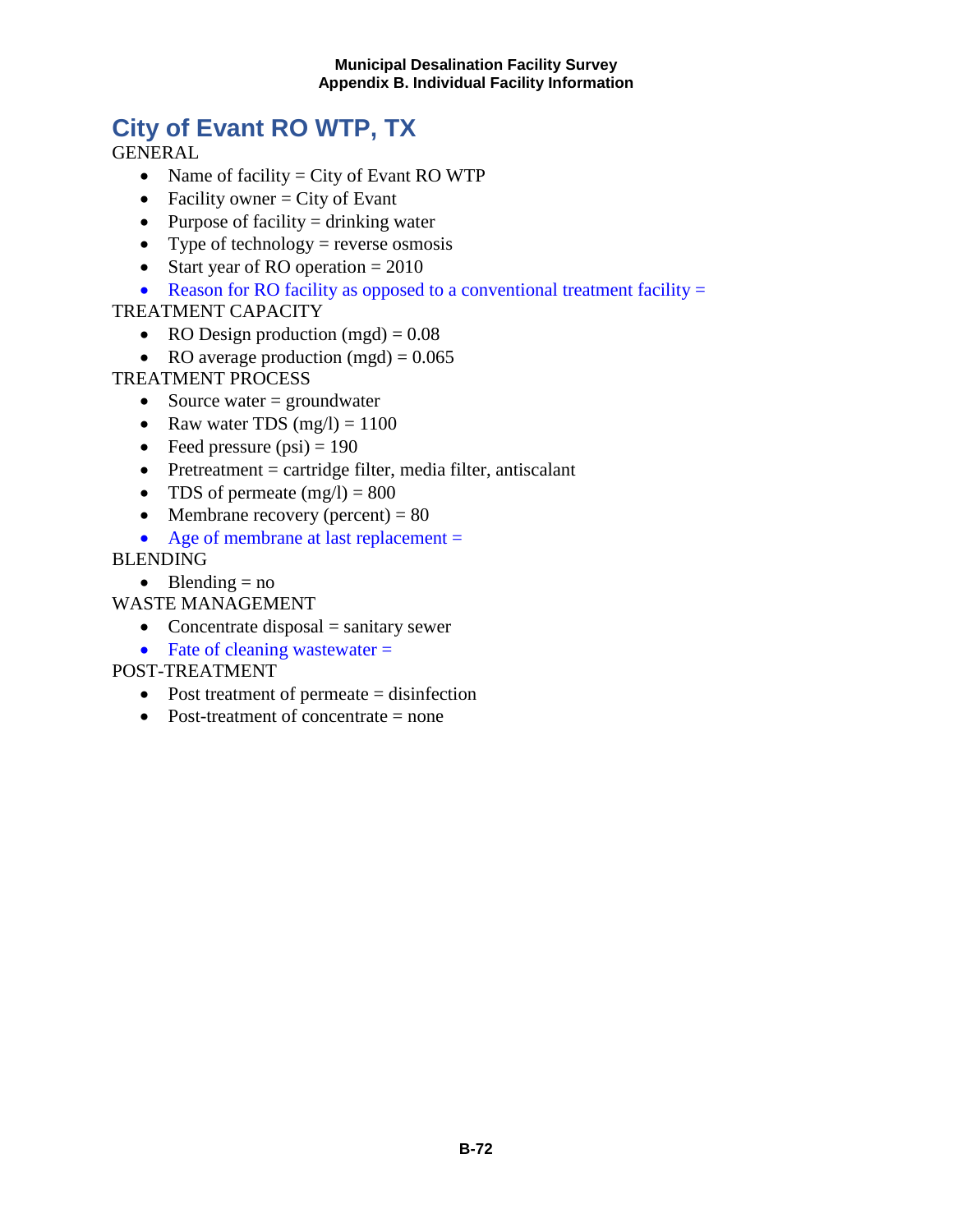# City of Evant RO WTP, TX

GENERAL

- Name of facility = City of Evant RO WTP
- Facility owner = City of Evant
- Purpose of facility = drinking water
- Type of technology = reverse osmosis
- Start year of RO operation = 2010
- Reason for RO facility as opposed to a conventional treatment facility =

TREATMENT CAPACITY

- RO Design production (mgd) = 0.08
- RO average production (mgd) = 0.065

TREATMENT PROCESS

- Source water = groundwater
- Raw water TDS (mg/l) = 1100
- Feed pressure (psi) = 190
- Pretreatment = cartridge filter, media filter, antiscalant
- TDS of permeate (mg/l) = 800
- Membrane recovery (percent) = 80
- Age of membrane at last replacement =

BLENDING

- Blending = no

WASTE MANAGEMENT

- Concentrate disposal = sanitary sewer
- Fate of cleaning wastewater =

POST-TREATMENT

- Post treatment of permeate = disinfection
- Post-treatment of concentrate = none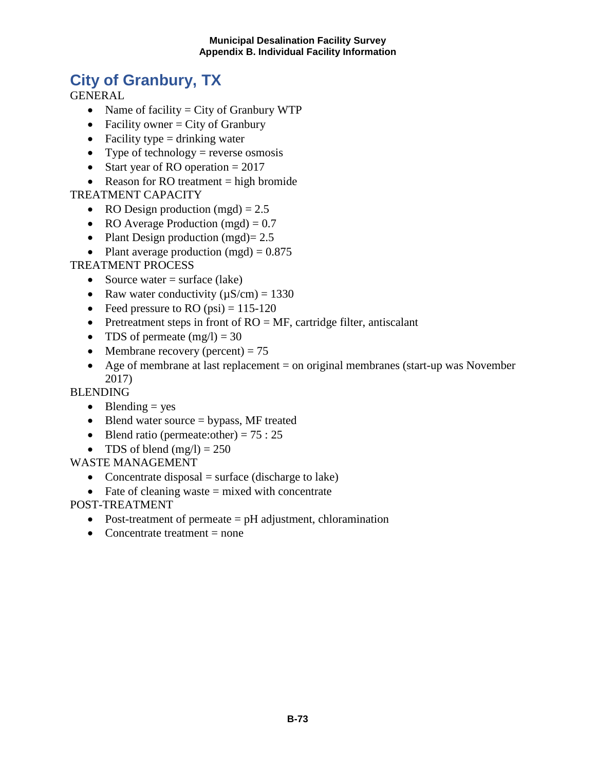## City of Granbury, TX

GENERAL

- Name of facility = City of Granbury WTP
- Facility owner = City of Granbury
- Facility type = drinking water
- Type of technology = reverse osmosis
- Start year of RO operation = 2017
- Reason for RO treatment = high bromide

TREATMENT CAPACITY

- RO Design production (mgd) = 2.5
- RO Average Production (mgd) = 0.7
- Plant Design production (mgd)= 2.5
- Plant average production (mgd) = 0.875

TREATMENT PROCESS

- Source water = surface (lake)
- Raw water conductivity (μS/cm) = 1330
- Feed pressure to RO (psi) = 115-120
- Pretreatment steps in front of RO = MF, cartridge filter, antiscalant
- TDS of permeate (mg/l) = 30
- Membrane recovery (percent) = 75
- Age of membrane at last replacement = on original membranes (start-up was November 2017)

BLENDING

- Blending = yes
- Blend water source = bypass, MF treated
- Blend ratio (permeate:other) = 75 : 25
- TDS of blend (mg/l) = 250

WASTE MANAGEMENT

- Concentrate disposal = surface (discharge to lake)
- Fate of cleaning waste = mixed with concentrate

POST-TREATMENT

- Post-treatment of permeate = pH adjustment, chloramination
- Concentrate treatment = none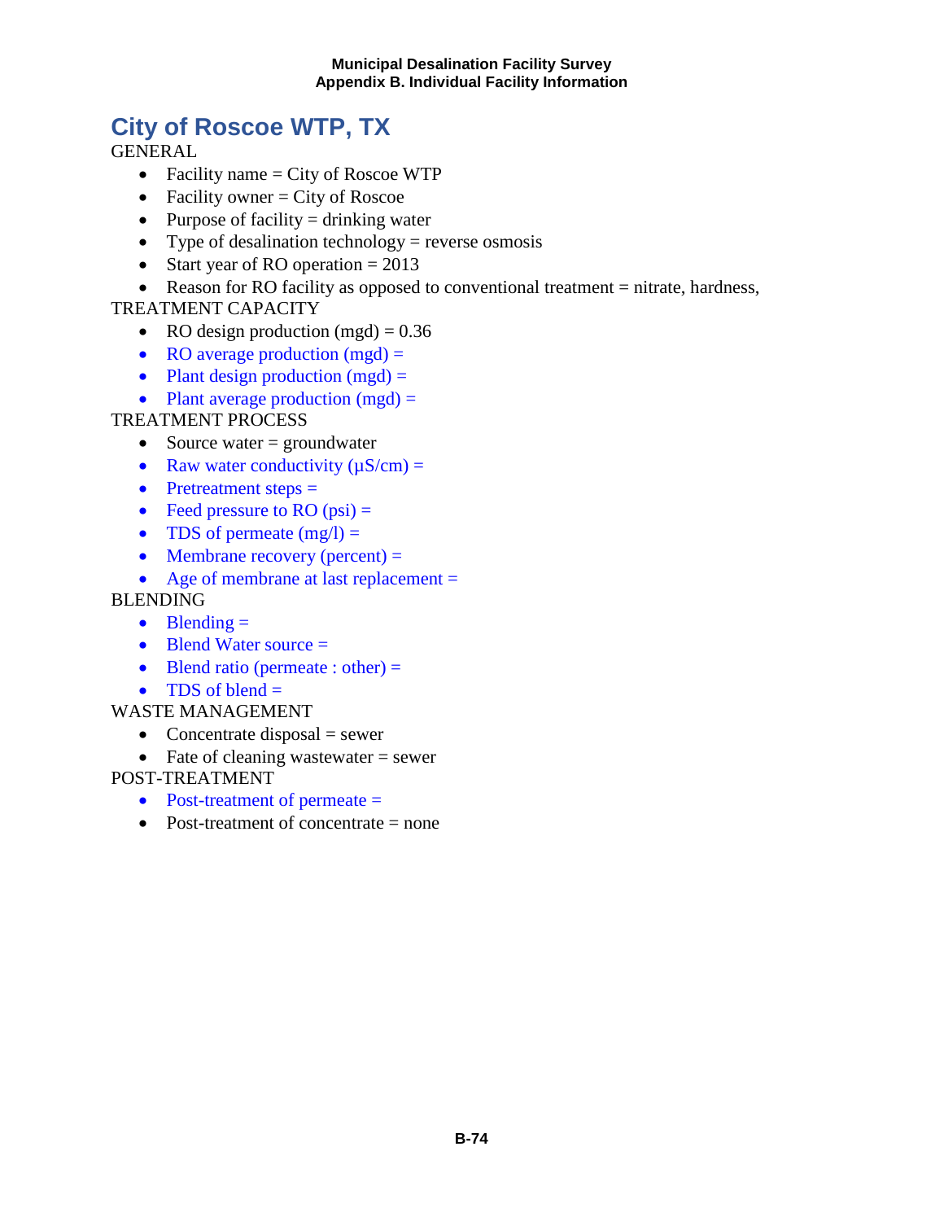# City of Roscoe WTP, TX

GENERAL

- Facility name = City of Roscoe WTP
- Facility owner = City of Roscoe
- Purpose of facility = drinking water
- Type of desalination technology = reverse osmosis
- Start year of RO operation = 2013
- Reason for RO facility as opposed to conventional treatment = nitrate, hardness,

TREATMENT CAPACITY

- RO design production (mgd) = 0.36
- RO average production (mgd) =
- Plant design production (mgd) =
- Plant average production (mgd) =

TREATMENT PROCESS

- Source water = groundwater
- Raw water conductivity (µS/cm) =
- Pretreatment steps =
- Feed pressure to RO (psi) =
- TDS of permeate (mg/l) =
- Membrane recovery (percent) =
- Age of membrane at last replacement =

BLENDING

- Blending =
- Blend Water source =
- Blend ratio (permeate : other) =
- TDS of blend =

WASTE MANAGEMENT

- Concentrate disposal = sewer
- Fate of cleaning wastewater = sewer

POST-TREATMENT

- Post-treatment of permeate =
- Post-treatment of concentrate = none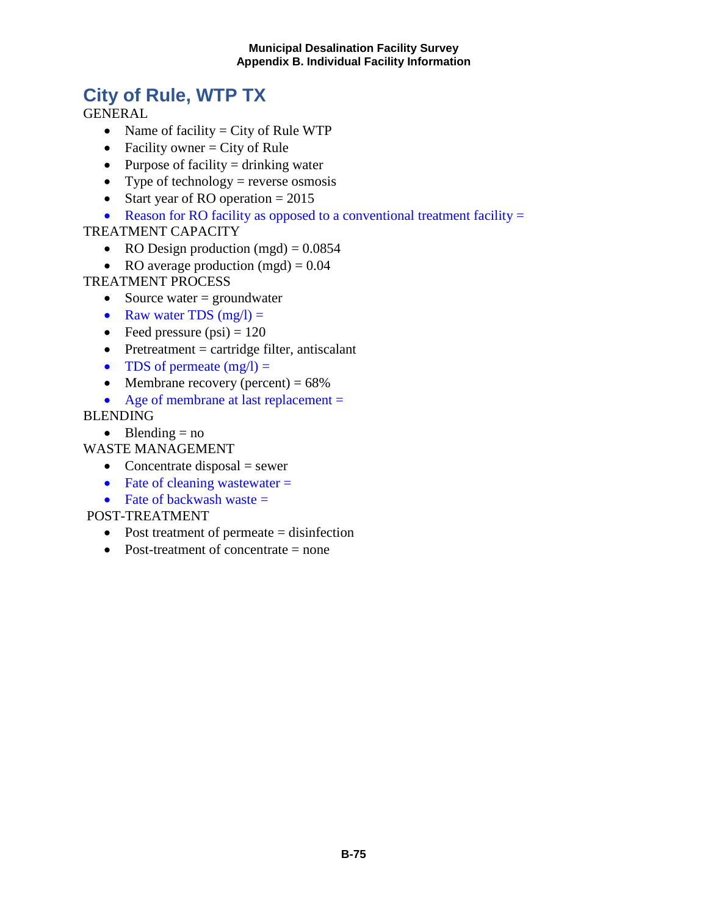## City of Rule, WTP TX

GENERAL

- Name of facility = City of Rule WTP
- Facility owner = City of Rule
- Purpose of facility = drinking water
- Type of technology = reverse osmosis
- Start year of RO operation = 2015
- Reason for RO facility as opposed to a conventional treatment facility =

TREATMENT CAPACITY

- RO Design production (mgd) = 0.0854
- RO average production (mgd) = 0.04

TREATMENT PROCESS

- Source water = groundwater
- Raw water TDS (mg/l) =
- Feed pressure (psi) = 120
- Pretreatment = cartridge filter, antiscalant
- TDS of permeate (mg/l) =
- Membrane recovery (percent) = 68%
- Age of membrane at last replacement =

BLENDING

- Blending = no

WASTE MANAGEMENT

- Concentrate disposal = sewer
- Fate of cleaning wastewater =
- Fate of backwash waste =

POST-TREATMENT

- Post treatment of permeate = disinfection
- Post-treatment of concentrate = none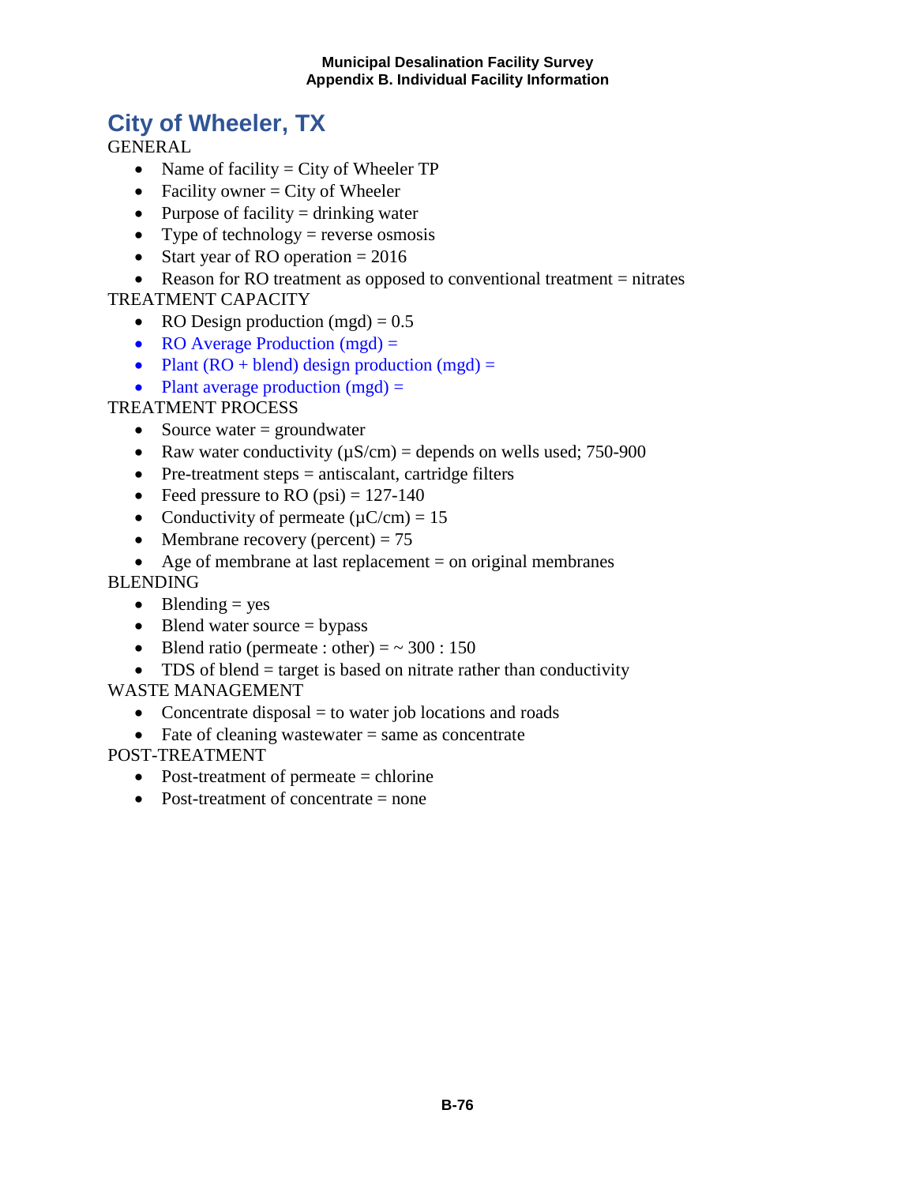# City of Wheeler, TX

GENERAL

- Name of facility = City of Wheeler TP
- Facility owner = City of Wheeler
- Purpose of facility = drinking water
- Type of technology = reverse osmosis
- Start year of RO operation = 2016
- Reason for RO treatment as opposed to conventional treatment = nitrates

TREATMENT CAPACITY

- RO Design production (mgd) = 0.5
- RO Average Production (mgd) =
- Plant (RO + blend) design production (mgd) =
- Plant average production (mgd) =

TREATMENT PROCESS

- Source water = groundwater
- Raw water conductivity (µS/cm) = depends on wells used; 750-900
- Pre-treatment steps = antiscalant, cartridge filters
- Feed pressure to RO (psi) = 127-140
- Conductivity of permeate (µC/cm) = 15
- Membrane recovery (percent) = 75
- Age of membrane at last replacement = on original membranes

BLENDING

- Blending = yes
- Blend water source = bypass
- Blend ratio (permeate : other) = ~ 300 : 150
- TDS of blend = target is based on nitrate rather than conductivity

WASTE MANAGEMENT

- Concentrate disposal = to water job locations and roads
- Fate of cleaning wastewater = same as concentrate

POST-TREATMENT

- Post-treatment of permeate = chlorine
- Post-treatment of concentrate = none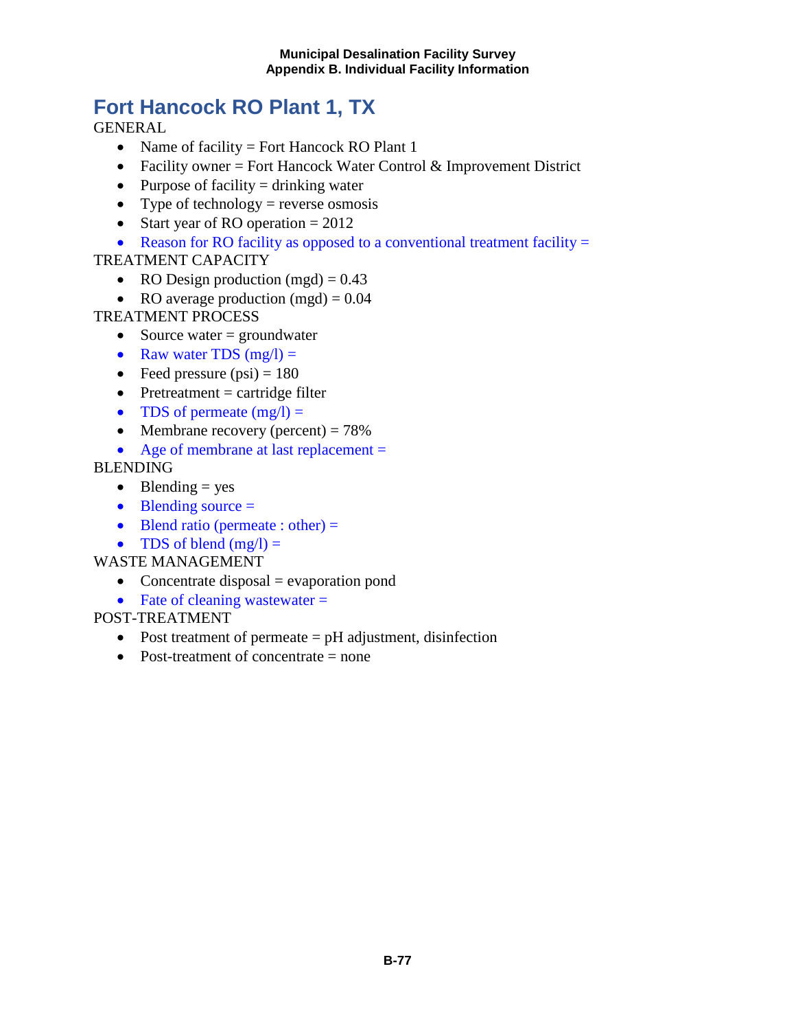# Fort Hancock RO Plant 1, TX

GENERAL

- Name of facility = Fort Hancock RO Plant 1
- Facility owner = Fort Hancock Water Control & Improvement District
- Purpose of facility = drinking water
- Type of technology = reverse osmosis
- Start year of RO operation = 2012
- Reason for RO facility as opposed to a conventional treatment facility =

TREATMENT CAPACITY

- RO Design production (mgd) = 0.43
- RO average production (mgd) = 0.04

TREATMENT PROCESS

- Source water = groundwater
- Raw water TDS (mg/l) =
- Feed pressure (psi) = 180
- Pretreatment = cartridge filter
- TDS of permeate (mg/l) =
- Membrane recovery (percent) = 78%
- Age of membrane at last replacement =

BLENDING

- Blending = yes
- Blending source =
- Blend ratio (permeate : other) =
- TDS of blend (mg/l) =

WASTE MANAGEMENT

- Concentrate disposal = evaporation pond
- Fate of cleaning wastewater =

POST-TREATMENT

- Post treatment of permeate = pH adjustment, disinfection
- Post-treatment of concentrate = none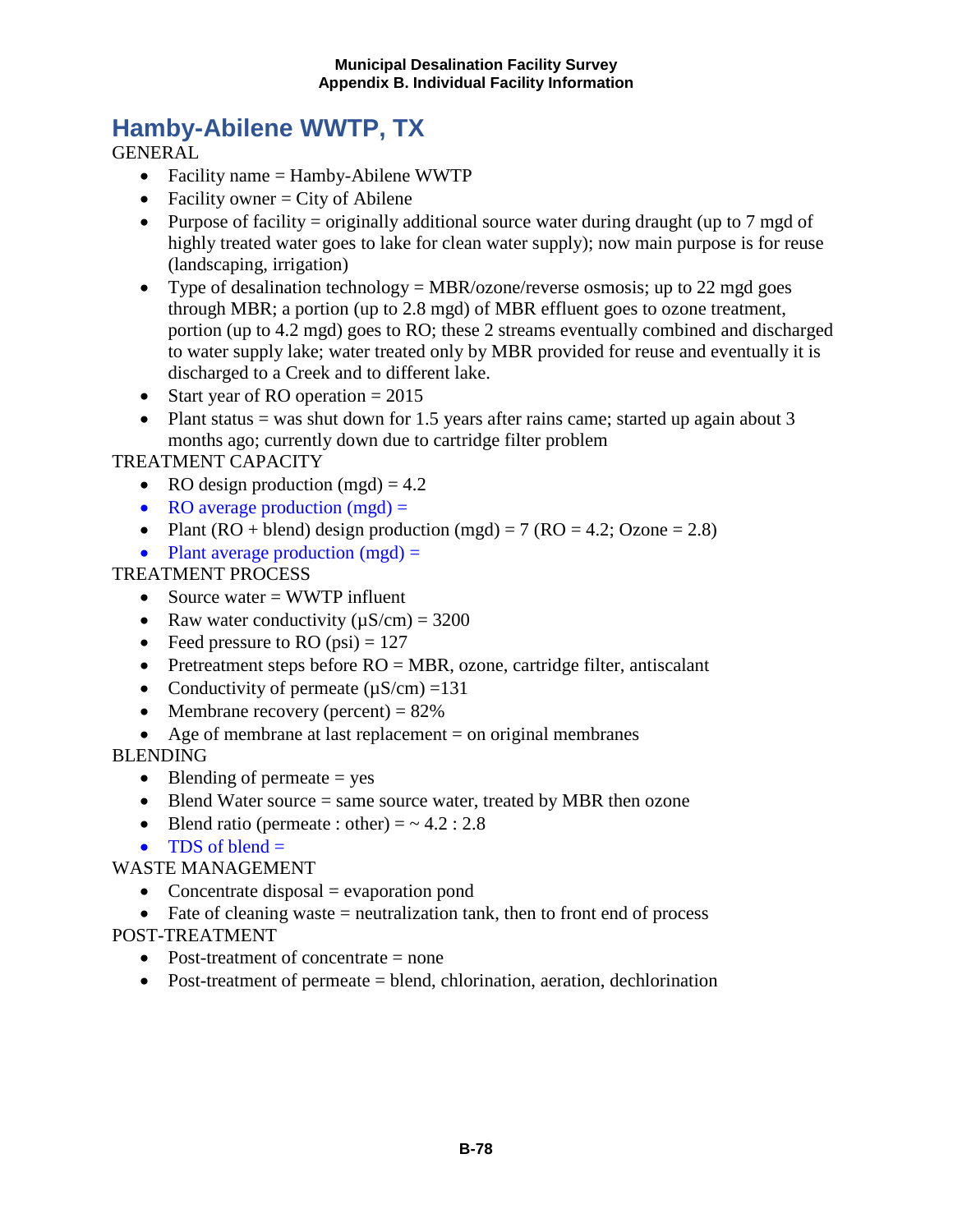# Hamby-Abilene WWTP, TX

GENERAL

- Facility name = Hamby-Abilene WWTP
- Facility owner = City of Abilene
- Purpose of facility = originally additional source water during draught (up to 7 mgd of highly treated water goes to lake for clean water supply); now main purpose is for reuse (landscaping, irrigation)
- Type of desalination technology = MBR/ozone/reverse osmosis; up to 22 mgd goes through MBR; a portion (up to 2.8 mgd) of MBR effluent goes to ozone treatment, portion (up to 4.2 mgd) goes to RO; these 2 streams eventually combined and discharged to water supply lake; water treated only by MBR provided for reuse and eventually it is discharged to a Creek and to different lake.
- Start year of RO operation = 2015
- Plant status = was shut down for 1.5 years after rains came; started up again about 3 months ago; currently down due to cartridge filter problem

TREATMENT CAPACITY

- RO design production (mgd) = 4.2
- RO average production (mgd) =
- Plant (RO + blend) design production (mgd) = 7 (RO = 4.2; Ozone = 2.8)
- Plant average production (mgd) =

TREATMENT PROCESS

- Source water = WWTP influent
- Raw water conductivity (µS/cm) = 3200
- Feed pressure to RO (psi) = 127
- Pretreatment steps before RO = MBR, ozone, cartridge filter, antiscalant
- Conductivity of permeate (µS/cm) =131
- Membrane recovery (percent) = 82%
- Age of membrane at last replacement = on original membranes

BLENDING

- Blending of permeate = yes
- Blend Water source = same source water, treated by MBR then ozone
- Blend ratio (permeate : other) = ~ 4.2 : 2.8
- TDS of blend =

WASTE MANAGEMENT

- Concentrate disposal = evaporation pond
- Fate of cleaning waste = neutralization tank, then to front end of process

POST-TREATMENT

- Post-treatment of concentrate = none
- Post-treatment of permeate = blend, chlorination, aeration, dechlorination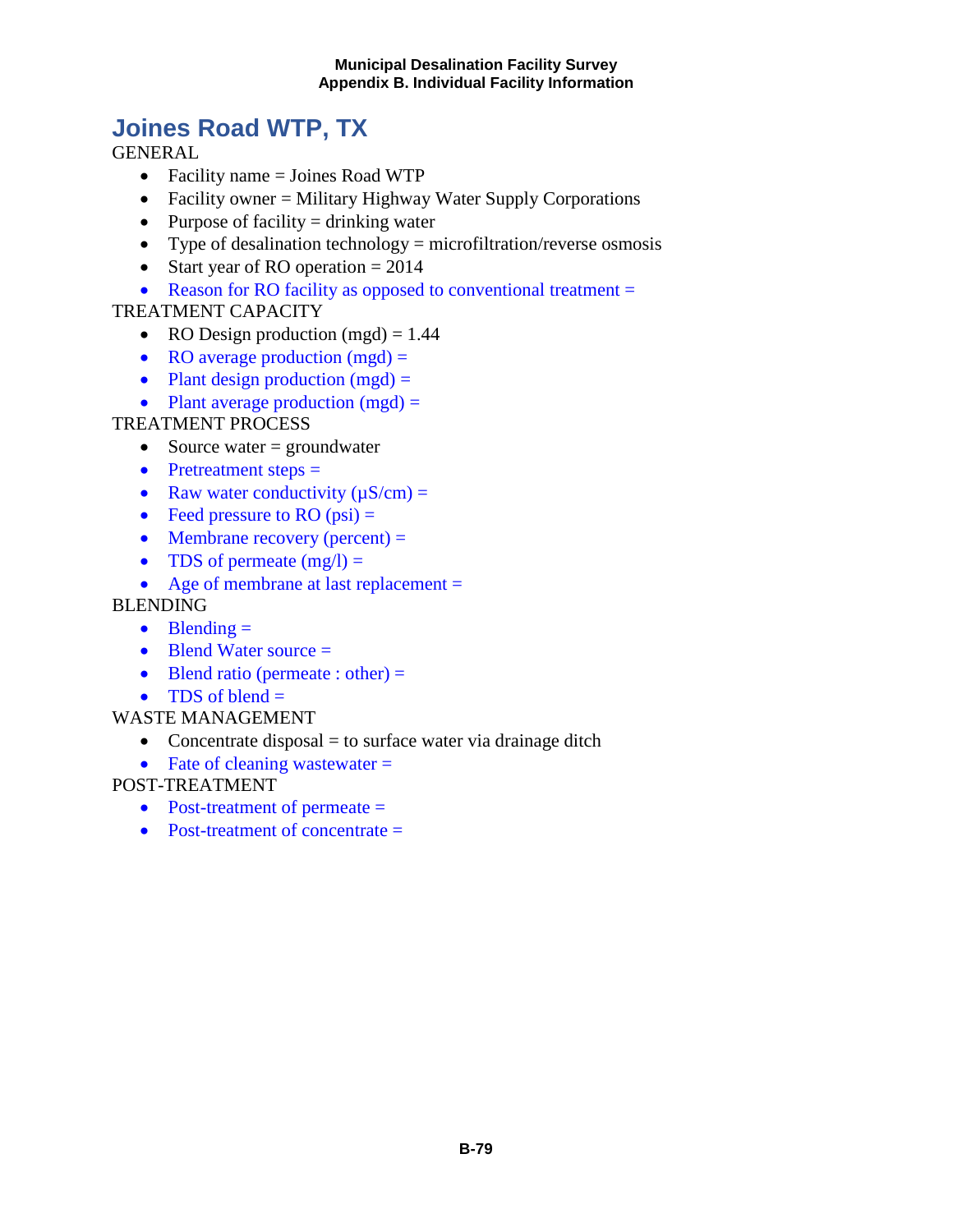# Joines Road WTP, TX

GENERAL

- Facility name = Joines Road WTP
- Facility owner = Military Highway Water Supply Corporations
- Purpose of facility = drinking water
- Type of desalination technology = microfiltration/reverse osmosis
- Start year of RO operation = 2014
- Reason for RO facility as opposed to conventional treatment =

TREATMENT CAPACITY

- RO Design production (mgd) = 1.44
- RO average production (mgd) =
- Plant design production (mgd) =
- Plant average production (mgd) =

TREATMENT PROCESS

- Source water = groundwater
- Pretreatment steps =
- Raw water conductivity (µS/cm) =
- Feed pressure to RO (psi) =
- Membrane recovery (percent) =
- TDS of permeate (mg/l) =
- Age of membrane at last replacement =

BLENDING

- Blending =
- Blend Water source =
- Blend ratio (permeate : other) =
- TDS of blend =

WASTE MANAGEMENT

- Concentrate disposal = to surface water via drainage ditch
- Fate of cleaning wastewater =

POST-TREATMENT

- Post-treatment of permeate =
- Post-treatment of concentrate =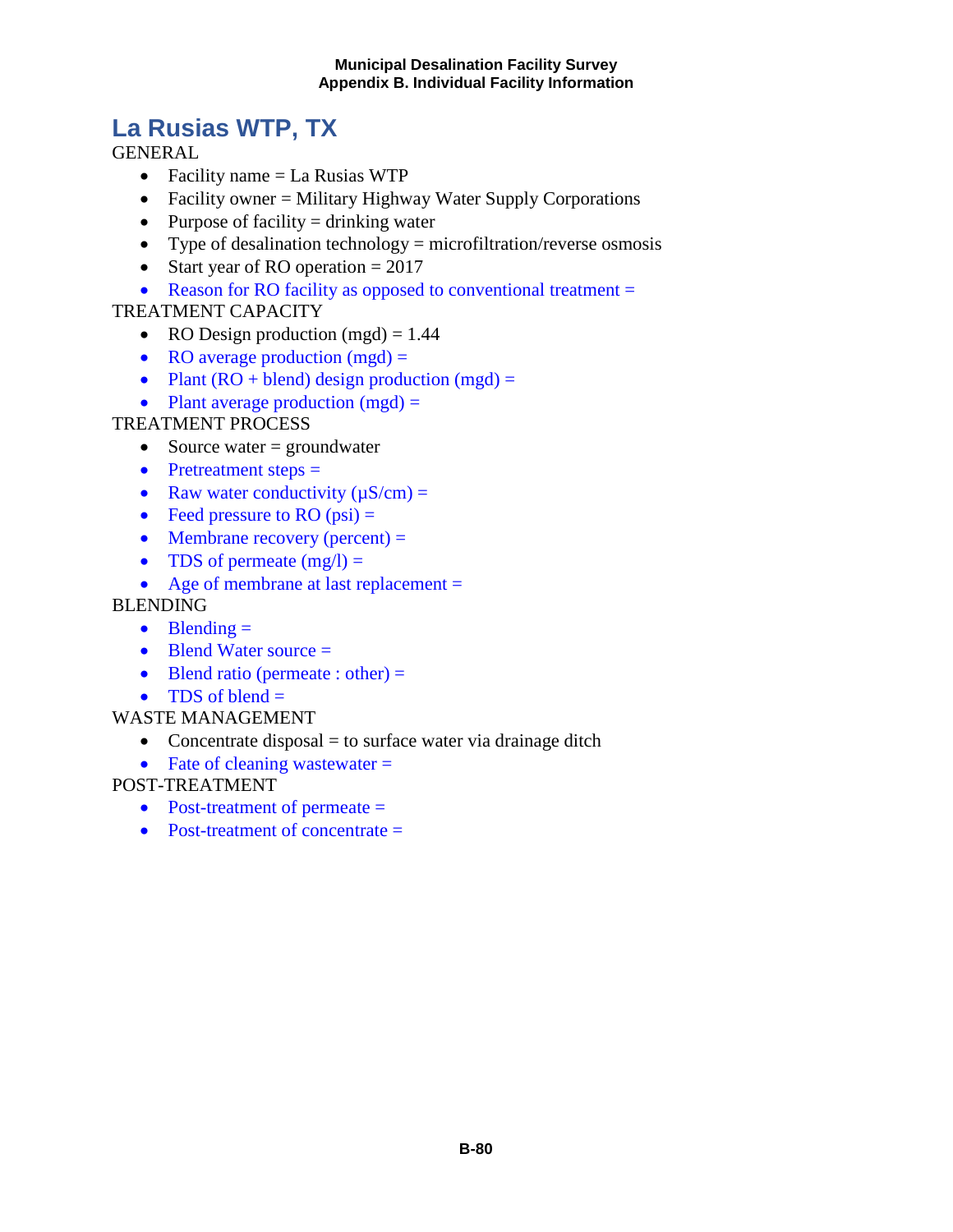# La Rusias WTP, TX

GENERAL

- Facility name = La Rusias WTP
- Facility owner = Military Highway Water Supply Corporations
- Purpose of facility = drinking water
- Type of desalination technology = microfiltration/reverse osmosis
- Start year of RO operation = 2017
- Reason for RO facility as opposed to conventional treatment =

TREATMENT CAPACITY

- RO Design production (mgd) = 1.44
- RO average production (mgd) =
- Plant (RO + blend) design production (mgd) =
- Plant average production (mgd) =

TREATMENT PROCESS

- Source water = groundwater
- Pretreatment steps =
- Raw water conductivity (μS/cm) =
- Feed pressure to RO (psi) =
- Membrane recovery (percent) =
- TDS of permeate (mg/l) =
- Age of membrane at last replacement =

BLENDING

- Blending =
- Blend Water source =
- Blend ratio (permeate : other) =
- TDS of blend =

WASTE MANAGEMENT

- Concentrate disposal = to surface water via drainage ditch
- Fate of cleaning wastewater =

POST-TREATMENT

- Post-treatment of permeate =
- Post-treatment of concentrate =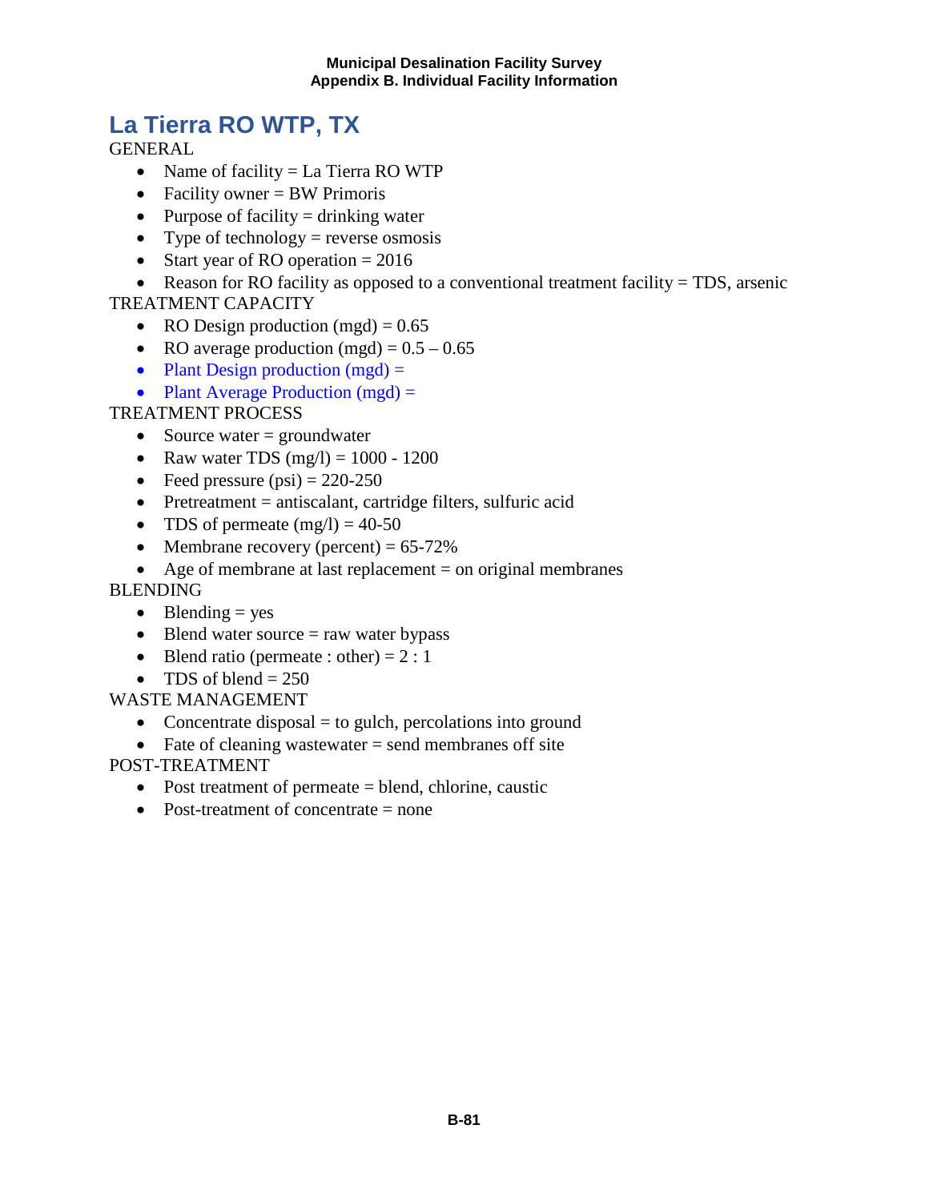# La Tierra RO WTP, TX

GENERAL

- Name of facility = La Tierra RO WTP
- Facility owner = BW Primoris
- Purpose of facility = drinking water
- Type of technology = reverse osmosis
- Start year of RO operation = 2016
- Reason for RO facility as opposed to a conventional treatment facility = TDS, arsenic

TREATMENT CAPACITY

- RO Design production (mgd) = 0.65
- RO average production (mgd) = 0.5 – 0.65
- Plant Design production (mgd) =
- Plant Average Production (mgd) =

TREATMENT PROCESS

- Source water = groundwater
- Raw water TDS (mg/l) = 1000 - 1200
- Feed pressure (psi) = 220-250
- Pretreatment = antiscalant, cartridge filters, sulfuric acid
- TDS of permeate (mg/l) = 40-50
- Membrane recovery (percent) = 65-72%
- Age of membrane at last replacement = on original membranes

BLENDING

- Blending = yes
- Blend water source = raw water bypass
- Blend ratio (permeate : other) = 2 : 1
- TDS of blend = 250

WASTE MANAGEMENT

- Concentrate disposal = to gulch, percolations into ground
- Fate of cleaning wastewater = send membranes off site

POST-TREATMENT

- Post treatment of permeate = blend, chlorine, caustic
- Post-treatment of concentrate = none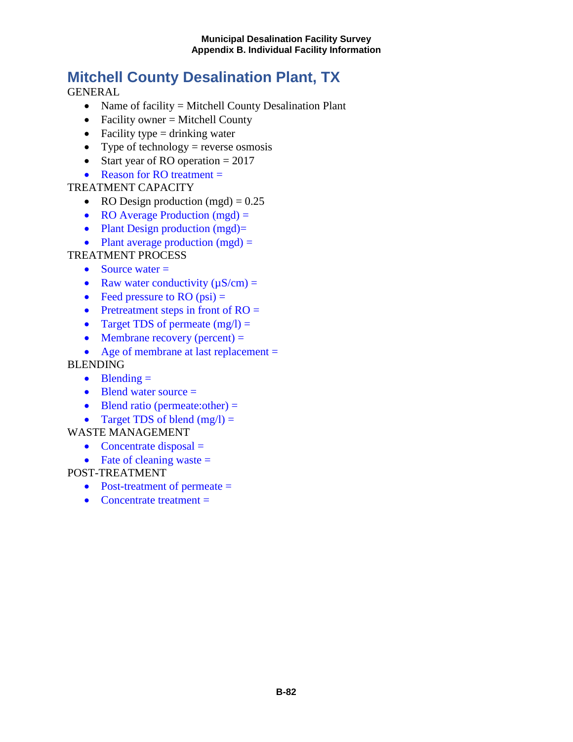# Mitchell County Desalination Plant, TX

GENERAL

- Name of facility = Mitchell County Desalination Plant
- Facility owner = Mitchell County
- Facility type = drinking water
- Type of technology = reverse osmosis
- Start year of RO operation = 2017
- Reason for RO treatment =

TREATMENT CAPACITY

- RO Design production (mgd) = 0.25
- RO Average Production (mgd) =
- Plant Design production (mgd)=
- Plant average production (mgd) =

TREATMENT PROCESS

- Source water =
- Raw water conductivity (µS/cm) =
- Feed pressure to RO (psi) =
- Pretreatment steps in front of RO =
- Target TDS of permeate (mg/l) =
- Membrane recovery (percent) =
- Age of membrane at last replacement =

BLENDING

- Blending =
- Blend water source =
- Blend ratio (permeate:other) =
- Target TDS of blend (mg/l) =

WASTE MANAGEMENT

- Concentrate disposal =
- Fate of cleaning waste =

POST-TREATMENT

- Post-treatment of permeate =
- Concentrate treatment =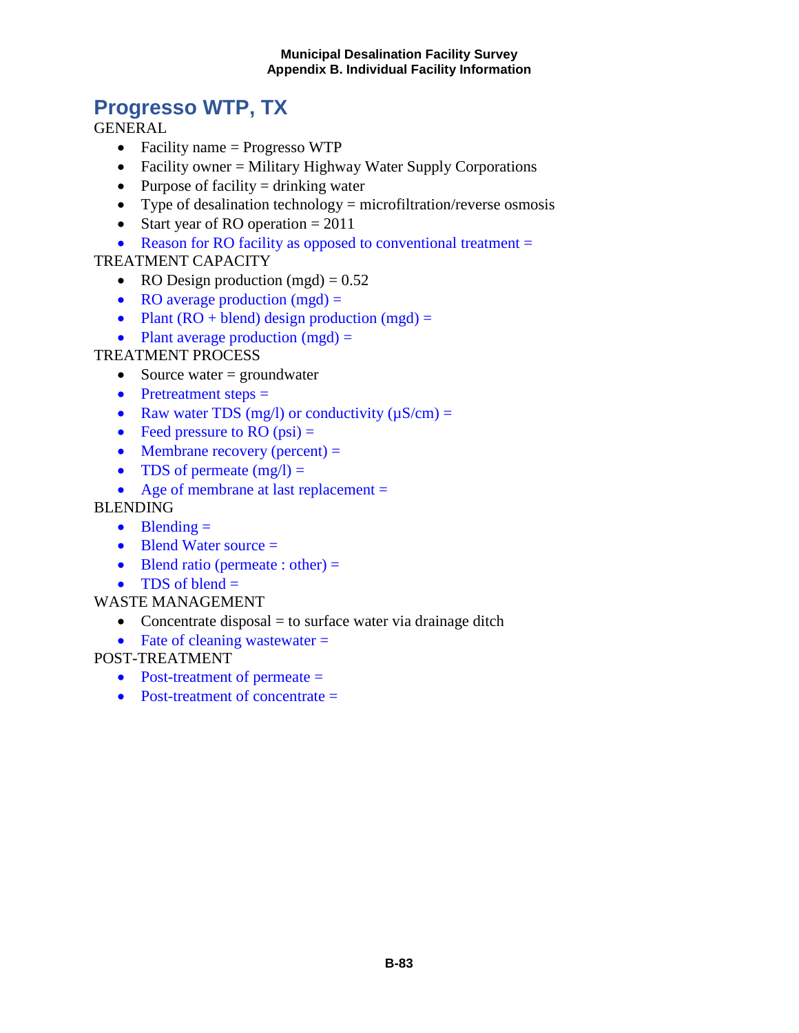# Progresso WTP, TX

GENERAL

- Facility name = Progresso WTP
- Facility owner = Military Highway Water Supply Corporations
- Purpose of facility = drinking water
- Type of desalination technology = microfiltration/reverse osmosis
- Start year of RO operation = 2011
- Reason for RO facility as opposed to conventional treatment =

TREATMENT CAPACITY

- RO Design production (mgd) = 0.52
- RO average production (mgd) =
- Plant (RO + blend) design production (mgd) =
- Plant average production (mgd) =

TREATMENT PROCESS

- Source water = groundwater
- Pretreatment steps =
- Raw water TDS (mg/l) or conductivity (µS/cm) =
- Feed pressure to RO (psi) =
- Membrane recovery (percent) =
- TDS of permeate (mg/l) =
- Age of membrane at last replacement =

BLENDING

- Blending =
- Blend Water source =
- Blend ratio (permeate : other) =
- TDS of blend =

WASTE MANAGEMENT

- Concentrate disposal = to surface water via drainage ditch
- Fate of cleaning wastewater =

POST-TREATMENT

- Post-treatment of permeate =
- Post-treatment of concentrate =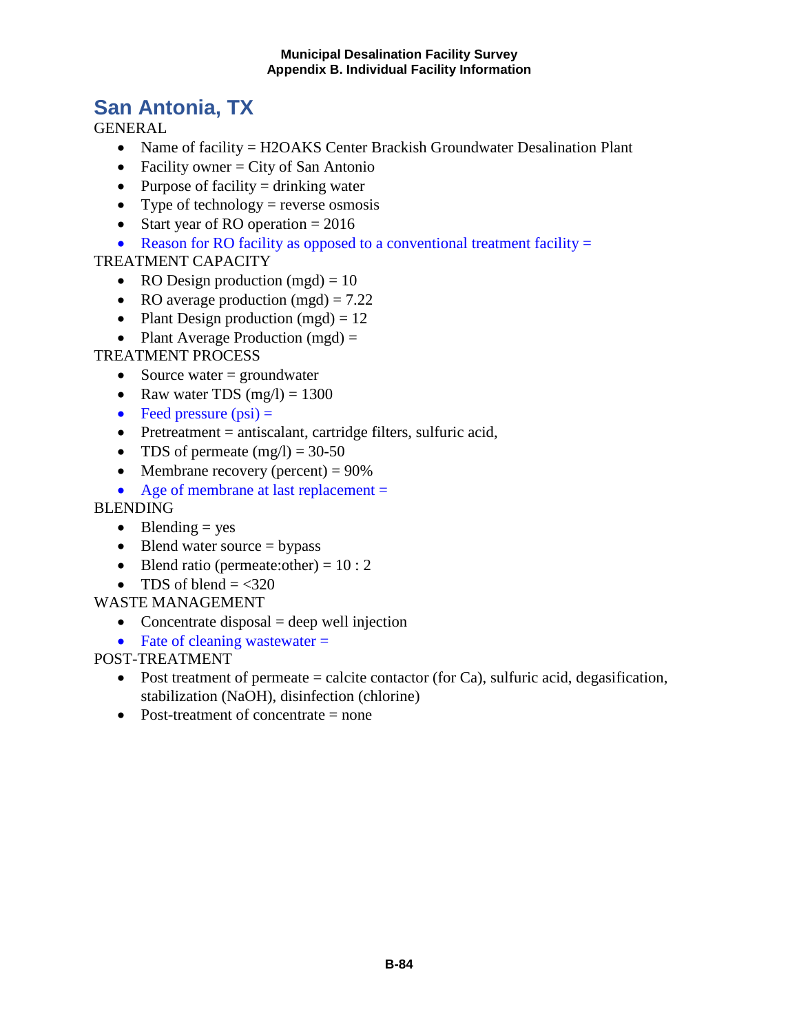## San Antonia, TX

GENERAL

- Name of facility = H2OAKS Center Brackish Groundwater Desalination Plant
- Facility owner = City of San Antonio
- Purpose of facility = drinking water
- Type of technology = reverse osmosis
- Start year of RO operation = 2016
- Reason for RO facility as opposed to a conventional treatment facility =

TREATMENT CAPACITY

- RO Design production (mgd) = 10
- RO average production (mgd) = 7.22
- Plant Design production (mgd) = 12
- Plant Average Production (mgd) =

TREATMENT PROCESS

- Source water = groundwater
- Raw water TDS (mg/l) = 1300
- Feed pressure (psi) =
- Pretreatment = antiscalant, cartridge filters, sulfuric acid,
- TDS of permeate (mg/l) = 30-50
- Membrane recovery (percent) = 90%
- Age of membrane at last replacement =

BLENDING

- Blending = yes
- Blend water source = bypass
- Blend ratio (permeate:other) = 10 : 2
- TDS of blend = <320

WASTE MANAGEMENT

- Concentrate disposal = deep well injection
- Fate of cleaning wastewater =

POST-TREATMENT

- Post treatment of permeate = calcite contactor (for Ca), sulfuric acid, degasification, stabilization (NaOH), disinfection (chlorine)
- Post-treatment of concentrate = none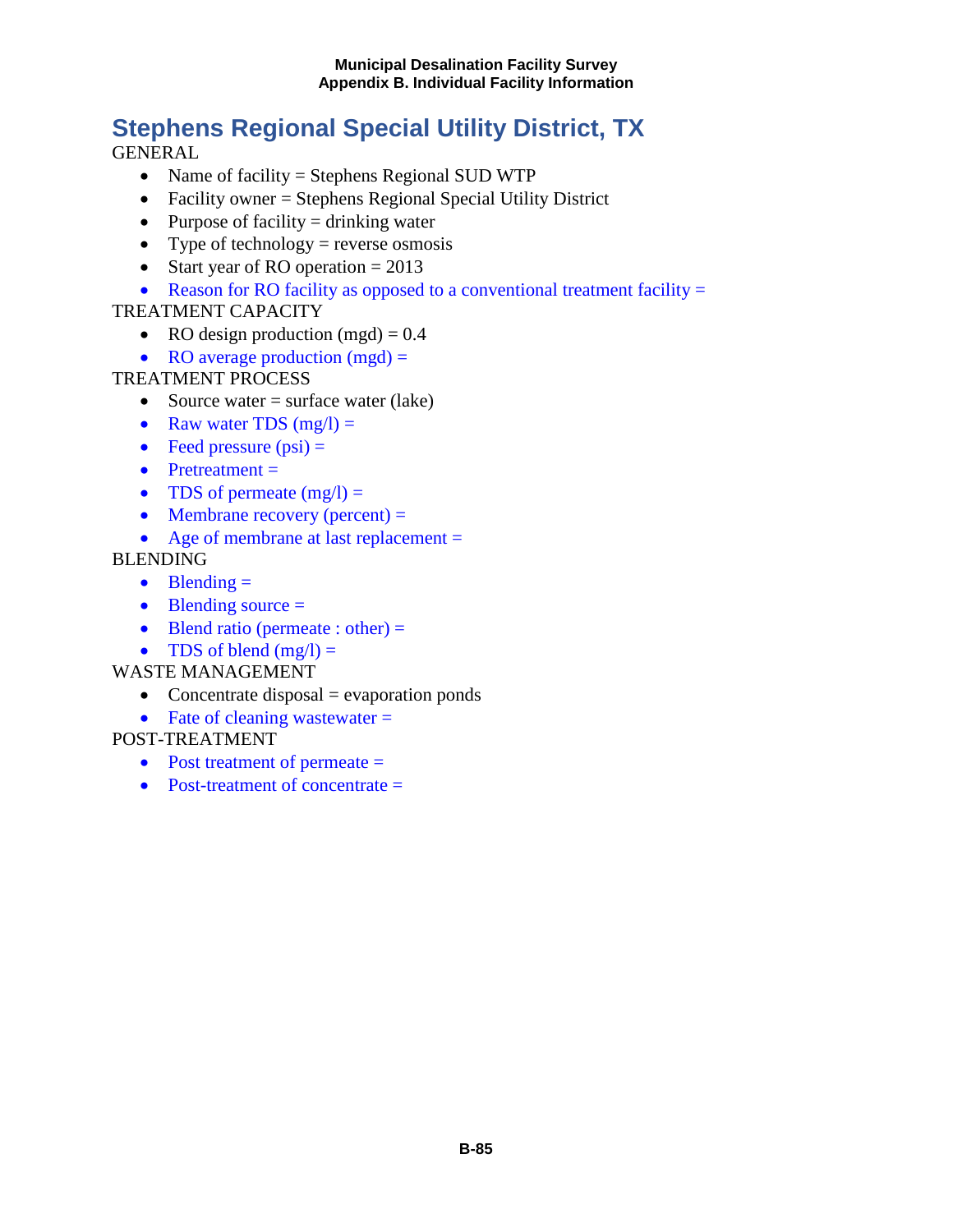# Stephens Regional Special Utility District, TX

GENERAL

- Name of facility = Stephens Regional SUD WTP
- Facility owner = Stephens Regional Special Utility District
- Purpose of facility = drinking water
- Type of technology = reverse osmosis
- Start year of RO operation = 2013
- Reason for RO facility as opposed to a conventional treatment facility =

TREATMENT CAPACITY

- RO design production (mgd) = 0.4
- RO average production (mgd) =

TREATMENT PROCESS

- Source water = surface water (lake)
- Raw water TDS (mg/l) =
- Feed pressure (psi) =
- Pretreatment =
- TDS of permeate (mg/l) =
- Membrane recovery (percent) =
- Age of membrane at last replacement =

BLENDING

- Blending =
- Blending source =
- Blend ratio (permeate : other) =
- TDS of blend (mg/l) =

WASTE MANAGEMENT

- Concentrate disposal = evaporation ponds
- Fate of cleaning wastewater =

POST-TREATMENT

- Post treatment of permeate =
- Post-treatment of concentrate =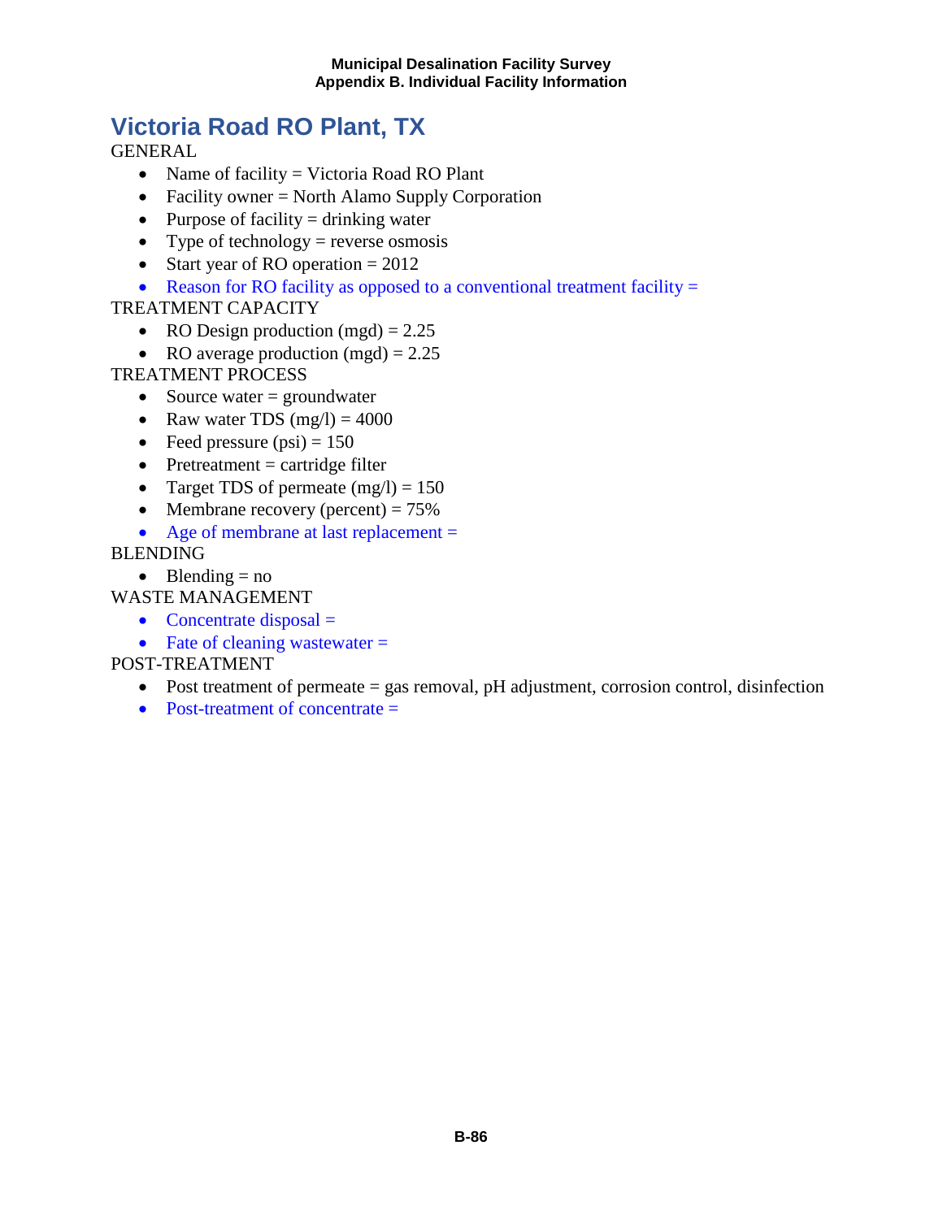# Victoria Road RO Plant, TX

GENERAL

- Name of facility = Victoria Road RO Plant
- Facility owner = North Alamo Supply Corporation
- Purpose of facility = drinking water
- Type of technology = reverse osmosis
- Start year of RO operation = 2012
- Reason for RO facility as opposed to a conventional treatment facility =

TREATMENT CAPACITY

- RO Design production (mgd) = 2.25
- RO average production (mgd) = 2.25

TREATMENT PROCESS

- Source water = groundwater
- Raw water TDS (mg/l) = 4000
- Feed pressure (psi) = 150
- Pretreatment = cartridge filter
- Target TDS of permeate (mg/l) = 150
- Membrane recovery (percent) = 75%
- Age of membrane at last replacement =

BLENDING

- Blending = no

WASTE MANAGEMENT

- Concentrate disposal =
- Fate of cleaning wastewater =

POST-TREATMENT

- Post treatment of permeate = gas removal, pH adjustment, corrosion control, disinfection
- Post-treatment of concentrate =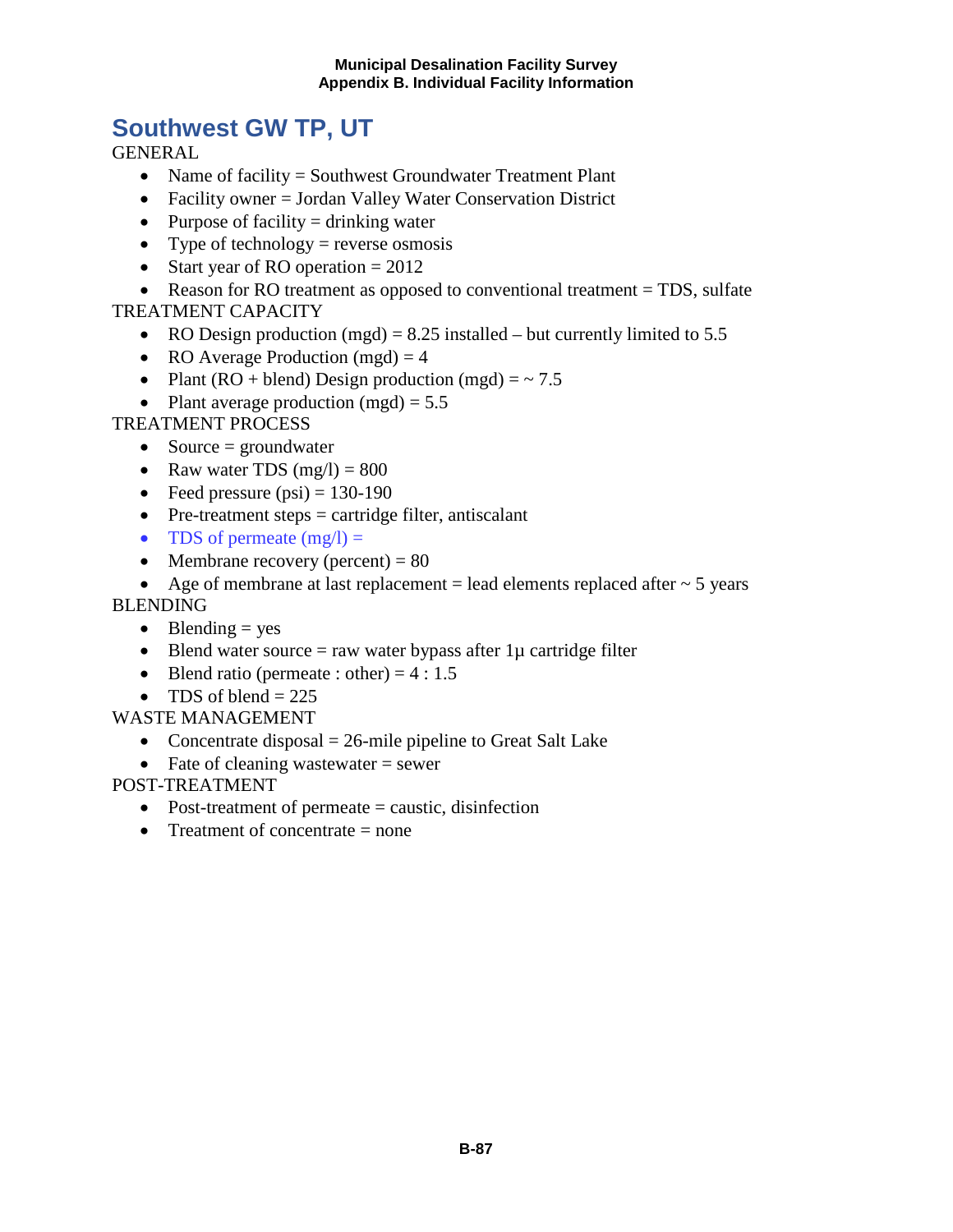# Southwest GW TP, UT

GENERAL

- Name of facility = Southwest Groundwater Treatment Plant
- Facility owner = Jordan Valley Water Conservation District
- Purpose of facility = drinking water
- Type of technology = reverse osmosis
- Start year of RO operation = 2012
- Reason for RO treatment as opposed to conventional treatment = TDS, sulfate

TREATMENT CAPACITY

- RO Design production (mgd) = 8.25 installed – but currently limited to 5.5
- RO Average Production (mgd) = 4
- Plant (RO + blend) Design production (mgd) = ~ 7.5
- Plant average production (mgd) = 5.5

TREATMENT PROCESS

- Source = groundwater
- Raw water TDS (mg/l) = 800
- Feed pressure (psi) = 130-190
- Pre-treatment steps = cartridge filter, antiscalant
- TDS of permeate (mg/l) =
- Membrane recovery (percent) = 80
- Age of membrane at last replacement = lead elements replaced after ~ 5 years

BLENDING

- Blending = yes
- Blend water source = raw water bypass after 1µ cartridge filter
- Blend ratio (permeate : other) = 4 : 1.5
- TDS of blend = 225

WASTE MANAGEMENT

- Concentrate disposal = 26-mile pipeline to Great Salt Lake
- Fate of cleaning wastewater = sewer

POST-TREATMENT

- Post-treatment of permeate = caustic, disinfection
- Treatment of concentrate = none